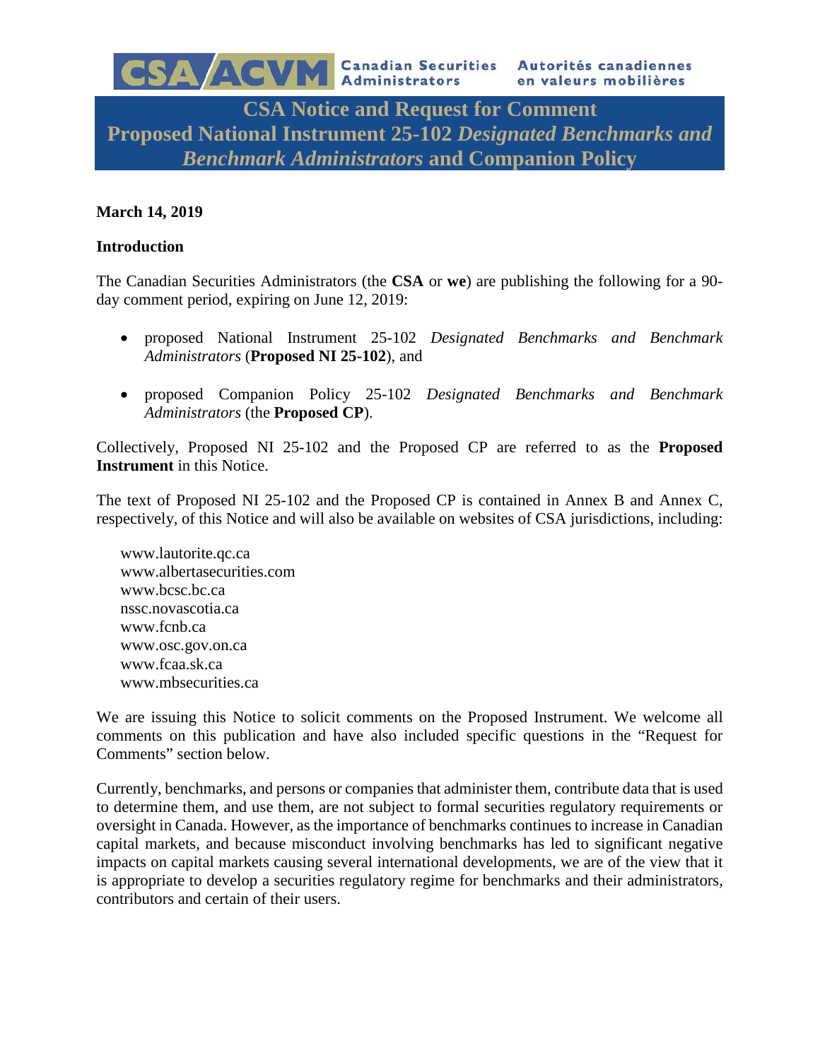CSA/ACVM Canadian Securities Administrators | Autorités canadiennes en valeurs mobilières

# CSA Notice and Request for Comment
# Proposed National Instrument 25-102 *Designated Benchmarks and Benchmark Administrators* and Companion Policy

**March 14, 2019**

**Introduction**

The Canadian Securities Administrators (the **CSA** or **we**) are publishing the following for a 90-day comment period, expiring on June 12, 2019:

- proposed National Instrument 25-102 *Designated Benchmarks and Benchmark Administrators* (**Proposed NI 25-102**), and

- proposed Companion Policy 25-102 *Designated Benchmarks and Benchmark Administrators* (the **Proposed CP**).

Collectively, Proposed NI 25-102 and the Proposed CP are referred to as the **Proposed Instrument** in this Notice.

The text of Proposed NI 25-102 and the Proposed CP is contained in Annex B and Annex C, respectively, of this Notice and will also be available on websites of CSA jurisdictions, including:

www.lautorite.qc.ca
www.albertasecurities.com
www.bcsc.bc.ca
nssc.novascotia.ca
www.fcnb.ca
www.osc.gov.on.ca
www.fcaa.sk.ca
www.mbsecurities.ca

We are issuing this Notice to solicit comments on the Proposed Instrument. We welcome all comments on this publication and have also included specific questions in the "Request for Comments" section below.

Currently, benchmarks, and persons or companies that administer them, contribute data that is used to determine them, and use them, are not subject to formal securities regulatory requirements or oversight in Canada. However, as the importance of benchmarks continues to increase in Canadian capital markets, and because misconduct involving benchmarks has led to significant negative impacts on capital markets causing several international developments, we are of the view that it is appropriate to develop a securities regulatory regime for benchmarks and their administrators, contributors and certain of their users.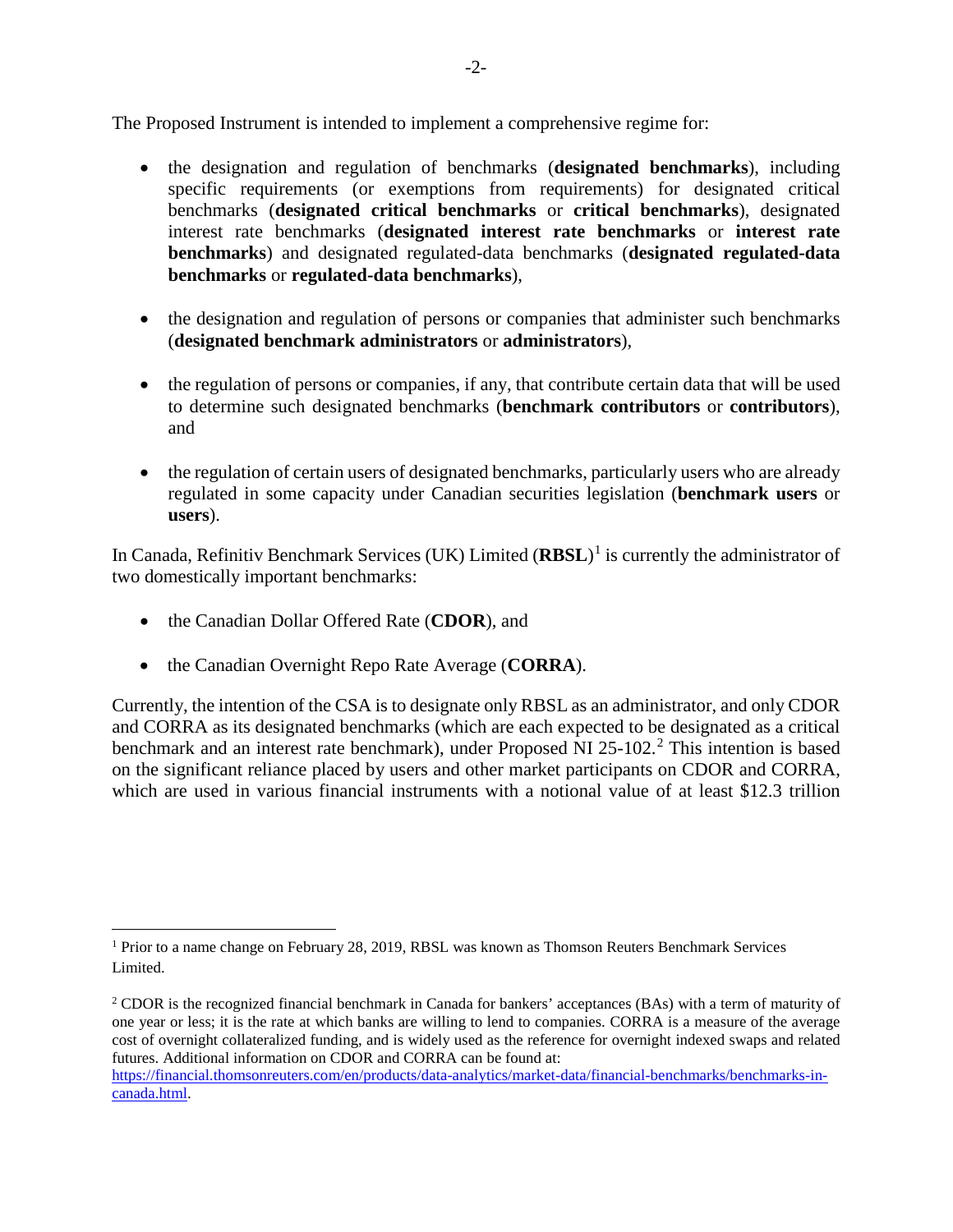The Proposed Instrument is intended to implement a comprehensive regime for:

- the designation and regulation of benchmarks (**designated benchmarks**), including specific requirements (or exemptions from requirements) for designated critical benchmarks (**designated critical benchmarks** or **critical benchmarks**), designated interest rate benchmarks (**designated interest rate benchmarks** or **interest rate benchmarks**) and designated regulated-data benchmarks (**designated regulated-data benchmarks** or **regulated-data benchmarks**),

- the designation and regulation of persons or companies that administer such benchmarks (**designated benchmark administrators** or **administrators**),

- the regulation of persons or companies, if any, that contribute certain data that will be used to determine such designated benchmarks (**benchmark contributors** or **contributors**), and

- the regulation of certain users of designated benchmarks, particularly users who are already regulated in some capacity under Canadian securities legislation (**benchmark users** or **users**).

In Canada, Refinitiv Benchmark Services (UK) Limited (**RBSL**)[1] is currently the administrator of two domestically important benchmarks:

- the Canadian Dollar Offered Rate (**CDOR**), and

- the Canadian Overnight Repo Rate Average (**CORRA**).

Currently, the intention of the CSA is to designate only RBSL as an administrator, and only CDOR and CORRA as its designated benchmarks (which are each expected to be designated as a critical benchmark and an interest rate benchmark), under Proposed NI 25-102.[2] This intention is based on the significant reliance placed by users and other market participants on CDOR and CORRA, which are used in various financial instruments with a notional value of at least $12.3 trillion

---

[1] Prior to a name change on February 28, 2019, RBSL was known as Thomson Reuters Benchmark Services Limited.

[2] CDOR is the recognized financial benchmark in Canada for bankers' acceptances (BAs) with a term of maturity of one year or less; it is the rate at which banks are willing to lend to companies. CORRA is a measure of the average cost of overnight collateralized funding, and is widely used as the reference for overnight indexed swaps and related futures. Additional information on CDOR and CORRA can be found at: https://financial.thomsonreuters.com/en/products/data-analytics/market-data/financial-benchmarks/benchmarks-in-canada.html.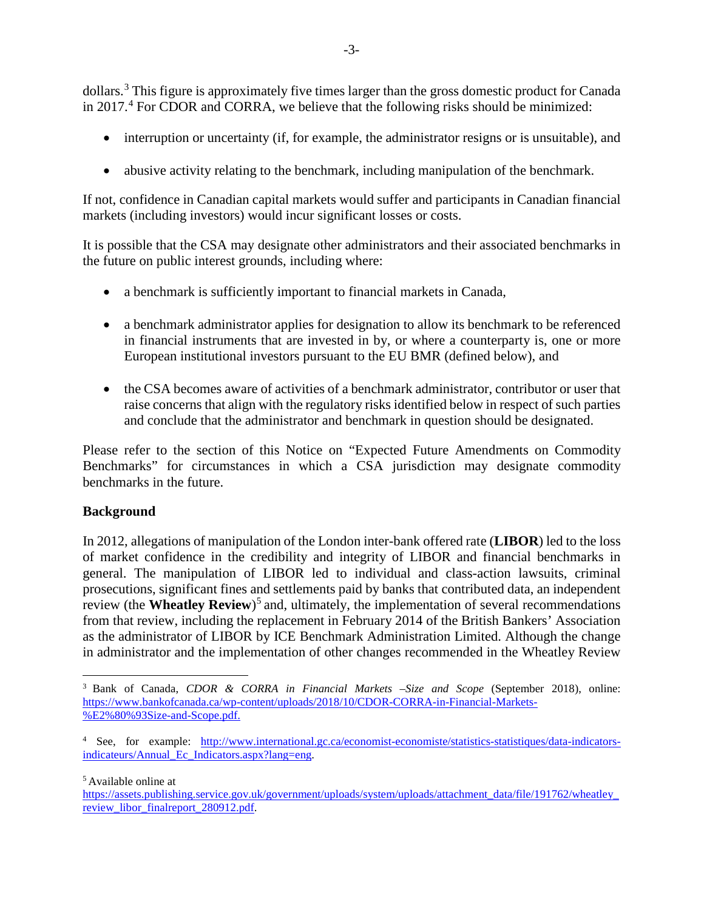dollars.[3] This figure is approximately five times larger than the gross domestic product for Canada in 2017.[4] For CDOR and CORRA, we believe that the following risks should be minimized:

- interruption or uncertainty (if, for example, the administrator resigns or is unsuitable), and
- abusive activity relating to the benchmark, including manipulation of the benchmark.

If not, confidence in Canadian capital markets would suffer and participants in Canadian financial markets (including investors) would incur significant losses or costs.

It is possible that the CSA may designate other administrators and their associated benchmarks in the future on public interest grounds, including where:

- a benchmark is sufficiently important to financial markets in Canada,
- a benchmark administrator applies for designation to allow its benchmark to be referenced in financial instruments that are invested in by, or where a counterparty is, one or more European institutional investors pursuant to the EU BMR (defined below), and
- the CSA becomes aware of activities of a benchmark administrator, contributor or user that raise concerns that align with the regulatory risks identified below in respect of such parties and conclude that the administrator and benchmark in question should be designated.

Please refer to the section of this Notice on "Expected Future Amendments on Commodity Benchmarks" for circumstances in which a CSA jurisdiction may designate commodity benchmarks in the future.

**Background**

In 2012, allegations of manipulation of the London inter-bank offered rate (**LIBOR**) led to the loss of market confidence in the credibility and integrity of LIBOR and financial benchmarks in general. The manipulation of LIBOR led to individual and class-action lawsuits, criminal prosecutions, significant fines and settlements paid by banks that contributed data, an independent review (the **Wheatley Review**)[5] and, ultimately, the implementation of several recommendations from that review, including the replacement in February 2014 of the British Bankers' Association as the administrator of LIBOR by ICE Benchmark Administration Limited. Although the change in administrator and the implementation of other changes recommended in the Wheatley Review

---

[3] Bank of Canada, *CDOR & CORRA in Financial Markets –Size and Scope* (September 2018), online: https://www.bankofcanada.ca/wp-content/uploads/2018/10/CDOR-CORRA-in-Financial-Markets-%E2%80%93Size-and-Scope.pdf.

[4] See, for example: http://www.international.gc.ca/economist-economiste/statistics-statistiques/data-indicators-indicateurs/Annual_Ec_Indicators.aspx?lang=eng.

[5] Available online at https://assets.publishing.service.gov.uk/government/uploads/system/uploads/attachment_data/file/191762/wheatley_review_libor_finalreport_280912.pdf.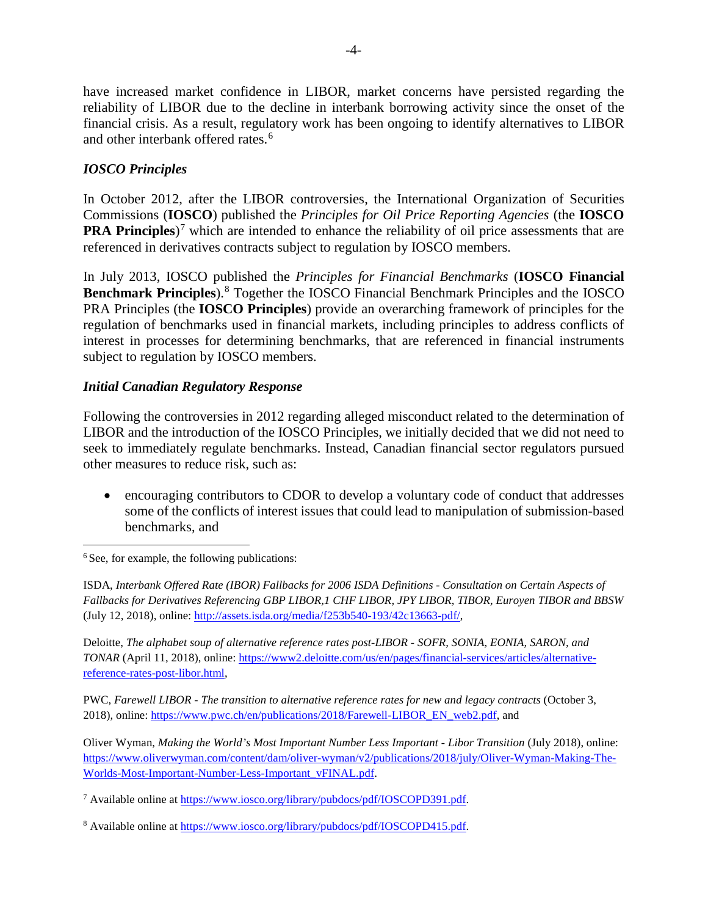have increased market confidence in LIBOR, market concerns have persisted regarding the reliability of LIBOR due to the decline in interbank borrowing activity since the onset of the financial crisis. As a result, regulatory work has been ongoing to identify alternatives to LIBOR and other interbank offered rates.[6]

### *IOSCO Principles*

In October 2012, after the LIBOR controversies, the International Organization of Securities Commissions (**IOSCO**) published the *Principles for Oil Price Reporting Agencies* (the **IOSCO PRA Principles**)[7] which are intended to enhance the reliability of oil price assessments that are referenced in derivatives contracts subject to regulation by IOSCO members.

In July 2013, IOSCO published the *Principles for Financial Benchmarks* (**IOSCO Financial Benchmark Principles**).[8] Together the IOSCO Financial Benchmark Principles and the IOSCO PRA Principles (the **IOSCO Principles**) provide an overarching framework of principles for the regulation of benchmarks used in financial markets, including principles to address conflicts of interest in processes for determining benchmarks, that are referenced in financial instruments subject to regulation by IOSCO members.

### *Initial Canadian Regulatory Response*

Following the controversies in 2012 regarding alleged misconduct related to the determination of LIBOR and the introduction of the IOSCO Principles, we initially decided that we did not need to seek to immediately regulate benchmarks. Instead, Canadian financial sector regulators pursued other measures to reduce risk, such as:

- encouraging contributors to CDOR to develop a voluntary code of conduct that addresses some of the conflicts of interest issues that could lead to manipulation of submission-based benchmarks, and

---

[6] See, for example, the following publications:

ISDA, *Interbank Offered Rate (IBOR) Fallbacks for 2006 ISDA Definitions - Consultation on Certain Aspects of Fallbacks for Derivatives Referencing GBP LIBOR,1 CHF LIBOR, JPY LIBOR, TIBOR, Euroyen TIBOR and BBSW* (July 12, 2018), online: http://assets.isda.org/media/f253b540-193/42c13663-pdf/,

Deloitte, *The alphabet soup of alternative reference rates post-LIBOR - SOFR, SONIA, EONIA, SARON, and TONAR* (April 11, 2018), online: https://www2.deloitte.com/us/en/pages/financial-services/articles/alternative-reference-rates-post-libor.html,

PWC, *Farewell LIBOR - The transition to alternative reference rates for new and legacy contracts* (October 3, 2018), online: https://www.pwc.ch/en/publications/2018/Farewell-LIBOR_EN_web2.pdf, and

Oliver Wyman, *Making the World's Most Important Number Less Important - Libor Transition* (July 2018), online: https://www.oliverwyman.com/content/dam/oliver-wyman/v2/publications/2018/july/Oliver-Wyman-Making-The-Worlds-Most-Important-Number-Less-Important_vFINAL.pdf.

[7] Available online at https://www.iosco.org/library/pubdocs/pdf/IOSCOPD391.pdf.

[8] Available online at https://www.iosco.org/library/pubdocs/pdf/IOSCOPD415.pdf.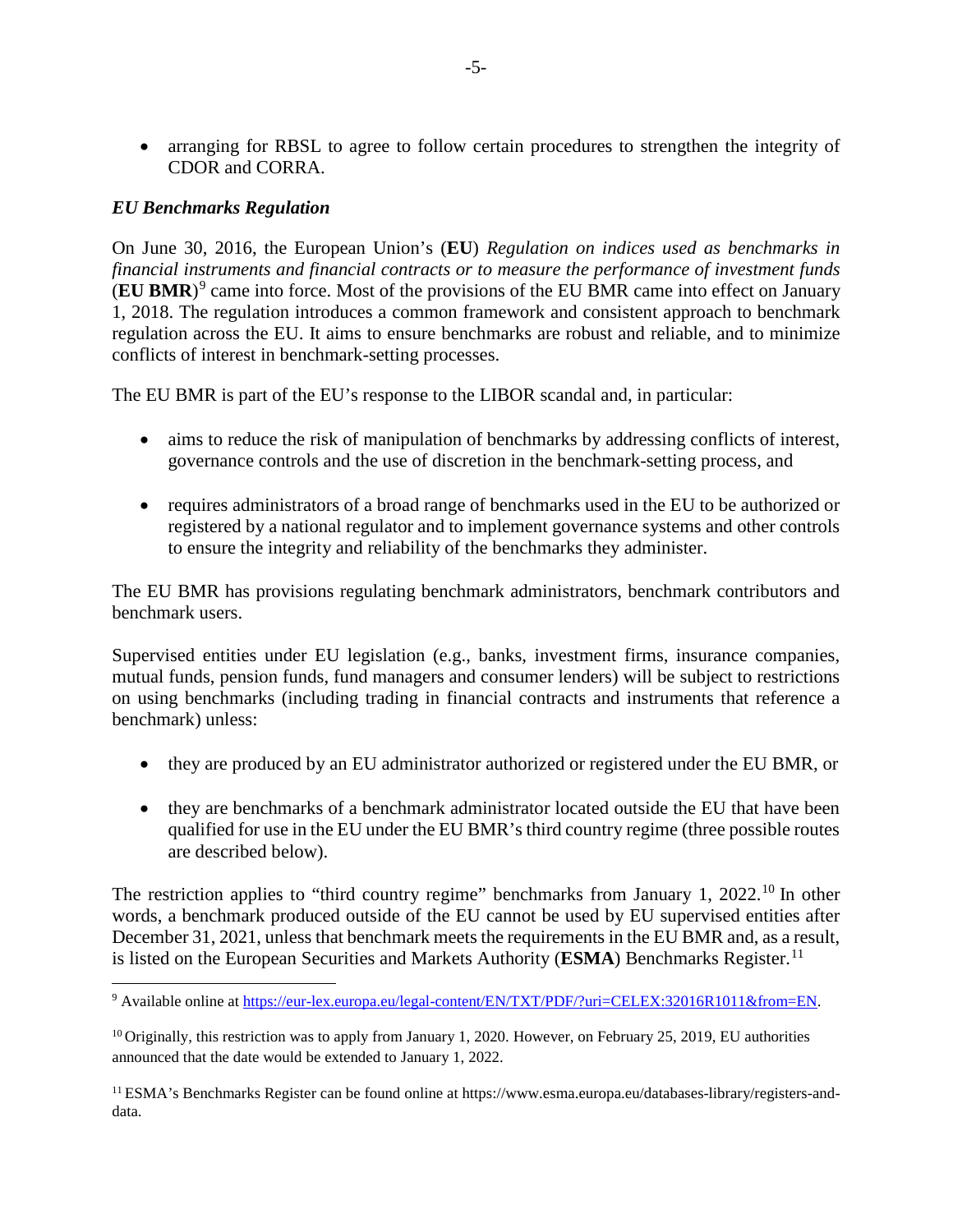- arranging for RBSL to agree to follow certain procedures to strengthen the integrity of CDOR and CORRA.

### *EU Benchmarks Regulation*

On June 30, 2016, the European Union's (**EU**) *Regulation on indices used as benchmarks in financial instruments and financial contracts or to measure the performance of investment funds* (**EU BMR**)[9] came into force. Most of the provisions of the EU BMR came into effect on January 1, 2018. The regulation introduces a common framework and consistent approach to benchmark regulation across the EU. It aims to ensure benchmarks are robust and reliable, and to minimize conflicts of interest in benchmark-setting processes.

The EU BMR is part of the EU's response to the LIBOR scandal and, in particular:

- aims to reduce the risk of manipulation of benchmarks by addressing conflicts of interest, governance controls and the use of discretion in the benchmark-setting process, and
- requires administrators of a broad range of benchmarks used in the EU to be authorized or registered by a national regulator and to implement governance systems and other controls to ensure the integrity and reliability of the benchmarks they administer.

The EU BMR has provisions regulating benchmark administrators, benchmark contributors and benchmark users.

Supervised entities under EU legislation (e.g., banks, investment firms, insurance companies, mutual funds, pension funds, fund managers and consumer lenders) will be subject to restrictions on using benchmarks (including trading in financial contracts and instruments that reference a benchmark) unless:

- they are produced by an EU administrator authorized or registered under the EU BMR, or
- they are benchmarks of a benchmark administrator located outside the EU that have been qualified for use in the EU under the EU BMR's third country regime (three possible routes are described below).

The restriction applies to "third country regime" benchmarks from January 1, 2022.[10] In other words, a benchmark produced outside of the EU cannot be used by EU supervised entities after December 31, 2021, unless that benchmark meets the requirements in the EU BMR and, as a result, is listed on the European Securities and Markets Authority (**ESMA**) Benchmarks Register.[11]

---

[9] Available online at https://eur-lex.europa.eu/legal-content/EN/TXT/PDF/?uri=CELEX:32016R1011&from=EN.

[10] Originally, this restriction was to apply from January 1, 2020. However, on February 25, 2019, EU authorities announced that the date would be extended to January 1, 2022.

[11] ESMA's Benchmarks Register can be found online at https://www.esma.europa.eu/databases-library/registers-and-data.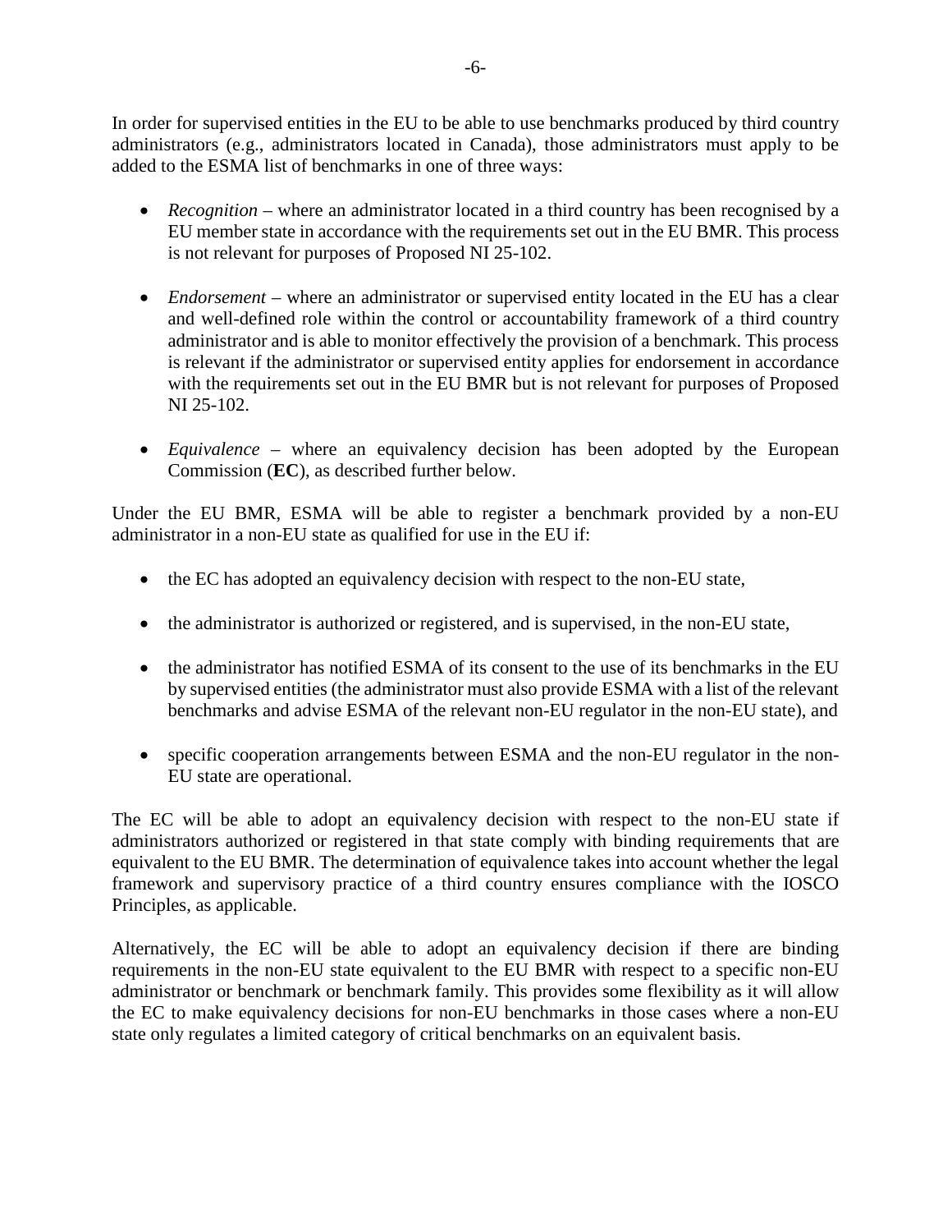In order for supervised entities in the EU to be able to use benchmarks produced by third country administrators (e.g., administrators located in Canada), those administrators must apply to be added to the ESMA list of benchmarks in one of three ways:

- *Recognition* – where an administrator located in a third country has been recognised by a EU member state in accordance with the requirements set out in the EU BMR. This process is not relevant for purposes of Proposed NI 25-102.

- *Endorsement* – where an administrator or supervised entity located in the EU has a clear and well-defined role within the control or accountability framework of a third country administrator and is able to monitor effectively the provision of a benchmark. This process is relevant if the administrator or supervised entity applies for endorsement in accordance with the requirements set out in the EU BMR but is not relevant for purposes of Proposed NI 25-102.

- *Equivalence* – where an equivalency decision has been adopted by the European Commission (**EC**), as described further below.

Under the EU BMR, ESMA will be able to register a benchmark provided by a non-EU administrator in a non-EU state as qualified for use in the EU if:

- the EC has adopted an equivalency decision with respect to the non-EU state,

- the administrator is authorized or registered, and is supervised, in the non-EU state,

- the administrator has notified ESMA of its consent to the use of its benchmarks in the EU by supervised entities (the administrator must also provide ESMA with a list of the relevant benchmarks and advise ESMA of the relevant non-EU regulator in the non-EU state), and

- specific cooperation arrangements between ESMA and the non-EU regulator in the non-EU state are operational.

The EC will be able to adopt an equivalency decision with respect to the non-EU state if administrators authorized or registered in that state comply with binding requirements that are equivalent to the EU BMR. The determination of equivalence takes into account whether the legal framework and supervisory practice of a third country ensures compliance with the IOSCO Principles, as applicable.

Alternatively, the EC will be able to adopt an equivalency decision if there are binding requirements in the non-EU state equivalent to the EU BMR with respect to a specific non-EU administrator or benchmark or benchmark family. This provides some flexibility as it will allow the EC to make equivalency decisions for non-EU benchmarks in those cases where a non-EU state only regulates a limited category of critical benchmarks on an equivalent basis.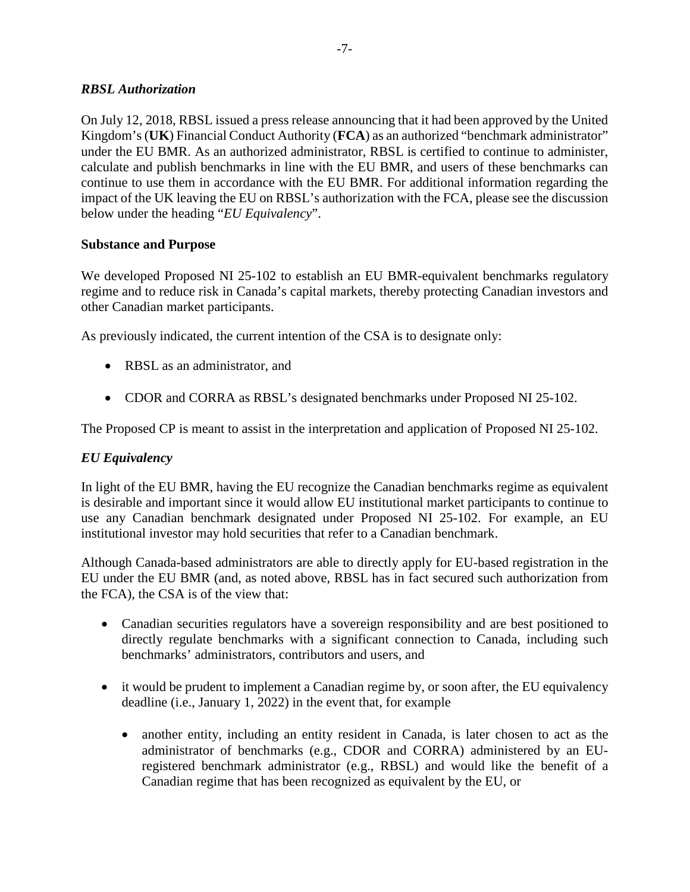*RBSL Authorization*

On July 12, 2018, RBSL issued a press release announcing that it had been approved by the United Kingdom's (**UK**) Financial Conduct Authority (**FCA**) as an authorized "benchmark administrator" under the EU BMR. As an authorized administrator, RBSL is certified to continue to administer, calculate and publish benchmarks in line with the EU BMR, and users of these benchmarks can continue to use them in accordance with the EU BMR. For additional information regarding the impact of the UK leaving the EU on RBSL's authorization with the FCA, please see the discussion below under the heading "*EU Equivalency*".

**Substance and Purpose**

We developed Proposed NI 25-102 to establish an EU BMR-equivalent benchmarks regulatory regime and to reduce risk in Canada's capital markets, thereby protecting Canadian investors and other Canadian market participants.

As previously indicated, the current intention of the CSA is to designate only:

- RBSL as an administrator, and
- CDOR and CORRA as RBSL's designated benchmarks under Proposed NI 25-102.

The Proposed CP is meant to assist in the interpretation and application of Proposed NI 25-102.

*EU Equivalency*

In light of the EU BMR, having the EU recognize the Canadian benchmarks regime as equivalent is desirable and important since it would allow EU institutional market participants to continue to use any Canadian benchmark designated under Proposed NI 25-102. For example, an EU institutional investor may hold securities that refer to a Canadian benchmark.

Although Canada-based administrators are able to directly apply for EU-based registration in the EU under the EU BMR (and, as noted above, RBSL has in fact secured such authorization from the FCA), the CSA is of the view that:

- Canadian securities regulators have a sovereign responsibility and are best positioned to directly regulate benchmarks with a significant connection to Canada, including such benchmarks' administrators, contributors and users, and
- it would be prudent to implement a Canadian regime by, or soon after, the EU equivalency deadline (i.e., January 1, 2022) in the event that, for example
  - another entity, including an entity resident in Canada, is later chosen to act as the administrator of benchmarks (e.g., CDOR and CORRA) administered by an EU-registered benchmark administrator (e.g., RBSL) and would like the benefit of a Canadian regime that has been recognized as equivalent by the EU, or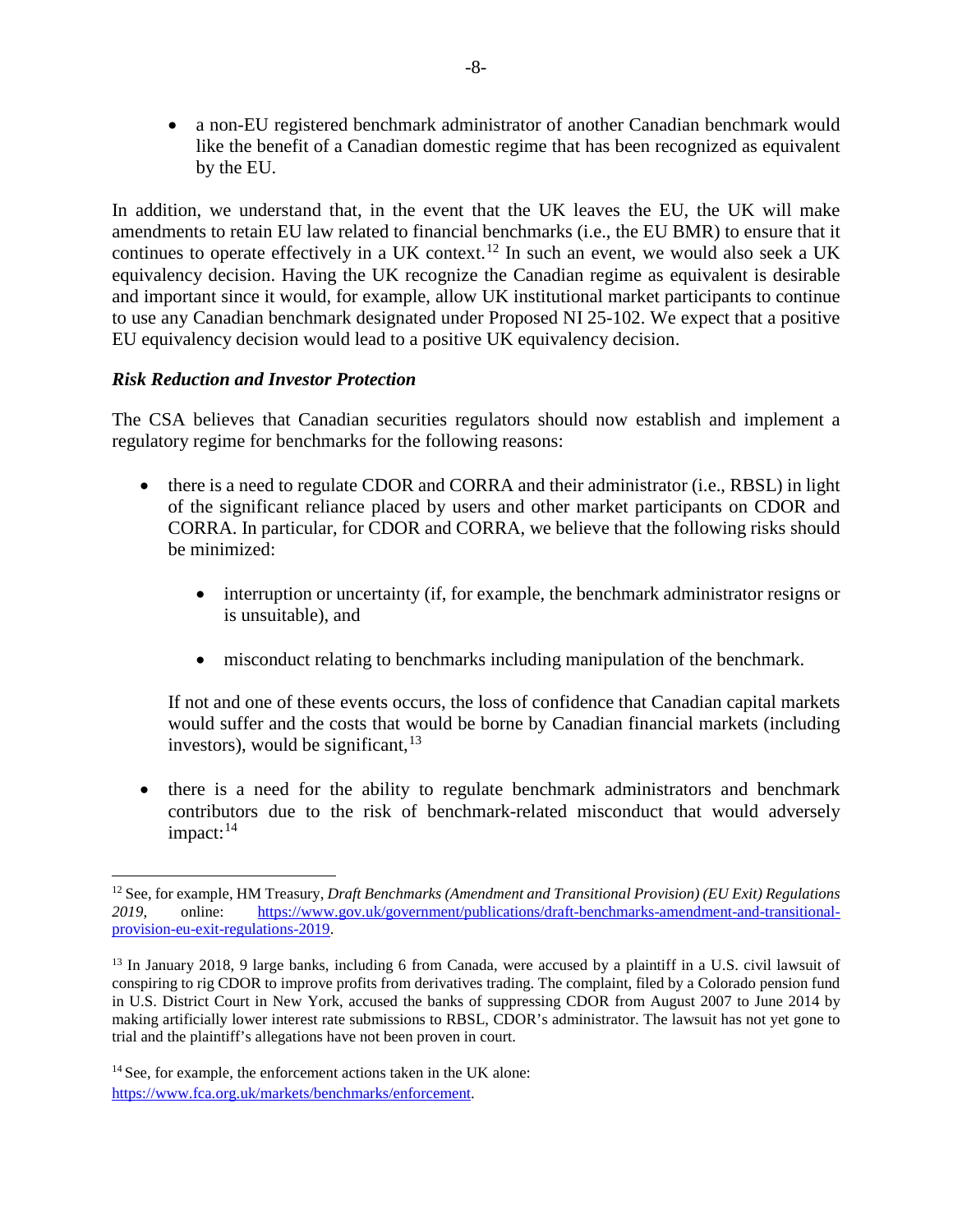- a non-EU registered benchmark administrator of another Canadian benchmark would like the benefit of a Canadian domestic regime that has been recognized as equivalent by the EU.

In addition, we understand that, in the event that the UK leaves the EU, the UK will make amendments to retain EU law related to financial benchmarks (i.e., the EU BMR) to ensure that it continues to operate effectively in a UK context.[12] In such an event, we would also seek a UK equivalency decision. Having the UK recognize the Canadian regime as equivalent is desirable and important since it would, for example, allow UK institutional market participants to continue to use any Canadian benchmark designated under Proposed NI 25-102. We expect that a positive EU equivalency decision would lead to a positive UK equivalency decision.

***Risk Reduction and Investor Protection***

The CSA believes that Canadian securities regulators should now establish and implement a regulatory regime for benchmarks for the following reasons:

- there is a need to regulate CDOR and CORRA and their administrator (i.e., RBSL) in light of the significant reliance placed by users and other market participants on CDOR and CORRA. In particular, for CDOR and CORRA, we believe that the following risks should be minimized:

    - interruption or uncertainty (if, for example, the benchmark administrator resigns or is unsuitable), and

    - misconduct relating to benchmarks including manipulation of the benchmark.

  If not and one of these events occurs, the loss of confidence that Canadian capital markets would suffer and the costs that would be borne by Canadian financial markets (including investors), would be significant,[13]

- there is a need for the ability to regulate benchmark administrators and benchmark contributors due to the risk of benchmark-related misconduct that would adversely impact:[14]

---

[12] See, for example, HM Treasury, *Draft Benchmarks (Amendment and Transitional Provision) (EU Exit) Regulations 2019*, online: https://www.gov.uk/government/publications/draft-benchmarks-amendment-and-transitional-provision-eu-exit-regulations-2019.

[13] In January 2018, 9 large banks, including 6 from Canada, were accused by a plaintiff in a U.S. civil lawsuit of conspiring to rig CDOR to improve profits from derivatives trading. The complaint, filed by a Colorado pension fund in U.S. District Court in New York, accused the banks of suppressing CDOR from August 2007 to June 2014 by making artificially lower interest rate submissions to RBSL, CDOR's administrator. The lawsuit has not yet gone to trial and the plaintiff's allegations have not been proven in court.

[14] See, for example, the enforcement actions taken in the UK alone: https://www.fca.org.uk/markets/benchmarks/enforcement.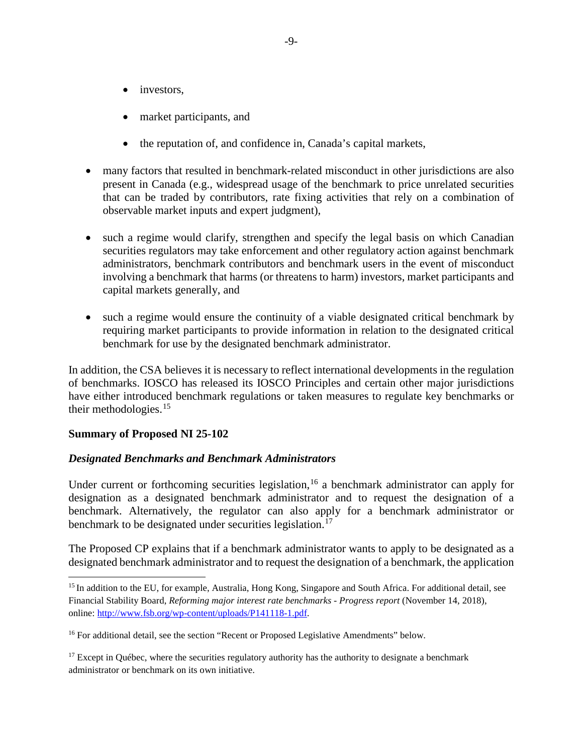- investors,
  - market participants, and
  - the reputation of, and confidence in, Canada's capital markets,

- many factors that resulted in benchmark-related misconduct in other jurisdictions are also present in Canada (e.g., widespread usage of the benchmark to price unrelated securities that can be traded by contributors, rate fixing activities that rely on a combination of observable market inputs and expert judgment),

- such a regime would clarify, strengthen and specify the legal basis on which Canadian securities regulators may take enforcement and other regulatory action against benchmark administrators, benchmark contributors and benchmark users in the event of misconduct involving a benchmark that harms (or threatens to harm) investors, market participants and capital markets generally, and

- such a regime would ensure the continuity of a viable designated critical benchmark by requiring market participants to provide information in relation to the designated critical benchmark for use by the designated benchmark administrator.

In addition, the CSA believes it is necessary to reflect international developments in the regulation of benchmarks. IOSCO has released its IOSCO Principles and certain other major jurisdictions have either introduced benchmark regulations or taken measures to regulate key benchmarks or their methodologies.[15]

**Summary of Proposed NI 25-102**

***Designated Benchmarks and Benchmark Administrators***

Under current or forthcoming securities legislation,[16] a benchmark administrator can apply for designation as a designated benchmark administrator and to request the designation of a benchmark. Alternatively, the regulator can also apply for a benchmark administrator or benchmark to be designated under securities legislation.[17]

The Proposed CP explains that if a benchmark administrator wants to apply to be designated as a designated benchmark administrator and to request the designation of a benchmark, the application

---

[15] In addition to the EU, for example, Australia, Hong Kong, Singapore and South Africa. For additional detail, see Financial Stability Board, *Reforming major interest rate benchmarks - Progress report* (November 14, 2018), online: http://www.fsb.org/wp-content/uploads/P141118-1.pdf.

[16] For additional detail, see the section "Recent or Proposed Legislative Amendments" below.

[17] Except in Québec, where the securities regulatory authority has the authority to designate a benchmark administrator or benchmark on its own initiative.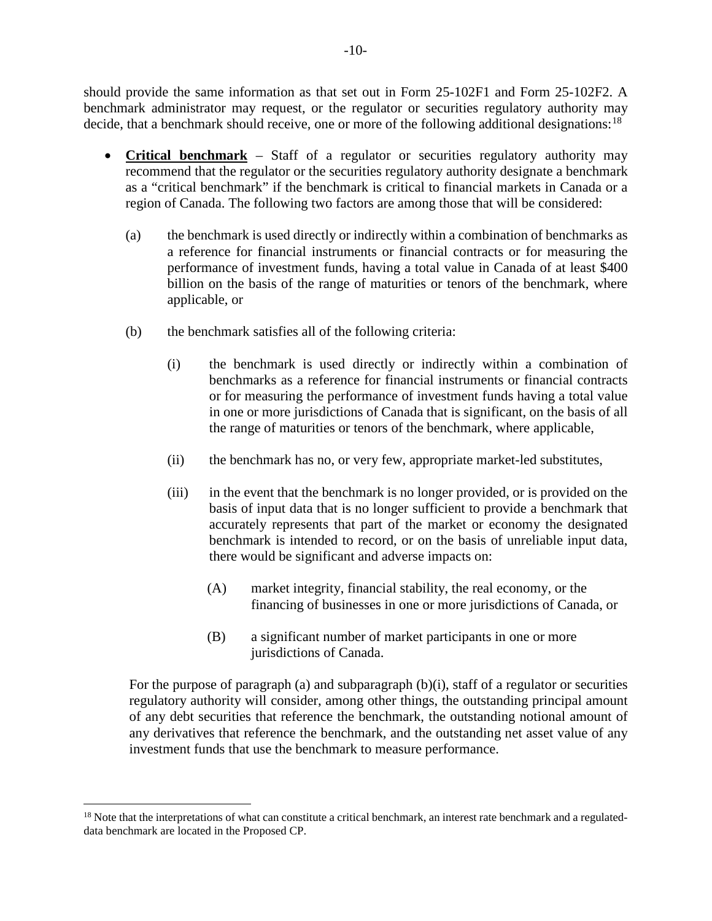should provide the same information as that set out in Form 25-102F1 and Form 25-102F2. A benchmark administrator may request, or the regulator or securities regulatory authority may decide, that a benchmark should receive, one or more of the following additional designations:[18]

- **Critical benchmark** – Staff of a regulator or securities regulatory authority may recommend that the regulator or the securities regulatory authority designate a benchmark as a "critical benchmark" if the benchmark is critical to financial markets in Canada or a region of Canada. The following two factors are among those that will be considered:

  (a) the benchmark is used directly or indirectly within a combination of benchmarks as a reference for financial instruments or financial contracts or for measuring the performance of investment funds, having a total value in Canada of at least $400 billion on the basis of the range of maturities or tenors of the benchmark, where applicable, or

  (b) the benchmark satisfies all of the following criteria:

    (i) the benchmark is used directly or indirectly within a combination of benchmarks as a reference for financial instruments or financial contracts or for measuring the performance of investment funds having a total value in one or more jurisdictions of Canada that is significant, on the basis of all the range of maturities or tenors of the benchmark, where applicable,

    (ii) the benchmark has no, or very few, appropriate market-led substitutes,

    (iii) in the event that the benchmark is no longer provided, or is provided on the basis of input data that is no longer sufficient to provide a benchmark that accurately represents that part of the market or economy the designated benchmark is intended to record, or on the basis of unreliable input data, there would be significant and adverse impacts on:

      (A) market integrity, financial stability, the real economy, or the financing of businesses in one or more jurisdictions of Canada, or

      (B) a significant number of market participants in one or more jurisdictions of Canada.

  For the purpose of paragraph (a) and subparagraph (b)(i), staff of a regulator or securities regulatory authority will consider, among other things, the outstanding principal amount of any debt securities that reference the benchmark, the outstanding notional amount of any derivatives that reference the benchmark, and the outstanding net asset value of any investment funds that use the benchmark to measure performance.

---

[18] Note that the interpretations of what can constitute a critical benchmark, an interest rate benchmark and a regulated-data benchmark are located in the Proposed CP.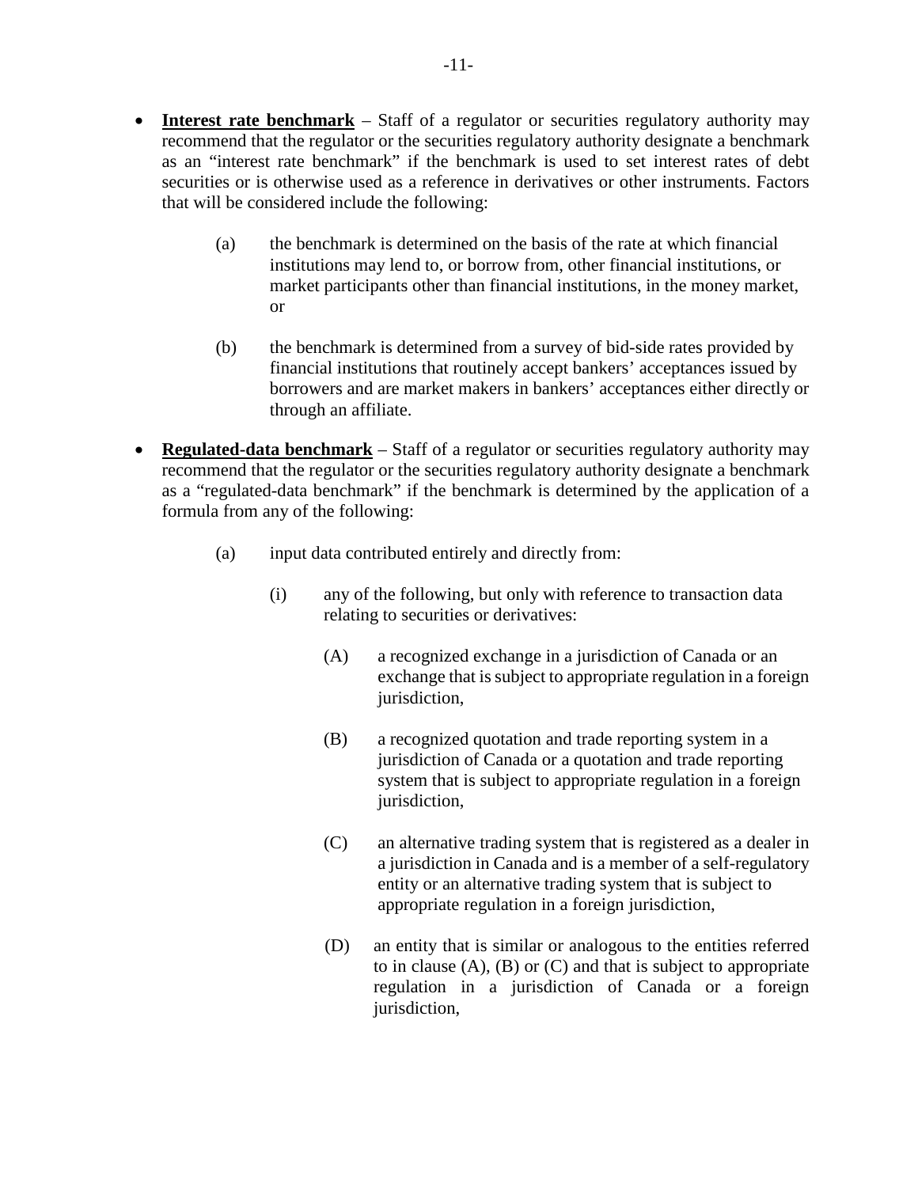- **Interest rate benchmark** – Staff of a regulator or securities regulatory authority may recommend that the regulator or the securities regulatory authority designate a benchmark as an "interest rate benchmark" if the benchmark is used to set interest rates of debt securities or is otherwise used as a reference in derivatives or other instruments. Factors that will be considered include the following:

  (a) the benchmark is determined on the basis of the rate at which financial institutions may lend to, or borrow from, other financial institutions, or market participants other than financial institutions, in the money market, or

  (b) the benchmark is determined from a survey of bid-side rates provided by financial institutions that routinely accept bankers' acceptances issued by borrowers and are market makers in bankers' acceptances either directly or through an affiliate.

- **Regulated-data benchmark** – Staff of a regulator or securities regulatory authority may recommend that the regulator or the securities regulatory authority designate a benchmark as a "regulated-data benchmark" if the benchmark is determined by the application of a formula from any of the following:

  (a) input data contributed entirely and directly from:

    (i) any of the following, but only with reference to transaction data relating to securities or derivatives:

      (A) a recognized exchange in a jurisdiction of Canada or an exchange that is subject to appropriate regulation in a foreign jurisdiction,

      (B) a recognized quotation and trade reporting system in a jurisdiction of Canada or a quotation and trade reporting system that is subject to appropriate regulation in a foreign jurisdiction,

      (C) an alternative trading system that is registered as a dealer in a jurisdiction in Canada and is a member of a self-regulatory entity or an alternative trading system that is subject to appropriate regulation in a foreign jurisdiction,

      (D) an entity that is similar or analogous to the entities referred to in clause (A), (B) or (C) and that is subject to appropriate regulation in a jurisdiction of Canada or a foreign jurisdiction,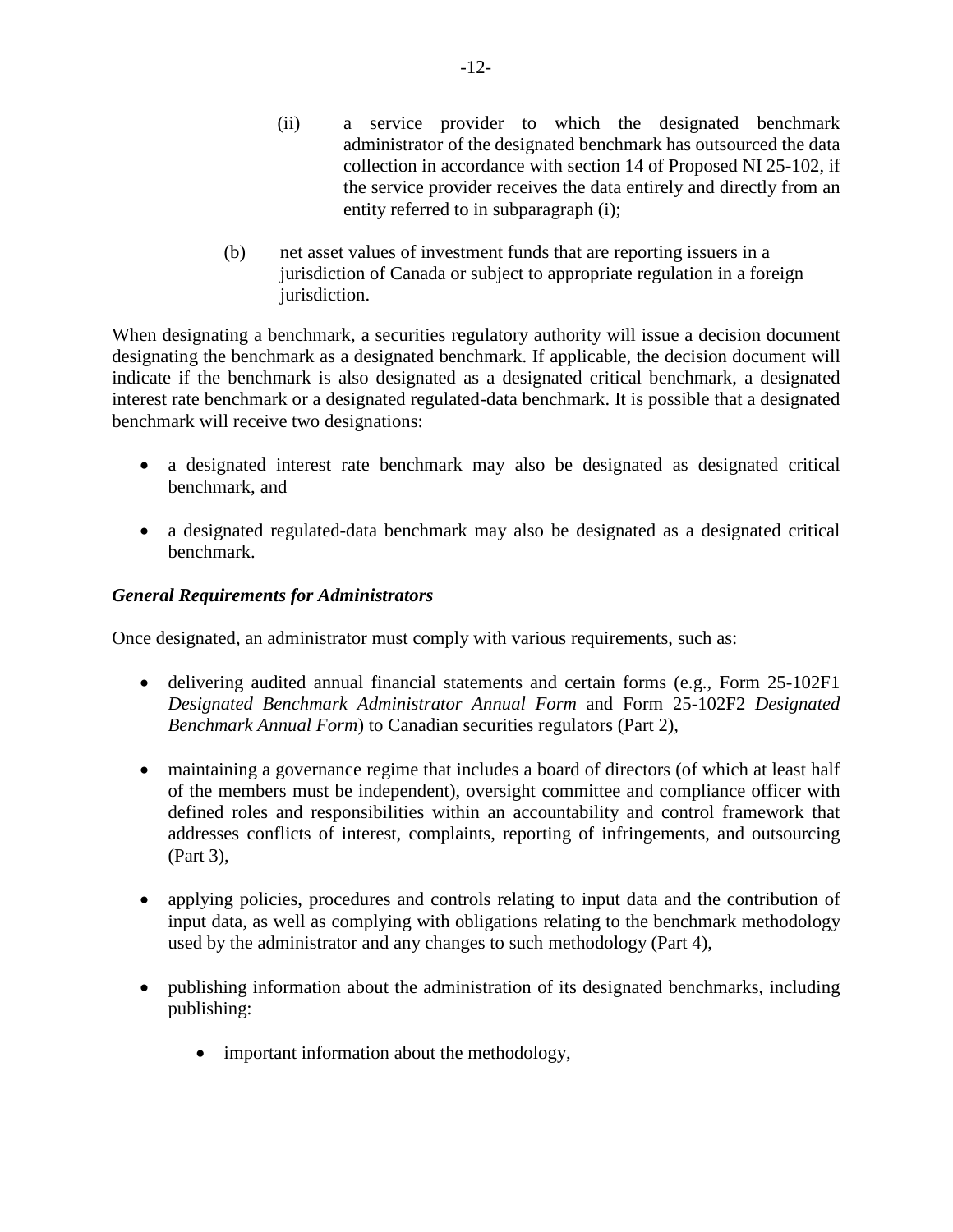(ii) a service provider to which the designated benchmark administrator of the designated benchmark has outsourced the data collection in accordance with section 14 of Proposed NI 25-102, if the service provider receives the data entirely and directly from an entity referred to in subparagraph (i);

(b) net asset values of investment funds that are reporting issuers in a jurisdiction of Canada or subject to appropriate regulation in a foreign jurisdiction.

When designating a benchmark, a securities regulatory authority will issue a decision document designating the benchmark as a designated benchmark. If applicable, the decision document will indicate if the benchmark is also designated as a designated critical benchmark, a designated interest rate benchmark or a designated regulated-data benchmark. It is possible that a designated benchmark will receive two designations:

- a designated interest rate benchmark may also be designated as designated critical benchmark, and
- a designated regulated-data benchmark may also be designated as a designated critical benchmark.

***General Requirements for Administrators***

Once designated, an administrator must comply with various requirements, such as:

- delivering audited annual financial statements and certain forms (e.g., Form 25-102F1 *Designated Benchmark Administrator Annual Form* and Form 25-102F2 *Designated Benchmark Annual Form*) to Canadian securities regulators (Part 2),
- maintaining a governance regime that includes a board of directors (of which at least half of the members must be independent), oversight committee and compliance officer with defined roles and responsibilities within an accountability and control framework that addresses conflicts of interest, complaints, reporting of infringements, and outsourcing (Part 3),
- applying policies, procedures and controls relating to input data and the contribution of input data, as well as complying with obligations relating to the benchmark methodology used by the administrator and any changes to such methodology (Part 4),
- publishing information about the administration of its designated benchmarks, including publishing:
    - important information about the methodology,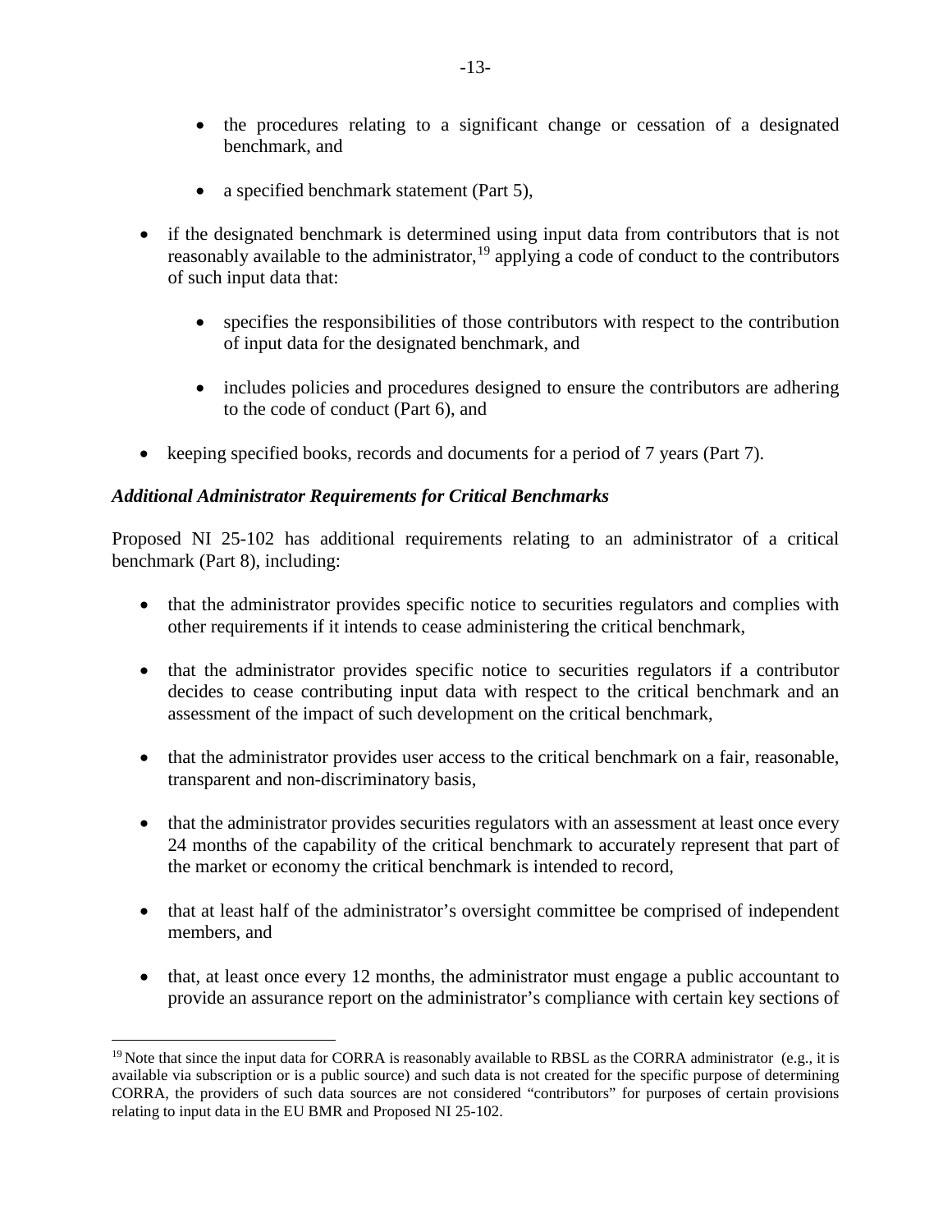- the procedures relating to a significant change or cessation of a designated benchmark, and

  - a specified benchmark statement (Part 5),

- if the designated benchmark is determined using input data from contributors that is not reasonably available to the administrator,[19] applying a code of conduct to the contributors of such input data that:

  - specifies the responsibilities of those contributors with respect to the contribution of input data for the designated benchmark, and

  - includes policies and procedures designed to ensure the contributors are adhering to the code of conduct (Part 6), and

- keeping specified books, records and documents for a period of 7 years (Part 7).

***Additional Administrator Requirements for Critical Benchmarks***

Proposed NI 25-102 has additional requirements relating to an administrator of a critical benchmark (Part 8), including:

- that the administrator provides specific notice to securities regulators and complies with other requirements if it intends to cease administering the critical benchmark,

- that the administrator provides specific notice to securities regulators if a contributor decides to cease contributing input data with respect to the critical benchmark and an assessment of the impact of such development on the critical benchmark,

- that the administrator provides user access to the critical benchmark on a fair, reasonable, transparent and non-discriminatory basis,

- that the administrator provides securities regulators with an assessment at least once every 24 months of the capability of the critical benchmark to accurately represent that part of the market or economy the critical benchmark is intended to record,

- that at least half of the administrator's oversight committee be comprised of independent members, and

- that, at least once every 12 months, the administrator must engage a public accountant to provide an assurance report on the administrator's compliance with certain key sections of

[19] Note that since the input data for CORRA is reasonably available to RBSL as the CORRA administrator (e.g., it is available via subscription or is a public source) and such data is not created for the specific purpose of determining CORRA, the providers of such data sources are not considered "contributors" for purposes of certain provisions relating to input data in the EU BMR and Proposed NI 25-102.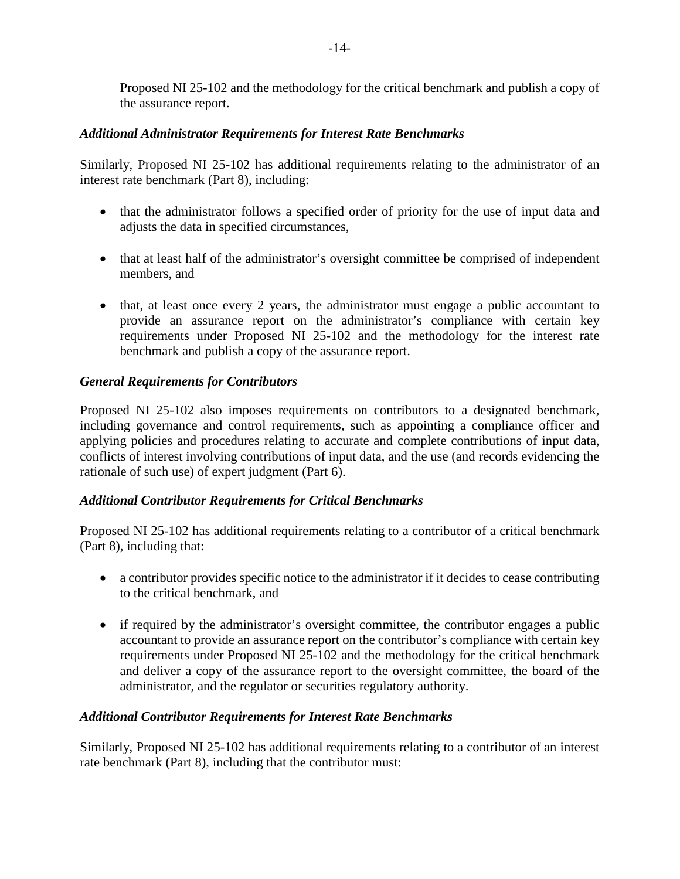Proposed NI 25-102 and the methodology for the critical benchmark and publish a copy of the assurance report.

### *Additional Administrator Requirements for Interest Rate Benchmarks*

Similarly, Proposed NI 25-102 has additional requirements relating to the administrator of an interest rate benchmark (Part 8), including:

- that the administrator follows a specified order of priority for the use of input data and adjusts the data in specified circumstances,
- that at least half of the administrator's oversight committee be comprised of independent members, and
- that, at least once every 2 years, the administrator must engage a public accountant to provide an assurance report on the administrator's compliance with certain key requirements under Proposed NI 25-102 and the methodology for the interest rate benchmark and publish a copy of the assurance report.

### *General Requirements for Contributors*

Proposed NI 25-102 also imposes requirements on contributors to a designated benchmark, including governance and control requirements, such as appointing a compliance officer and applying policies and procedures relating to accurate and complete contributions of input data, conflicts of interest involving contributions of input data, and the use (and records evidencing the rationale of such use) of expert judgment (Part 6).

### *Additional Contributor Requirements for Critical Benchmarks*

Proposed NI 25-102 has additional requirements relating to a contributor of a critical benchmark (Part 8), including that:

- a contributor provides specific notice to the administrator if it decides to cease contributing to the critical benchmark, and
- if required by the administrator's oversight committee, the contributor engages a public accountant to provide an assurance report on the contributor's compliance with certain key requirements under Proposed NI 25-102 and the methodology for the critical benchmark and deliver a copy of the assurance report to the oversight committee, the board of the administrator, and the regulator or securities regulatory authority.

### *Additional Contributor Requirements for Interest Rate Benchmarks*

Similarly, Proposed NI 25-102 has additional requirements relating to a contributor of an interest rate benchmark (Part 8), including that the contributor must: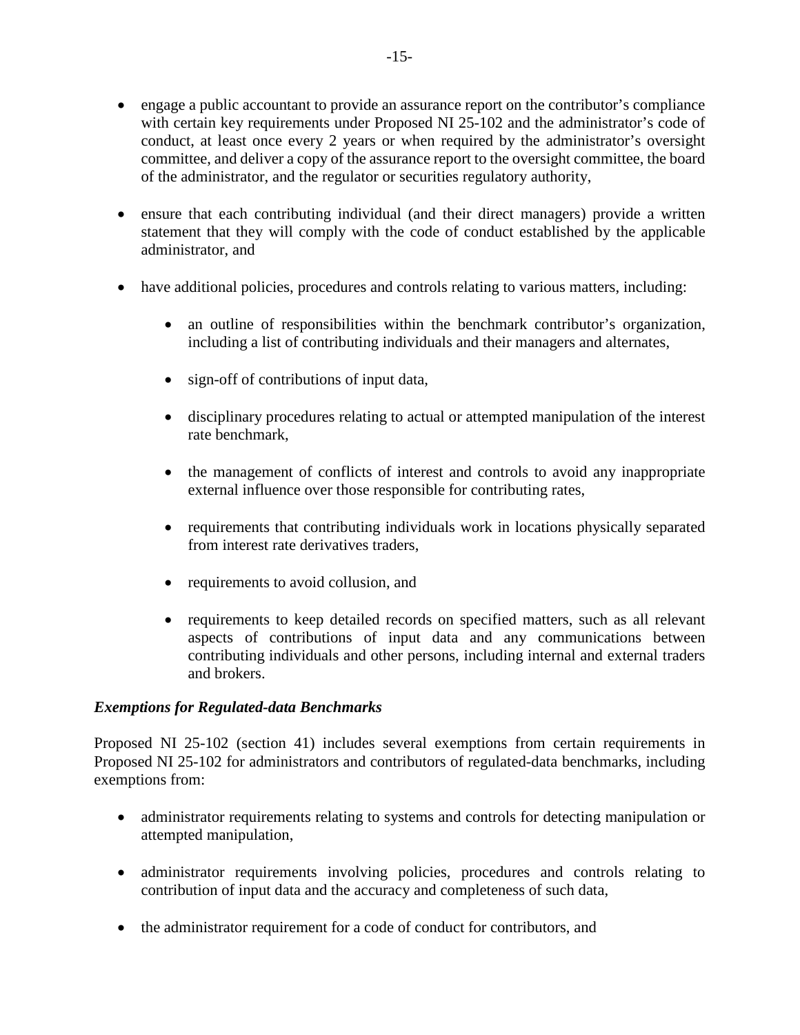- engage a public accountant to provide an assurance report on the contributor's compliance with certain key requirements under Proposed NI 25-102 and the administrator's code of conduct, at least once every 2 years or when required by the administrator's oversight committee, and deliver a copy of the assurance report to the oversight committee, the board of the administrator, and the regulator or securities regulatory authority,

- ensure that each contributing individual (and their direct managers) provide a written statement that they will comply with the code of conduct established by the applicable administrator, and

- have additional policies, procedures and controls relating to various matters, including:

  - an outline of responsibilities within the benchmark contributor's organization, including a list of contributing individuals and their managers and alternates,

  - sign-off of contributions of input data,

  - disciplinary procedures relating to actual or attempted manipulation of the interest rate benchmark,

  - the management of conflicts of interest and controls to avoid any inappropriate external influence over those responsible for contributing rates,

  - requirements that contributing individuals work in locations physically separated from interest rate derivatives traders,

  - requirements to avoid collusion, and

  - requirements to keep detailed records on specified matters, such as all relevant aspects of contributions of input data and any communications between contributing individuals and other persons, including internal and external traders and brokers.

***Exemptions for Regulated-data Benchmarks***

Proposed NI 25-102 (section 41) includes several exemptions from certain requirements in Proposed NI 25-102 for administrators and contributors of regulated-data benchmarks, including exemptions from:

- administrator requirements relating to systems and controls for detecting manipulation or attempted manipulation,

- administrator requirements involving policies, procedures and controls relating to contribution of input data and the accuracy and completeness of such data,

- the administrator requirement for a code of conduct for contributors, and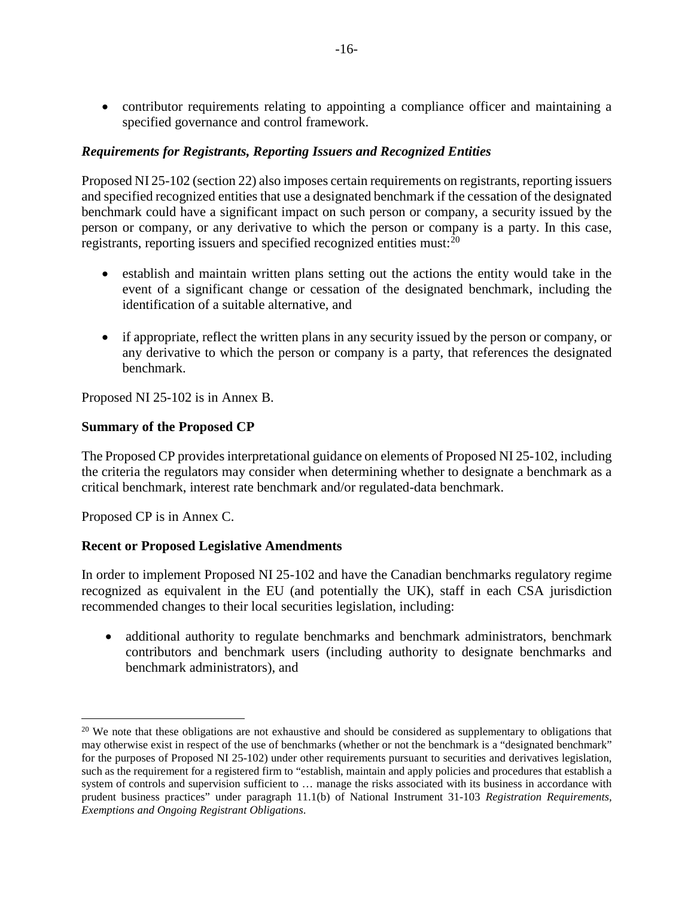- contributor requirements relating to appointing a compliance officer and maintaining a specified governance and control framework.

***Requirements for Registrants, Reporting Issuers and Recognized Entities***

Proposed NI 25-102 (section 22) also imposes certain requirements on registrants, reporting issuers and specified recognized entities that use a designated benchmark if the cessation of the designated benchmark could have a significant impact on such person or company, a security issued by the person or company, or any derivative to which the person or company is a party. In this case, registrants, reporting issuers and specified recognized entities must:[20]

- establish and maintain written plans setting out the actions the entity would take in the event of a significant change or cessation of the designated benchmark, including the identification of a suitable alternative, and

- if appropriate, reflect the written plans in any security issued by the person or company, or any derivative to which the person or company is a party, that references the designated benchmark.

Proposed NI 25-102 is in Annex B.

**Summary of the Proposed CP**

The Proposed CP provides interpretational guidance on elements of Proposed NI 25-102, including the criteria the regulators may consider when determining whether to designate a benchmark as a critical benchmark, interest rate benchmark and/or regulated-data benchmark.

Proposed CP is in Annex C.

**Recent or Proposed Legislative Amendments**

In order to implement Proposed NI 25-102 and have the Canadian benchmarks regulatory regime recognized as equivalent in the EU (and potentially the UK), staff in each CSA jurisdiction recommended changes to their local securities legislation, including:

- additional authority to regulate benchmarks and benchmark administrators, benchmark contributors and benchmark users (including authority to designate benchmarks and benchmark administrators), and

---

[20] We note that these obligations are not exhaustive and should be considered as supplementary to obligations that may otherwise exist in respect of the use of benchmarks (whether or not the benchmark is a "designated benchmark" for the purposes of Proposed NI 25-102) under other requirements pursuant to securities and derivatives legislation, such as the requirement for a registered firm to "establish, maintain and apply policies and procedures that establish a system of controls and supervision sufficient to … manage the risks associated with its business in accordance with prudent business practices" under paragraph 11.1(b) of National Instrument 31-103 *Registration Requirements, Exemptions and Ongoing Registrant Obligations*.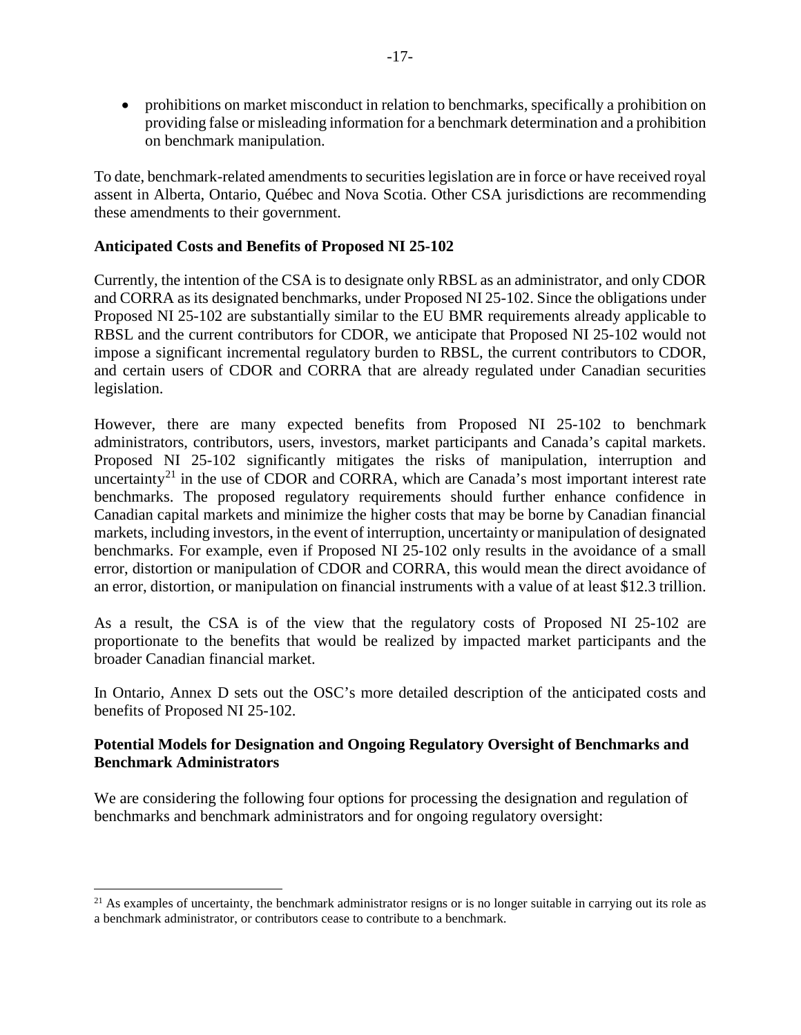- prohibitions on market misconduct in relation to benchmarks, specifically a prohibition on providing false or misleading information for a benchmark determination and a prohibition on benchmark manipulation.

To date, benchmark-related amendments to securities legislation are in force or have received royal assent in Alberta, Ontario, Québec and Nova Scotia. Other CSA jurisdictions are recommending these amendments to their government.

**Anticipated Costs and Benefits of Proposed NI 25-102**

Currently, the intention of the CSA is to designate only RBSL as an administrator, and only CDOR and CORRA as its designated benchmarks, under Proposed NI 25-102. Since the obligations under Proposed NI 25-102 are substantially similar to the EU BMR requirements already applicable to RBSL and the current contributors for CDOR, we anticipate that Proposed NI 25-102 would not impose a significant incremental regulatory burden to RBSL, the current contributors to CDOR, and certain users of CDOR and CORRA that are already regulated under Canadian securities legislation.

However, there are many expected benefits from Proposed NI 25-102 to benchmark administrators, contributors, users, investors, market participants and Canada's capital markets. Proposed NI 25-102 significantly mitigates the risks of manipulation, interruption and uncertainty[21] in the use of CDOR and CORRA, which are Canada's most important interest rate benchmarks. The proposed regulatory requirements should further enhance confidence in Canadian capital markets and minimize the higher costs that may be borne by Canadian financial markets, including investors, in the event of interruption, uncertainty or manipulation of designated benchmarks. For example, even if Proposed NI 25-102 only results in the avoidance of a small error, distortion or manipulation of CDOR and CORRA, this would mean the direct avoidance of an error, distortion, or manipulation on financial instruments with a value of at least $12.3 trillion.

As a result, the CSA is of the view that the regulatory costs of Proposed NI 25-102 are proportionate to the benefits that would be realized by impacted market participants and the broader Canadian financial market.

In Ontario, Annex D sets out the OSC's more detailed description of the anticipated costs and benefits of Proposed NI 25-102.

**Potential Models for Designation and Ongoing Regulatory Oversight of Benchmarks and Benchmark Administrators**

We are considering the following four options for processing the designation and regulation of benchmarks and benchmark administrators and for ongoing regulatory oversight:

[21] As examples of uncertainty, the benchmark administrator resigns or is no longer suitable in carrying out its role as a benchmark administrator, or contributors cease to contribute to a benchmark.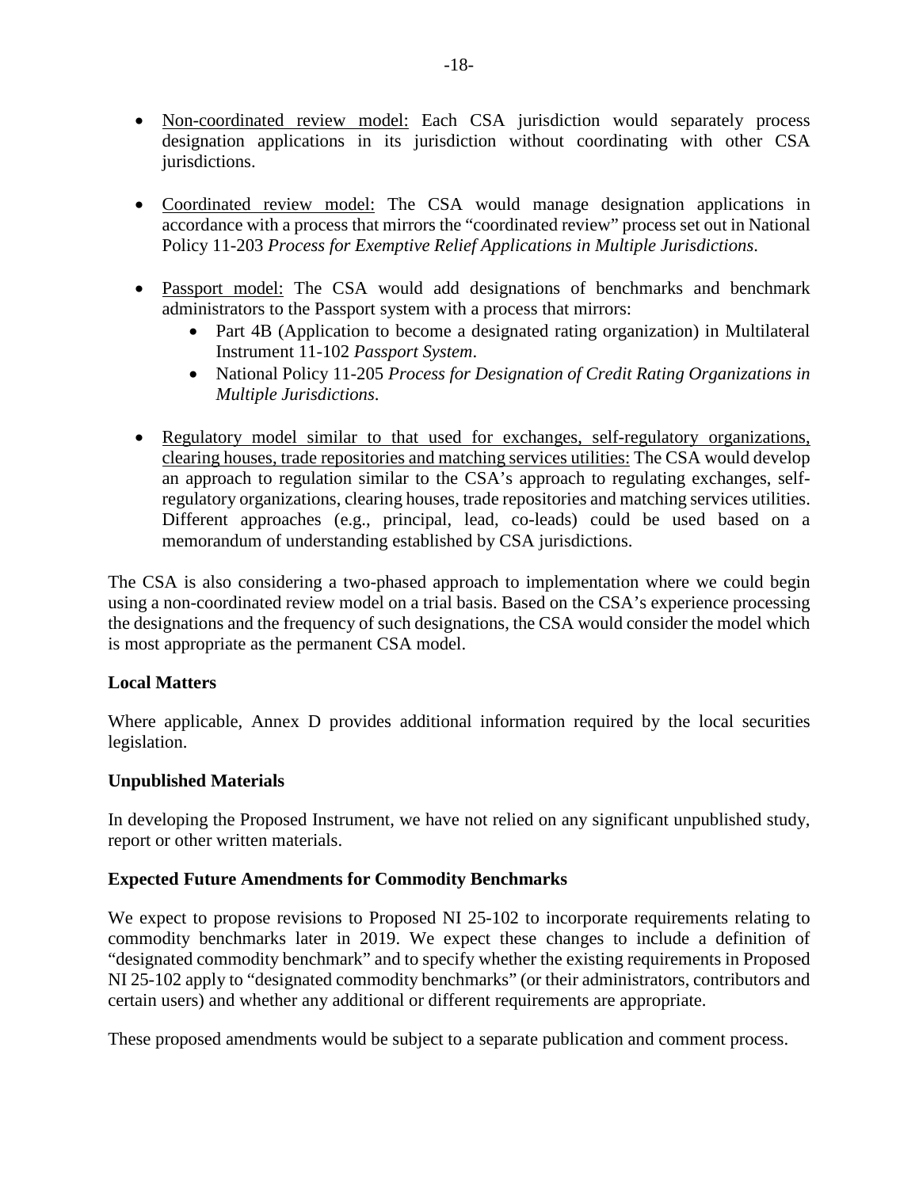- Non-coordinated review model: Each CSA jurisdiction would separately process designation applications in its jurisdiction without coordinating with other CSA jurisdictions.

- Coordinated review model: The CSA would manage designation applications in accordance with a process that mirrors the "coordinated review" process set out in National Policy 11-203 *Process for Exemptive Relief Applications in Multiple Jurisdictions*.

- Passport model: The CSA would add designations of benchmarks and benchmark administrators to the Passport system with a process that mirrors:
  - Part 4B (Application to become a designated rating organization) in Multilateral Instrument 11-102 *Passport System*.
  - National Policy 11-205 *Process for Designation of Credit Rating Organizations in Multiple Jurisdictions*.

- Regulatory model similar to that used for exchanges, self-regulatory organizations, clearing houses, trade repositories and matching services utilities: The CSA would develop an approach to regulation similar to the CSA's approach to regulating exchanges, self-regulatory organizations, clearing houses, trade repositories and matching services utilities. Different approaches (e.g., principal, lead, co-leads) could be used based on a memorandum of understanding established by CSA jurisdictions.

The CSA is also considering a two-phased approach to implementation where we could begin using a non-coordinated review model on a trial basis. Based on the CSA's experience processing the designations and the frequency of such designations, the CSA would consider the model which is most appropriate as the permanent CSA model.

**Local Matters**

Where applicable, Annex D provides additional information required by the local securities legislation.

**Unpublished Materials**

In developing the Proposed Instrument, we have not relied on any significant unpublished study, report or other written materials.

**Expected Future Amendments for Commodity Benchmarks**

We expect to propose revisions to Proposed NI 25-102 to incorporate requirements relating to commodity benchmarks later in 2019. We expect these changes to include a definition of "designated commodity benchmark" and to specify whether the existing requirements in Proposed NI 25-102 apply to "designated commodity benchmarks" (or their administrators, contributors and certain users) and whether any additional or different requirements are appropriate.

These proposed amendments would be subject to a separate publication and comment process.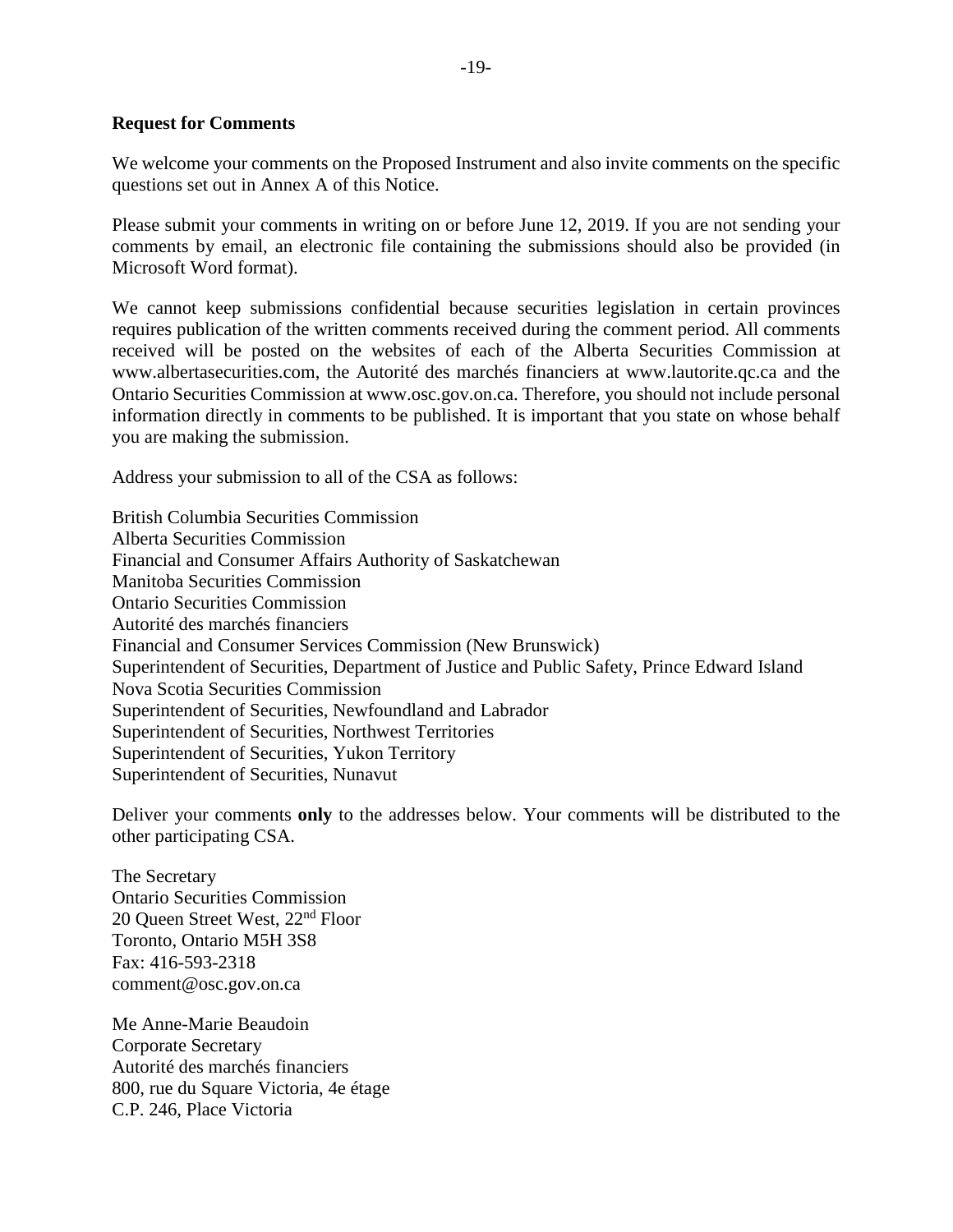**Request for Comments**

We welcome your comments on the Proposed Instrument and also invite comments on the specific questions set out in Annex A of this Notice.

Please submit your comments in writing on or before June 12, 2019. If you are not sending your comments by email, an electronic file containing the submissions should also be provided (in Microsoft Word format).

We cannot keep submissions confidential because securities legislation in certain provinces requires publication of the written comments received during the comment period. All comments received will be posted on the websites of each of the Alberta Securities Commission at www.albertasecurities.com, the Autorité des marchés financiers at www.lautorite.qc.ca and the Ontario Securities Commission at www.osc.gov.on.ca. Therefore, you should not include personal information directly in comments to be published. It is important that you state on whose behalf you are making the submission.

Address your submission to all of the CSA as follows:

British Columbia Securities Commission
Alberta Securities Commission
Financial and Consumer Affairs Authority of Saskatchewan
Manitoba Securities Commission
Ontario Securities Commission
Autorité des marchés financiers
Financial and Consumer Services Commission (New Brunswick)
Superintendent of Securities, Department of Justice and Public Safety, Prince Edward Island
Nova Scotia Securities Commission
Superintendent of Securities, Newfoundland and Labrador
Superintendent of Securities, Northwest Territories
Superintendent of Securities, Yukon Territory
Superintendent of Securities, Nunavut

Deliver your comments **only** to the addresses below. Your comments will be distributed to the other participating CSA.

The Secretary
Ontario Securities Commission
20 Queen Street West, 22nd Floor
Toronto, Ontario M5H 3S8
Fax: 416-593-2318
comment@osc.gov.on.ca

Me Anne-Marie Beaudoin
Corporate Secretary
Autorité des marchés financiers
800, rue du Square Victoria, 4e étage
C.P. 246, Place Victoria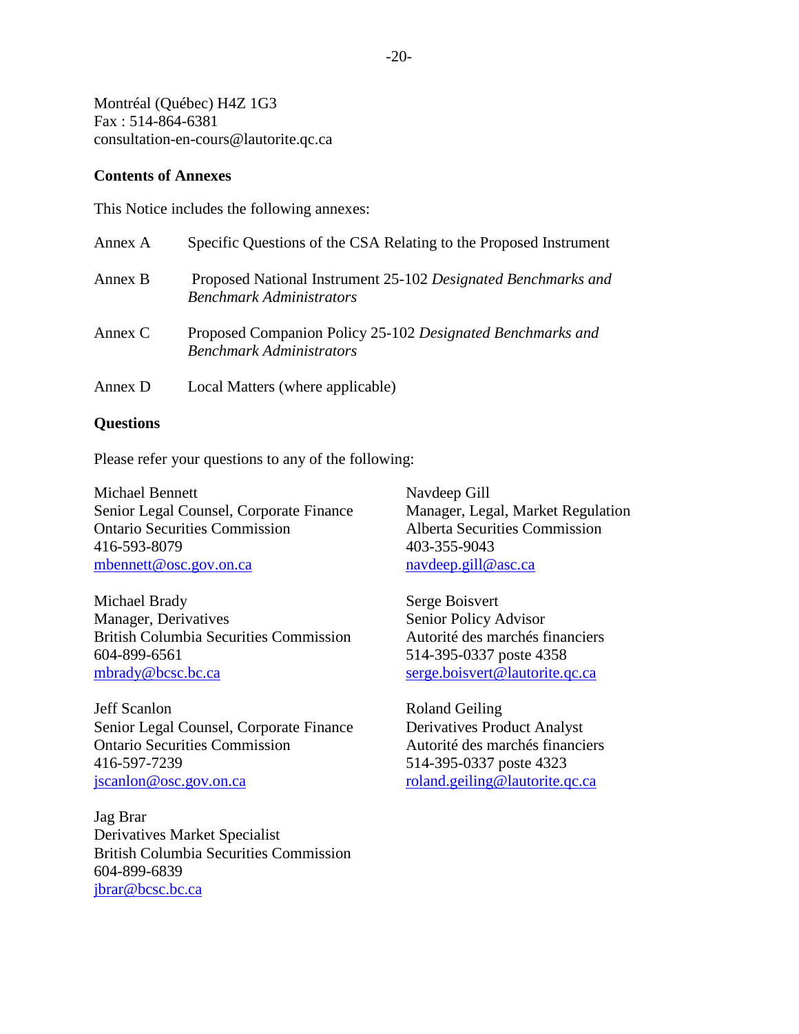Montréal (Québec) H4Z 1G3
Fax : 514-864-6381
consultation-en-cours@lautorite.qc.ca

**Contents of Annexes**

This Notice includes the following annexes:

| | |
|---|---|
| Annex A | Specific Questions of the CSA Relating to the Proposed Instrument |
| Annex B | Proposed National Instrument 25-102 *Designated Benchmarks and Benchmark Administrators* |
| Annex C | Proposed Companion Policy 25-102 *Designated Benchmarks and Benchmark Administrators* |
| Annex D | Local Matters (where applicable) |

**Questions**

Please refer your questions to any of the following:

Michael Bennett
Senior Legal Counsel, Corporate Finance
Ontario Securities Commission
416-593-8079
mbennett@osc.gov.on.ca

Michael Brady
Manager, Derivatives
British Columbia Securities Commission
604-899-6561
mbrady@bcsc.bc.ca

Jeff Scanlon
Senior Legal Counsel, Corporate Finance
Ontario Securities Commission
416-597-7239
jscanlon@osc.gov.on.ca

Jag Brar
Derivatives Market Specialist
British Columbia Securities Commission
604-899-6839
jbrar@bcsc.bc.ca

Navdeep Gill
Manager, Legal, Market Regulation
Alberta Securities Commission
403-355-9043
navdeep.gill@asc.ca

Serge Boisvert
Senior Policy Advisor
Autorité des marchés financiers
514-395-0337 poste 4358
serge.boisvert@lautorite.qc.ca

Roland Geiling
Derivatives Product Analyst
Autorité des marchés financiers
514-395-0337 poste 4323
roland.geiling@lautorite.qc.ca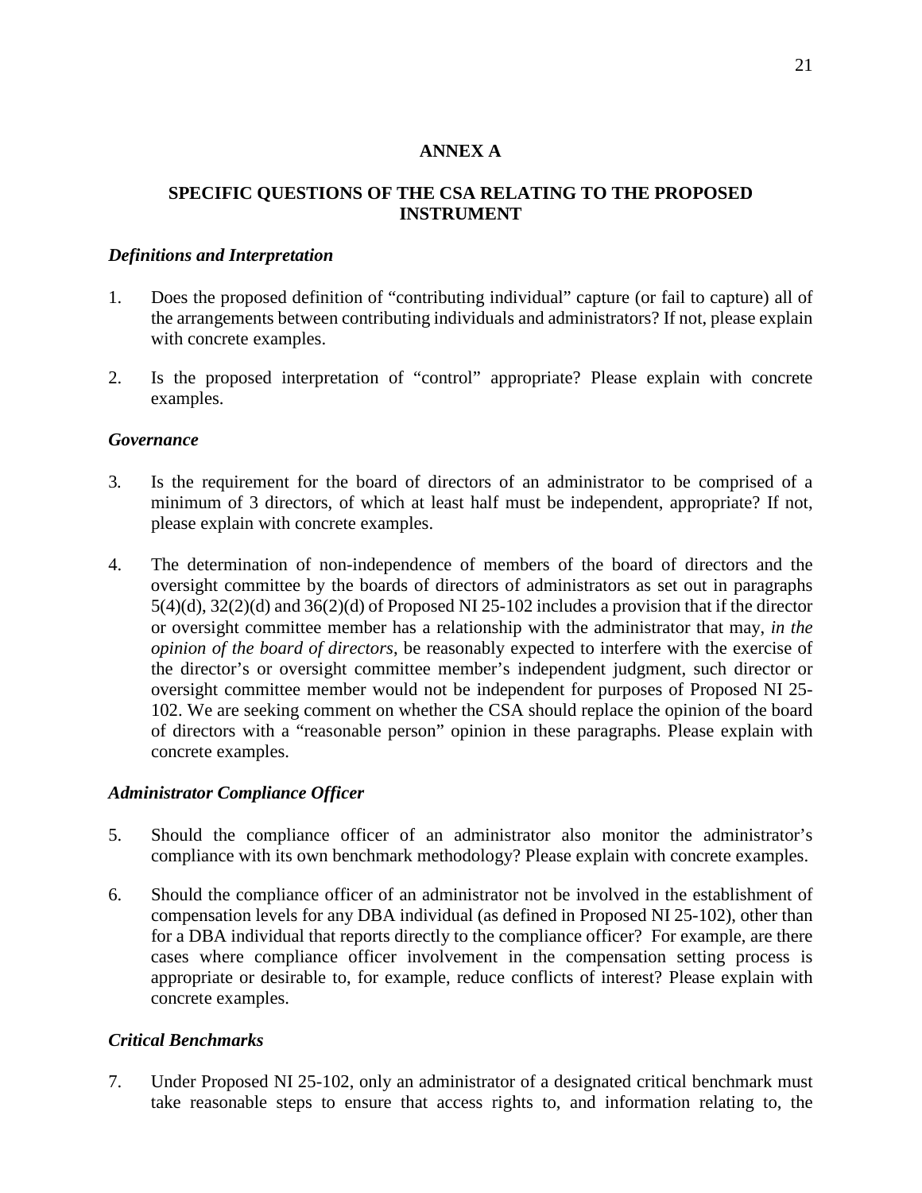## ANNEX A

## SPECIFIC QUESTIONS OF THE CSA RELATING TO THE PROPOSED INSTRUMENT

### *Definitions and Interpretation*

1. Does the proposed definition of "contributing individual" capture (or fail to capture) all of the arrangements between contributing individuals and administrators? If not, please explain with concrete examples.

2. Is the proposed interpretation of "control" appropriate? Please explain with concrete examples.

### *Governance*

3. Is the requirement for the board of directors of an administrator to be comprised of a minimum of 3 directors, of which at least half must be independent, appropriate? If not, please explain with concrete examples.

4. The determination of non-independence of members of the board of directors and the oversight committee by the boards of directors of administrators as set out in paragraphs 5(4)(d), 32(2)(d) and 36(2)(d) of Proposed NI 25-102 includes a provision that if the director or oversight committee member has a relationship with the administrator that may, *in the opinion of the board of directors*, be reasonably expected to interfere with the exercise of the director's or oversight committee member's independent judgment, such director or oversight committee member would not be independent for purposes of Proposed NI 25-102. We are seeking comment on whether the CSA should replace the opinion of the board of directors with a "reasonable person" opinion in these paragraphs. Please explain with concrete examples.

### *Administrator Compliance Officer*

5. Should the compliance officer of an administrator also monitor the administrator's compliance with its own benchmark methodology? Please explain with concrete examples.

6. Should the compliance officer of an administrator not be involved in the establishment of compensation levels for any DBA individual (as defined in Proposed NI 25-102), other than for a DBA individual that reports directly to the compliance officer? For example, are there cases where compliance officer involvement in the compensation setting process is appropriate or desirable to, for example, reduce conflicts of interest? Please explain with concrete examples.

### *Critical Benchmarks*

7. Under Proposed NI 25-102, only an administrator of a designated critical benchmark must take reasonable steps to ensure that access rights to, and information relating to, the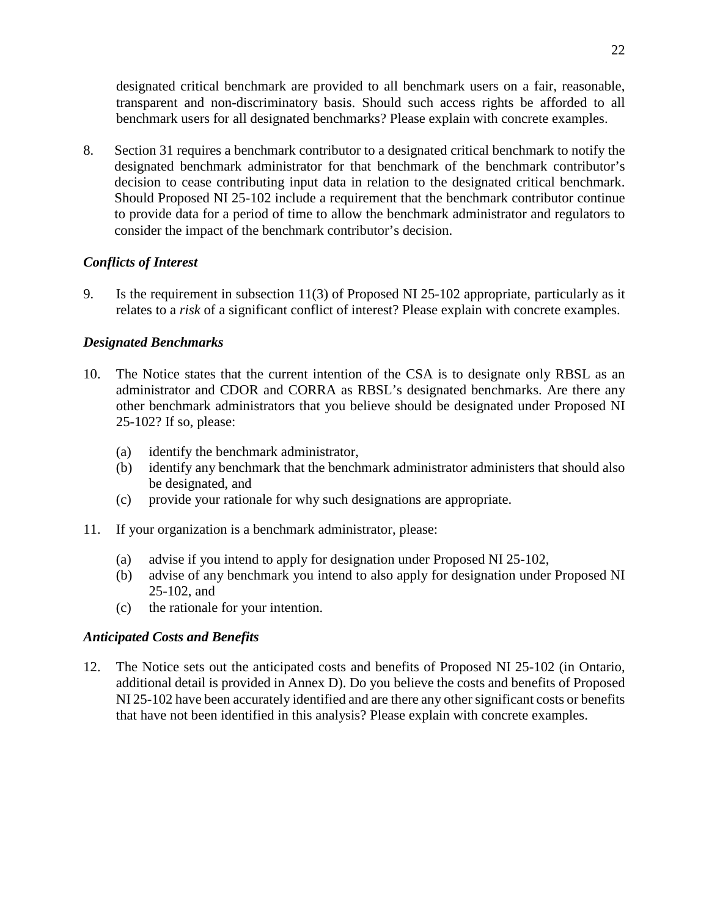designated critical benchmark are provided to all benchmark users on a fair, reasonable, transparent and non-discriminatory basis. Should such access rights be afforded to all benchmark users for all designated benchmarks? Please explain with concrete examples.

8. Section 31 requires a benchmark contributor to a designated critical benchmark to notify the designated benchmark administrator for that benchmark of the benchmark contributor's decision to cease contributing input data in relation to the designated critical benchmark. Should Proposed NI 25-102 include a requirement that the benchmark contributor continue to provide data for a period of time to allow the benchmark administrator and regulators to consider the impact of the benchmark contributor's decision.

***Conflicts of Interest***

9. Is the requirement in subsection 11(3) of Proposed NI 25-102 appropriate, particularly as it relates to a *risk* of a significant conflict of interest? Please explain with concrete examples.

***Designated Benchmarks***

10. The Notice states that the current intention of the CSA is to designate only RBSL as an administrator and CDOR and CORRA as RBSL's designated benchmarks. Are there any other benchmark administrators that you believe should be designated under Proposed NI 25-102? If so, please:

    (a) identify the benchmark administrator,
    (b) identify any benchmark that the benchmark administrator administers that should also be designated, and
    (c) provide your rationale for why such designations are appropriate.

11. If your organization is a benchmark administrator, please:

    (a) advise if you intend to apply for designation under Proposed NI 25-102,
    (b) advise of any benchmark you intend to also apply for designation under Proposed NI 25-102, and
    (c) the rationale for your intention.

***Anticipated Costs and Benefits***

12. The Notice sets out the anticipated costs and benefits of Proposed NI 25-102 (in Ontario, additional detail is provided in Annex D). Do you believe the costs and benefits of Proposed NI 25-102 have been accurately identified and are there any other significant costs or benefits that have not been identified in this analysis? Please explain with concrete examples.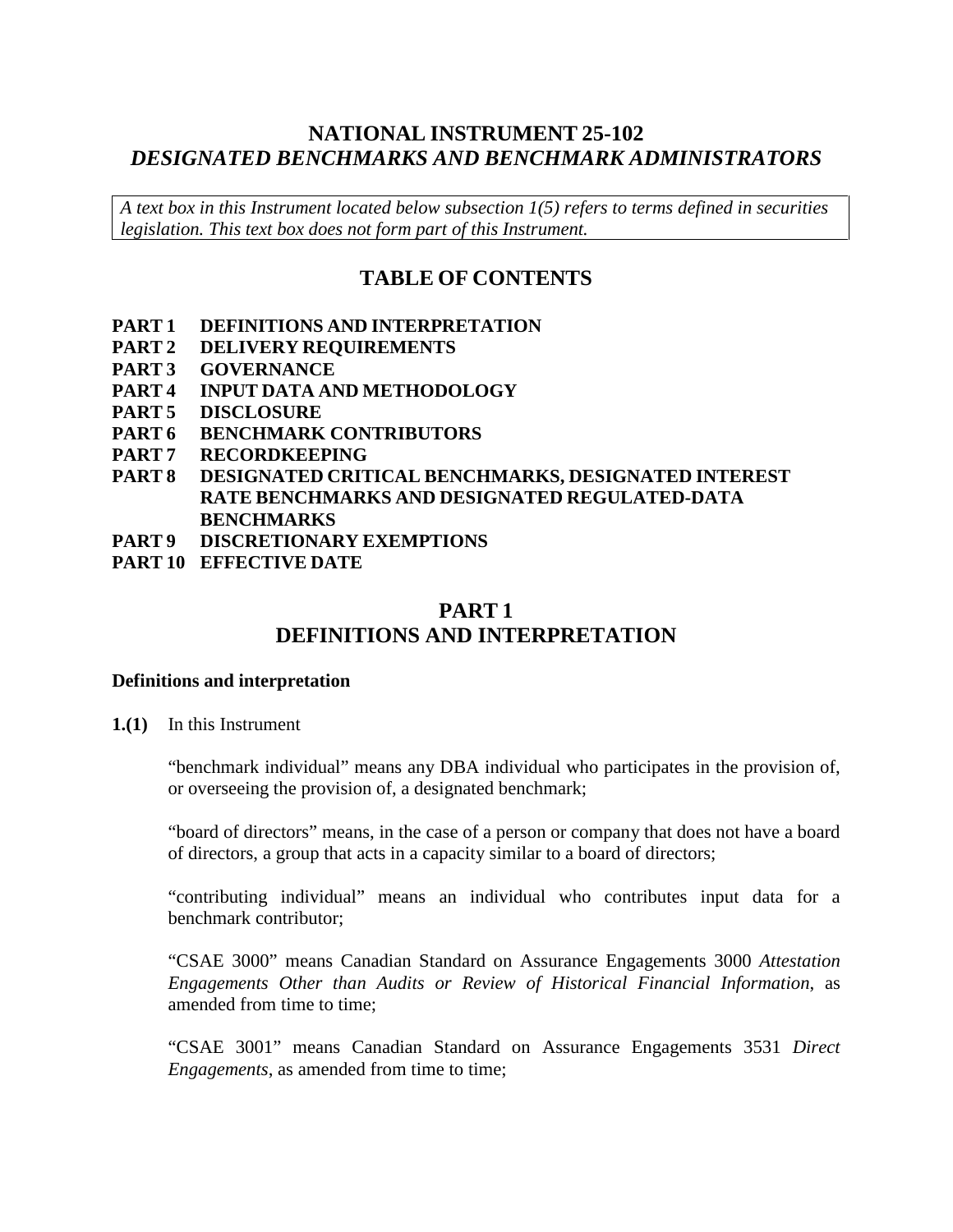# NATIONAL INSTRUMENT 25-102
## *DESIGNATED BENCHMARKS AND BENCHMARK ADMINISTRATORS*

*A text box in this Instrument located below subsection 1(5) refers to terms defined in securities legislation. This text box does not form part of this Instrument.*

## TABLE OF CONTENTS

**PART 1 DEFINITIONS AND INTERPRETATION**
**PART 2 DELIVERY REQUIREMENTS**
**PART 3 GOVERNANCE**
**PART 4 INPUT DATA AND METHODOLOGY**
**PART 5 DISCLOSURE**
**PART 6 BENCHMARK CONTRIBUTORS**
**PART 7 RECORDKEEPING**
**PART 8 DESIGNATED CRITICAL BENCHMARKS, DESIGNATED INTEREST RATE BENCHMARKS AND DESIGNATED REGULATED-DATA BENCHMARKS**
**PART 9 DISCRETIONARY EXEMPTIONS**
**PART 10 EFFECTIVE DATE**

## PART 1
## DEFINITIONS AND INTERPRETATION

**Definitions and interpretation**

**1.(1)** In this Instrument

"benchmark individual" means any DBA individual who participates in the provision of, or overseeing the provision of, a designated benchmark;

"board of directors" means, in the case of a person or company that does not have a board of directors, a group that acts in a capacity similar to a board of directors;

"contributing individual" means an individual who contributes input data for a benchmark contributor;

"CSAE 3000" means Canadian Standard on Assurance Engagements 3000 *Attestation Engagements Other than Audits or Review of Historical Financial Information*, as amended from time to time;

"CSAE 3001" means Canadian Standard on Assurance Engagements 3531 *Direct Engagements*, as amended from time to time;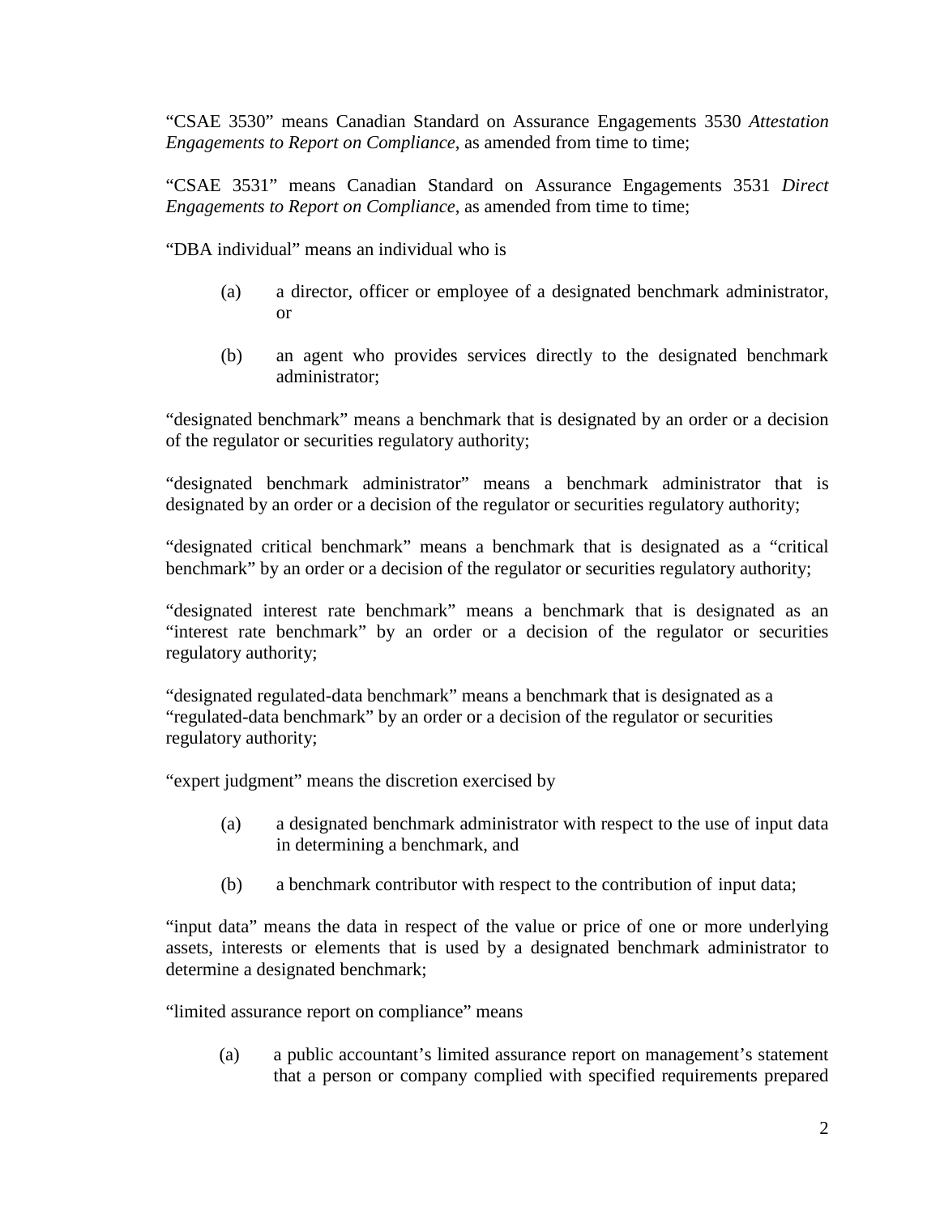“CSAE 3530” means Canadian Standard on Assurance Engagements 3530 *Attestation Engagements to Report on Compliance*, as amended from time to time;

“CSAE 3531” means Canadian Standard on Assurance Engagements 3531 *Direct Engagements to Report on Compliance*, as amended from time to time;

“DBA individual” means an individual who is

(a) a director, officer or employee of a designated benchmark administrator, or

(b) an agent who provides services directly to the designated benchmark administrator;

“designated benchmark” means a benchmark that is designated by an order or a decision of the regulator or securities regulatory authority;

“designated benchmark administrator” means a benchmark administrator that is designated by an order or a decision of the regulator or securities regulatory authority;

“designated critical benchmark” means a benchmark that is designated as a “critical benchmark” by an order or a decision of the regulator or securities regulatory authority;

“designated interest rate benchmark” means a benchmark that is designated as an “interest rate benchmark” by an order or a decision of the regulator or securities regulatory authority;

“designated regulated-data benchmark” means a benchmark that is designated as a “regulated-data benchmark” by an order or a decision of the regulator or securities regulatory authority;

“expert judgment” means the discretion exercised by

(a) a designated benchmark administrator with respect to the use of input data in determining a benchmark, and

(b) a benchmark contributor with respect to the contribution of input data;

“input data” means the data in respect of the value or price of one or more underlying assets, interests or elements that is used by a designated benchmark administrator to determine a designated benchmark;

“limited assurance report on compliance” means

(a) a public accountant’s limited assurance report on management’s statement that a person or company complied with specified requirements prepared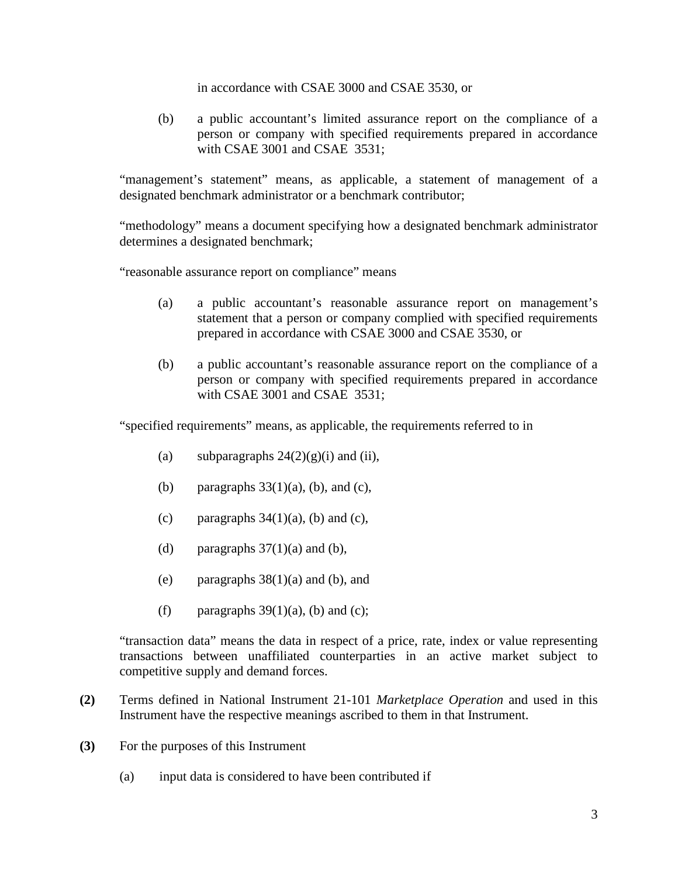in accordance with CSAE 3000 and CSAE 3530, or

(b) a public accountant's limited assurance report on the compliance of a person or company with specified requirements prepared in accordance with CSAE 3001 and CSAE 3531;

"management's statement" means, as applicable, a statement of management of a designated benchmark administrator or a benchmark contributor;

"methodology" means a document specifying how a designated benchmark administrator determines a designated benchmark;

"reasonable assurance report on compliance" means

(a) a public accountant's reasonable assurance report on management's statement that a person or company complied with specified requirements prepared in accordance with CSAE 3000 and CSAE 3530, or

(b) a public accountant's reasonable assurance report on the compliance of a person or company with specified requirements prepared in accordance with CSAE 3001 and CSAE 3531;

"specified requirements" means, as applicable, the requirements referred to in

(a) subparagraphs 24(2)(g)(i) and (ii),

(b) paragraphs 33(1)(a), (b), and (c),

(c) paragraphs 34(1)(a), (b) and (c),

(d) paragraphs 37(1)(a) and (b),

(e) paragraphs 38(1)(a) and (b), and

(f) paragraphs 39(1)(a), (b) and (c);

"transaction data" means the data in respect of a price, rate, index or value representing transactions between unaffiliated counterparties in an active market subject to competitive supply and demand forces.

**(2)** Terms defined in National Instrument 21-101 *Marketplace Operation* and used in this Instrument have the respective meanings ascribed to them in that Instrument.

**(3)** For the purposes of this Instrument

(a) input data is considered to have been contributed if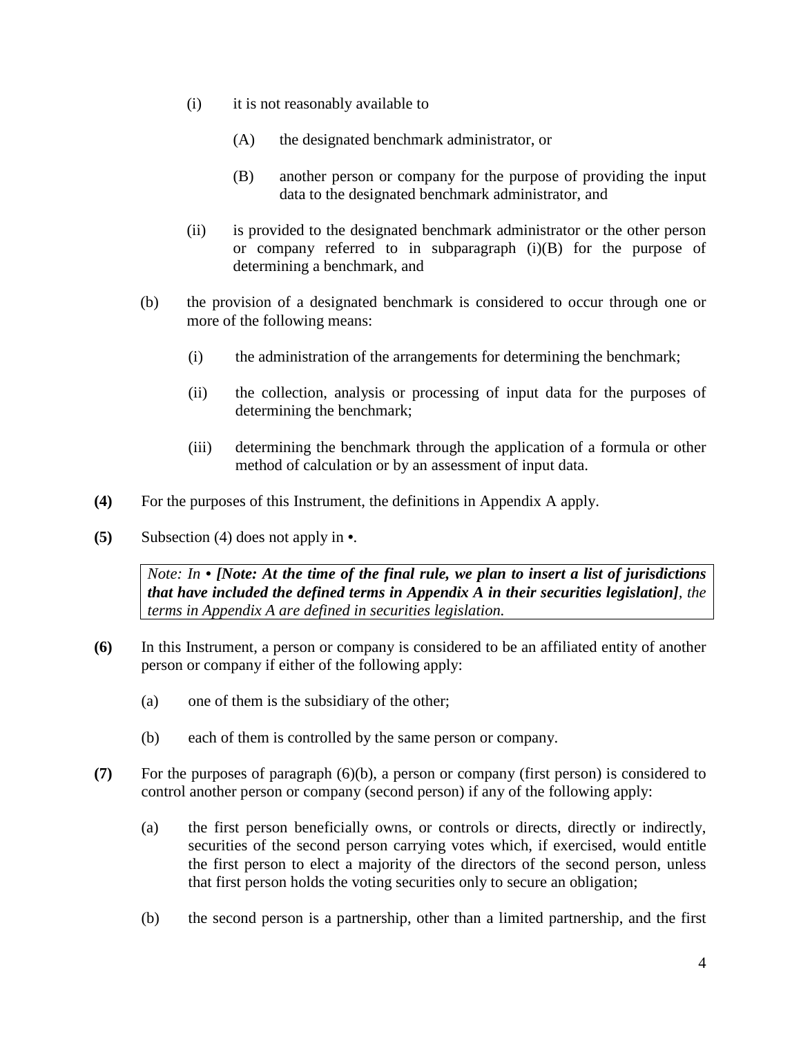(i) it is not reasonably available to

(A) the designated benchmark administrator, or

(B) another person or company for the purpose of providing the input data to the designated benchmark administrator, and

(ii) is provided to the designated benchmark administrator or the other person or company referred to in subparagraph (i)(B) for the purpose of determining a benchmark, and

(b) the provision of a designated benchmark is considered to occur through one or more of the following means:

(i) the administration of the arrangements for determining the benchmark;

(ii) the collection, analysis or processing of input data for the purposes of determining the benchmark;

(iii) determining the benchmark through the application of a formula or other method of calculation or by an assessment of input data.

**(4)** For the purposes of this Instrument, the definitions in Appendix A apply.

**(5)** Subsection (4) does not apply in •.

> *Note: In •* ***[Note: At the time of the final rule, we plan to insert a list of jurisdictions that have included the defined terms in Appendix A in their securities legislation]****, the terms in Appendix A are defined in securities legislation.*

**(6)** In this Instrument, a person or company is considered to be an affiliated entity of another person or company if either of the following apply:

(a) one of them is the subsidiary of the other;

(b) each of them is controlled by the same person or company.

**(7)** For the purposes of paragraph (6)(b), a person or company (first person) is considered to control another person or company (second person) if any of the following apply:

(a) the first person beneficially owns, or controls or directs, directly or indirectly, securities of the second person carrying votes which, if exercised, would entitle the first person to elect a majority of the directors of the second person, unless that first person holds the voting securities only to secure an obligation;

(b) the second person is a partnership, other than a limited partnership, and the first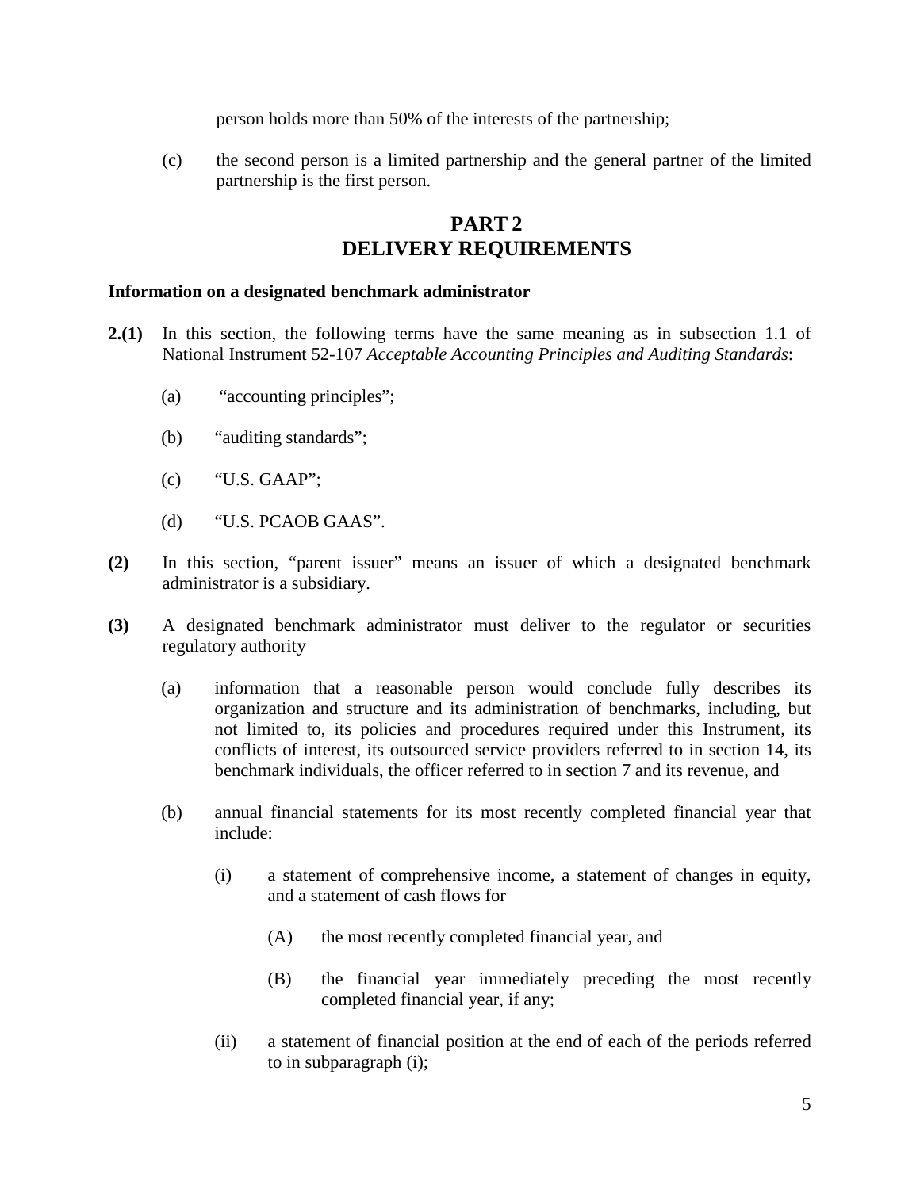person holds more than 50% of the interests of the partnership;

(c) the second person is a limited partnership and the general partner of the limited partnership is the first person.

## PART 2
## DELIVERY REQUIREMENTS

**Information on a designated benchmark administrator**

**2.(1)** In this section, the following terms have the same meaning as in subsection 1.1 of National Instrument 52-107 *Acceptable Accounting Principles and Auditing Standards*:

(a) "accounting principles";

(b) "auditing standards";

(c) "U.S. GAAP";

(d) "U.S. PCAOB GAAS".

**(2)** In this section, "parent issuer" means an issuer of which a designated benchmark administrator is a subsidiary.

**(3)** A designated benchmark administrator must deliver to the regulator or securities regulatory authority

(a) information that a reasonable person would conclude fully describes its organization and structure and its administration of benchmarks, including, but not limited to, its policies and procedures required under this Instrument, its conflicts of interest, its outsourced service providers referred to in section 14, its benchmark individuals, the officer referred to in section 7 and its revenue, and

(b) annual financial statements for its most recently completed financial year that include:

(i) a statement of comprehensive income, a statement of changes in equity, and a statement of cash flows for

(A) the most recently completed financial year, and

(B) the financial year immediately preceding the most recently completed financial year, if any;

(ii) a statement of financial position at the end of each of the periods referred to in subparagraph (i);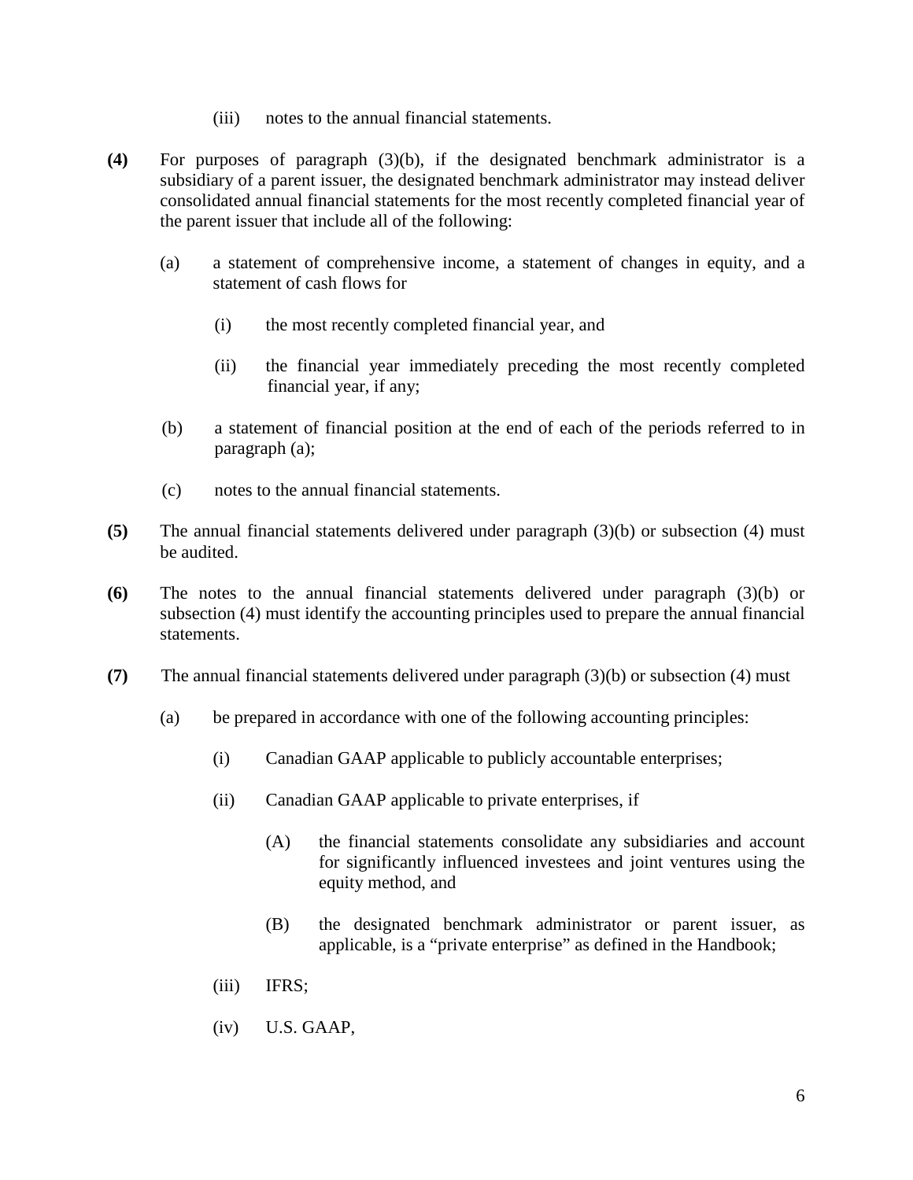(iii) notes to the annual financial statements.

**(4)** For purposes of paragraph (3)(b), if the designated benchmark administrator is a subsidiary of a parent issuer, the designated benchmark administrator may instead deliver consolidated annual financial statements for the most recently completed financial year of the parent issuer that include all of the following:

(a) a statement of comprehensive income, a statement of changes in equity, and a statement of cash flows for

(i) the most recently completed financial year, and

(ii) the financial year immediately preceding the most recently completed financial year, if any;

(b) a statement of financial position at the end of each of the periods referred to in paragraph (a);

(c) notes to the annual financial statements.

**(5)** The annual financial statements delivered under paragraph (3)(b) or subsection (4) must be audited.

**(6)** The notes to the annual financial statements delivered under paragraph (3)(b) or subsection (4) must identify the accounting principles used to prepare the annual financial statements.

**(7)** The annual financial statements delivered under paragraph (3)(b) or subsection (4) must

(a) be prepared in accordance with one of the following accounting principles:

(i) Canadian GAAP applicable to publicly accountable enterprises;

(ii) Canadian GAAP applicable to private enterprises, if

(A) the financial statements consolidate any subsidiaries and account for significantly influenced investees and joint ventures using the equity method, and

(B) the designated benchmark administrator or parent issuer, as applicable, is a "private enterprise" as defined in the Handbook;

(iii) IFRS;

(iv) U.S. GAAP,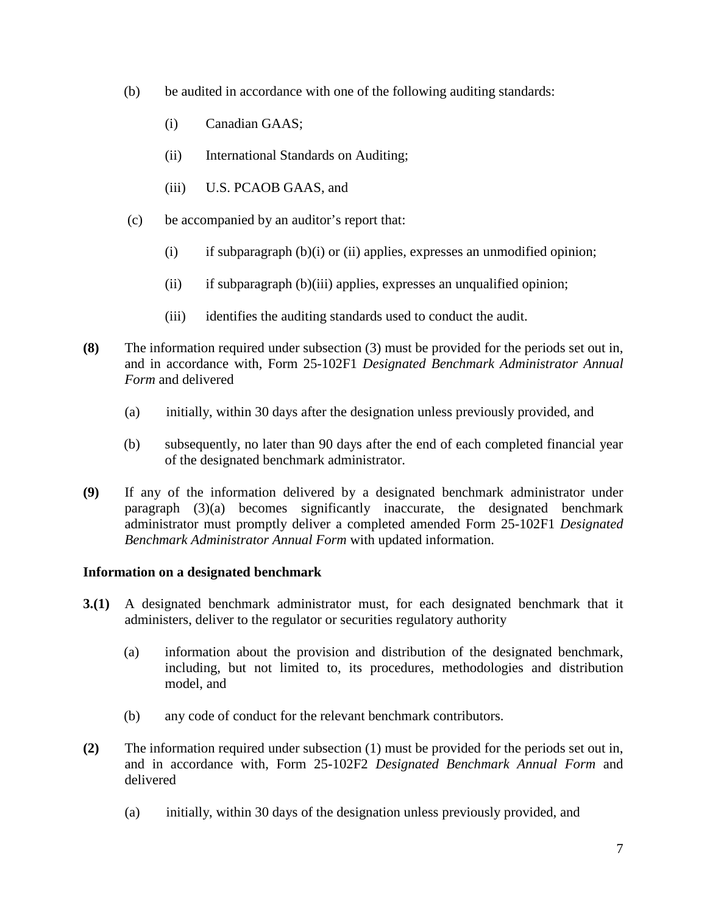(b) be audited in accordance with one of the following auditing standards:

  (i) Canadian GAAS;

  (ii) International Standards on Auditing;

  (iii) U.S. PCAOB GAAS, and

(c) be accompanied by an auditor's report that:

  (i) if subparagraph (b)(i) or (ii) applies, expresses an unmodified opinion;

  (ii) if subparagraph (b)(iii) applies, expresses an unqualified opinion;

  (iii) identifies the auditing standards used to conduct the audit.

**(8)** The information required under subsection (3) must be provided for the periods set out in, and in accordance with, Form 25-102F1 *Designated Benchmark Administrator Annual Form* and delivered

  (a) initially, within 30 days after the designation unless previously provided, and

  (b) subsequently, no later than 90 days after the end of each completed financial year of the designated benchmark administrator.

**(9)** If any of the information delivered by a designated benchmark administrator under paragraph (3)(a) becomes significantly inaccurate, the designated benchmark administrator must promptly deliver a completed amended Form 25-102F1 *Designated Benchmark Administrator Annual Form* with updated information.

**Information on a designated benchmark**

**3.(1)** A designated benchmark administrator must, for each designated benchmark that it administers, deliver to the regulator or securities regulatory authority

  (a) information about the provision and distribution of the designated benchmark, including, but not limited to, its procedures, methodologies and distribution model, and

  (b) any code of conduct for the relevant benchmark contributors.

**(2)** The information required under subsection (1) must be provided for the periods set out in, and in accordance with, Form 25-102F2 *Designated Benchmark Annual Form* and delivered

  (a) initially, within 30 days of the designation unless previously provided, and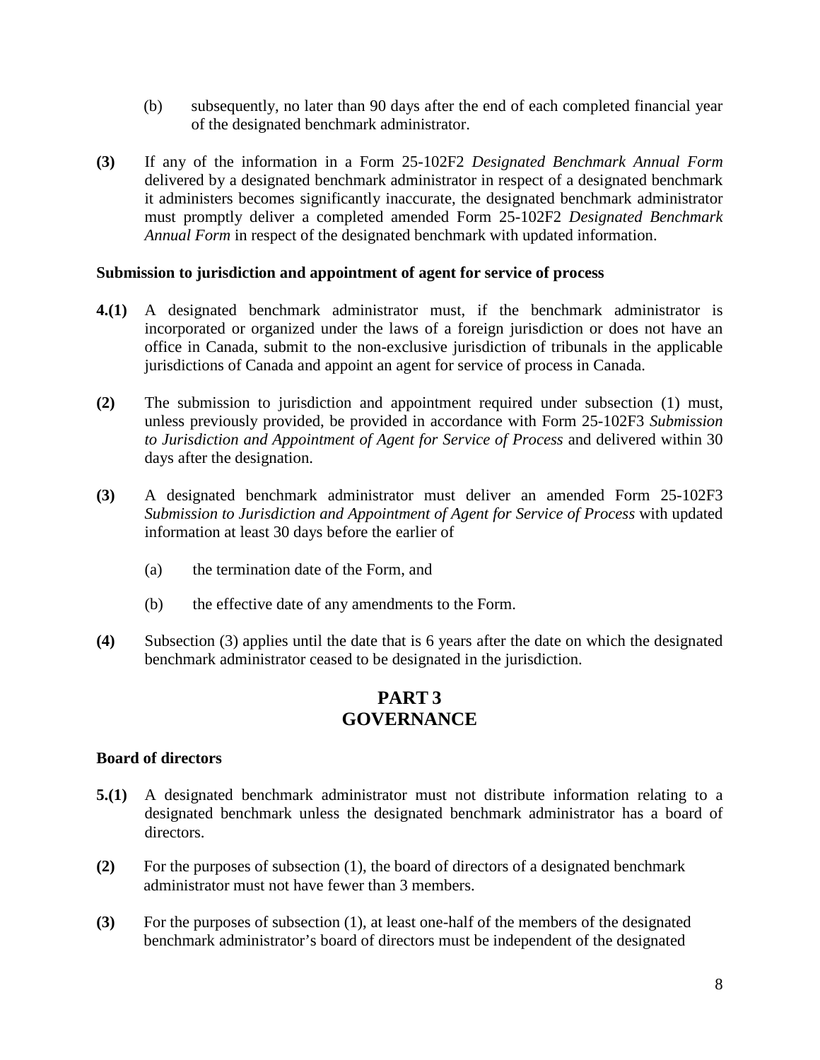(b) subsequently, no later than 90 days after the end of each completed financial year of the designated benchmark administrator.

**(3)** If any of the information in a Form 25-102F2 *Designated Benchmark Annual Form* delivered by a designated benchmark administrator in respect of a designated benchmark it administers becomes significantly inaccurate, the designated benchmark administrator must promptly deliver a completed amended Form 25-102F2 *Designated Benchmark Annual Form* in respect of the designated benchmark with updated information.

**Submission to jurisdiction and appointment of agent for service of process**

**4.(1)** A designated benchmark administrator must, if the benchmark administrator is incorporated or organized under the laws of a foreign jurisdiction or does not have an office in Canada, submit to the non-exclusive jurisdiction of tribunals in the applicable jurisdictions of Canada and appoint an agent for service of process in Canada.

**(2)** The submission to jurisdiction and appointment required under subsection (1) must, unless previously provided, be provided in accordance with Form 25-102F3 *Submission to Jurisdiction and Appointment of Agent for Service of Process* and delivered within 30 days after the designation.

**(3)** A designated benchmark administrator must deliver an amended Form 25-102F3 *Submission to Jurisdiction and Appointment of Agent for Service of Process* with updated information at least 30 days before the earlier of

(a) the termination date of the Form, and

(b) the effective date of any amendments to the Form.

**(4)** Subsection (3) applies until the date that is 6 years after the date on which the designated benchmark administrator ceased to be designated in the jurisdiction.

## PART 3
## GOVERNANCE

**Board of directors**

**5.(1)** A designated benchmark administrator must not distribute information relating to a designated benchmark unless the designated benchmark administrator has a board of directors.

**(2)** For the purposes of subsection (1), the board of directors of a designated benchmark administrator must not have fewer than 3 members.

**(3)** For the purposes of subsection (1), at least one-half of the members of the designated benchmark administrator's board of directors must be independent of the designated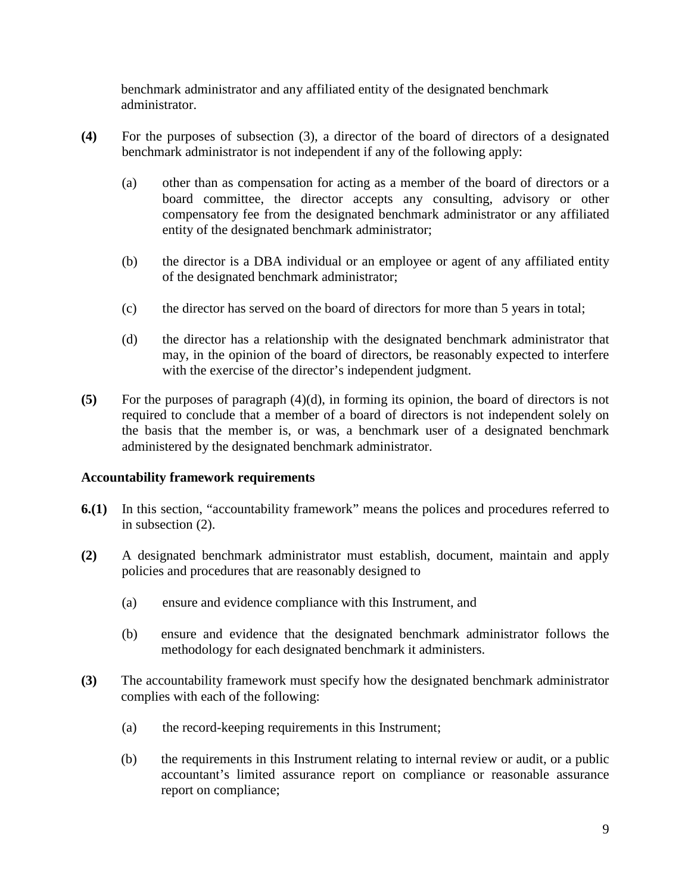benchmark administrator and any affiliated entity of the designated benchmark administrator.

**(4)** For the purposes of subsection (3), a director of the board of directors of a designated benchmark administrator is not independent if any of the following apply:

(a) other than as compensation for acting as a member of the board of directors or a board committee, the director accepts any consulting, advisory or other compensatory fee from the designated benchmark administrator or any affiliated entity of the designated benchmark administrator;

(b) the director is a DBA individual or an employee or agent of any affiliated entity of the designated benchmark administrator;

(c) the director has served on the board of directors for more than 5 years in total;

(d) the director has a relationship with the designated benchmark administrator that may, in the opinion of the board of directors, be reasonably expected to interfere with the exercise of the director's independent judgment.

**(5)** For the purposes of paragraph (4)(d), in forming its opinion, the board of directors is not required to conclude that a member of a board of directors is not independent solely on the basis that the member is, or was, a benchmark user of a designated benchmark administered by the designated benchmark administrator.

**Accountability framework requirements**

**6.(1)** In this section, "accountability framework" means the polices and procedures referred to in subsection (2).

**(2)** A designated benchmark administrator must establish, document, maintain and apply policies and procedures that are reasonably designed to

(a) ensure and evidence compliance with this Instrument, and

(b) ensure and evidence that the designated benchmark administrator follows the methodology for each designated benchmark it administers.

**(3)** The accountability framework must specify how the designated benchmark administrator complies with each of the following:

(a) the record-keeping requirements in this Instrument;

(b) the requirements in this Instrument relating to internal review or audit, or a public accountant's limited assurance report on compliance or reasonable assurance report on compliance;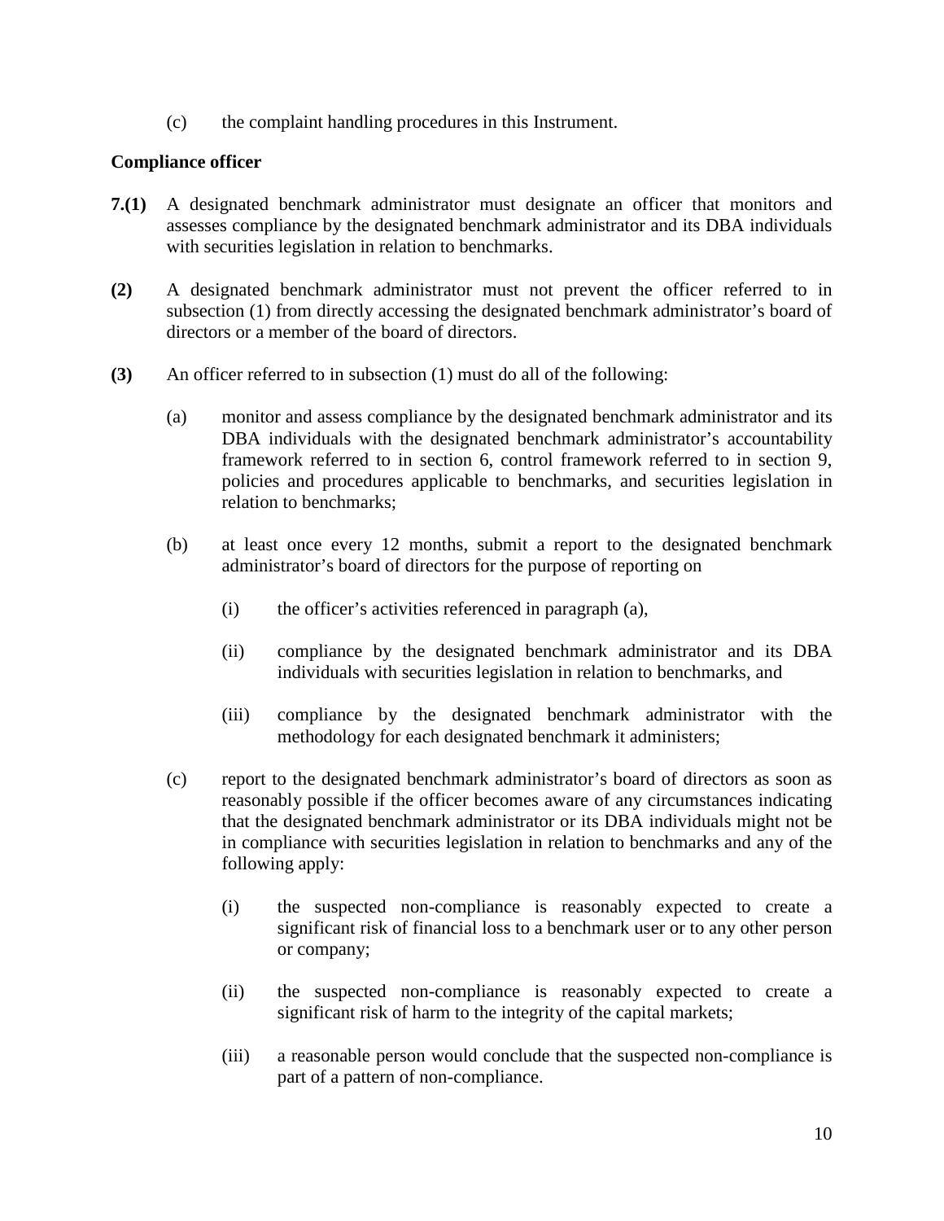(c) the complaint handling procedures in this Instrument.

**Compliance officer**

**7.(1)** A designated benchmark administrator must designate an officer that monitors and assesses compliance by the designated benchmark administrator and its DBA individuals with securities legislation in relation to benchmarks.

**(2)** A designated benchmark administrator must not prevent the officer referred to in subsection (1) from directly accessing the designated benchmark administrator's board of directors or a member of the board of directors.

**(3)** An officer referred to in subsection (1) must do all of the following:

(a) monitor and assess compliance by the designated benchmark administrator and its DBA individuals with the designated benchmark administrator's accountability framework referred to in section 6, control framework referred to in section 9, policies and procedures applicable to benchmarks, and securities legislation in relation to benchmarks;

(b) at least once every 12 months, submit a report to the designated benchmark administrator's board of directors for the purpose of reporting on

(i) the officer's activities referenced in paragraph (a),

(ii) compliance by the designated benchmark administrator and its DBA individuals with securities legislation in relation to benchmarks, and

(iii) compliance by the designated benchmark administrator with the methodology for each designated benchmark it administers;

(c) report to the designated benchmark administrator's board of directors as soon as reasonably possible if the officer becomes aware of any circumstances indicating that the designated benchmark administrator or its DBA individuals might not be in compliance with securities legislation in relation to benchmarks and any of the following apply:

(i) the suspected non-compliance is reasonably expected to create a significant risk of financial loss to a benchmark user or to any other person or company;

(ii) the suspected non-compliance is reasonably expected to create a significant risk of harm to the integrity of the capital markets;

(iii) a reasonable person would conclude that the suspected non-compliance is part of a pattern of non-compliance.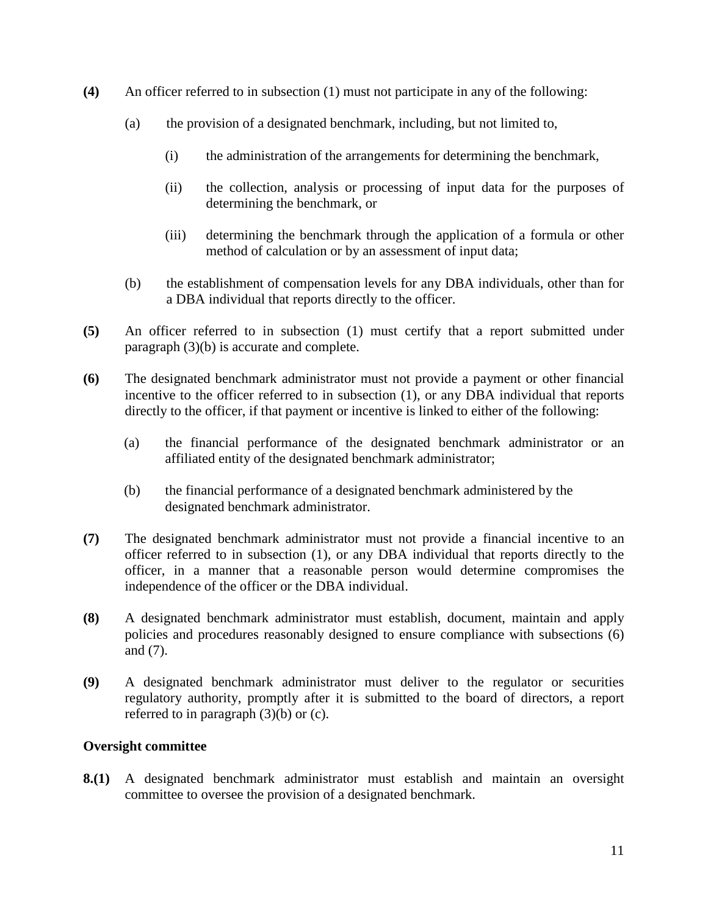**(4)** An officer referred to in subsection (1) must not participate in any of the following:

(a) the provision of a designated benchmark, including, but not limited to,

(i) the administration of the arrangements for determining the benchmark,

(ii) the collection, analysis or processing of input data for the purposes of determining the benchmark, or

(iii) determining the benchmark through the application of a formula or other method of calculation or by an assessment of input data;

(b) the establishment of compensation levels for any DBA individuals, other than for a DBA individual that reports directly to the officer.

**(5)** An officer referred to in subsection (1) must certify that a report submitted under paragraph (3)(b) is accurate and complete.

**(6)** The designated benchmark administrator must not provide a payment or other financial incentive to the officer referred to in subsection (1), or any DBA individual that reports directly to the officer, if that payment or incentive is linked to either of the following:

(a) the financial performance of the designated benchmark administrator or an affiliated entity of the designated benchmark administrator;

(b) the financial performance of a designated benchmark administered by the designated benchmark administrator.

**(7)** The designated benchmark administrator must not provide a financial incentive to an officer referred to in subsection (1), or any DBA individual that reports directly to the officer, in a manner that a reasonable person would determine compromises the independence of the officer or the DBA individual.

**(8)** A designated benchmark administrator must establish, document, maintain and apply policies and procedures reasonably designed to ensure compliance with subsections (6) and (7).

**(9)** A designated benchmark administrator must deliver to the regulator or securities regulatory authority, promptly after it is submitted to the board of directors, a report referred to in paragraph (3)(b) or (c).

**Oversight committee**

**8.(1)** A designated benchmark administrator must establish and maintain an oversight committee to oversee the provision of a designated benchmark.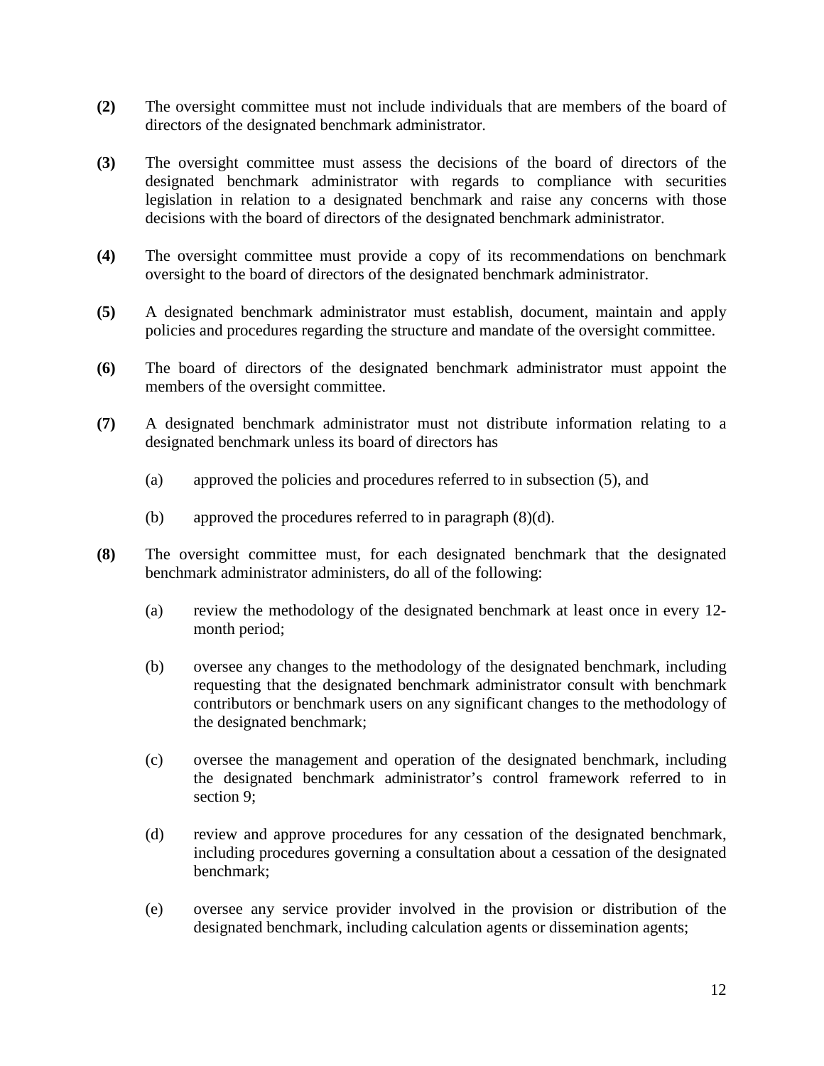**(2)** The oversight committee must not include individuals that are members of the board of directors of the designated benchmark administrator.

**(3)** The oversight committee must assess the decisions of the board of directors of the designated benchmark administrator with regards to compliance with securities legislation in relation to a designated benchmark and raise any concerns with those decisions with the board of directors of the designated benchmark administrator.

**(4)** The oversight committee must provide a copy of its recommendations on benchmark oversight to the board of directors of the designated benchmark administrator.

**(5)** A designated benchmark administrator must establish, document, maintain and apply policies and procedures regarding the structure and mandate of the oversight committee.

**(6)** The board of directors of the designated benchmark administrator must appoint the members of the oversight committee.

**(7)** A designated benchmark administrator must not distribute information relating to a designated benchmark unless its board of directors has

(a) approved the policies and procedures referred to in subsection (5), and

(b) approved the procedures referred to in paragraph (8)(d).

**(8)** The oversight committee must, for each designated benchmark that the designated benchmark administrator administers, do all of the following:

(a) review the methodology of the designated benchmark at least once in every 12-month period;

(b) oversee any changes to the methodology of the designated benchmark, including requesting that the designated benchmark administrator consult with benchmark contributors or benchmark users on any significant changes to the methodology of the designated benchmark;

(c) oversee the management and operation of the designated benchmark, including the designated benchmark administrator's control framework referred to in section 9;

(d) review and approve procedures for any cessation of the designated benchmark, including procedures governing a consultation about a cessation of the designated benchmark;

(e) oversee any service provider involved in the provision or distribution of the designated benchmark, including calculation agents or dissemination agents;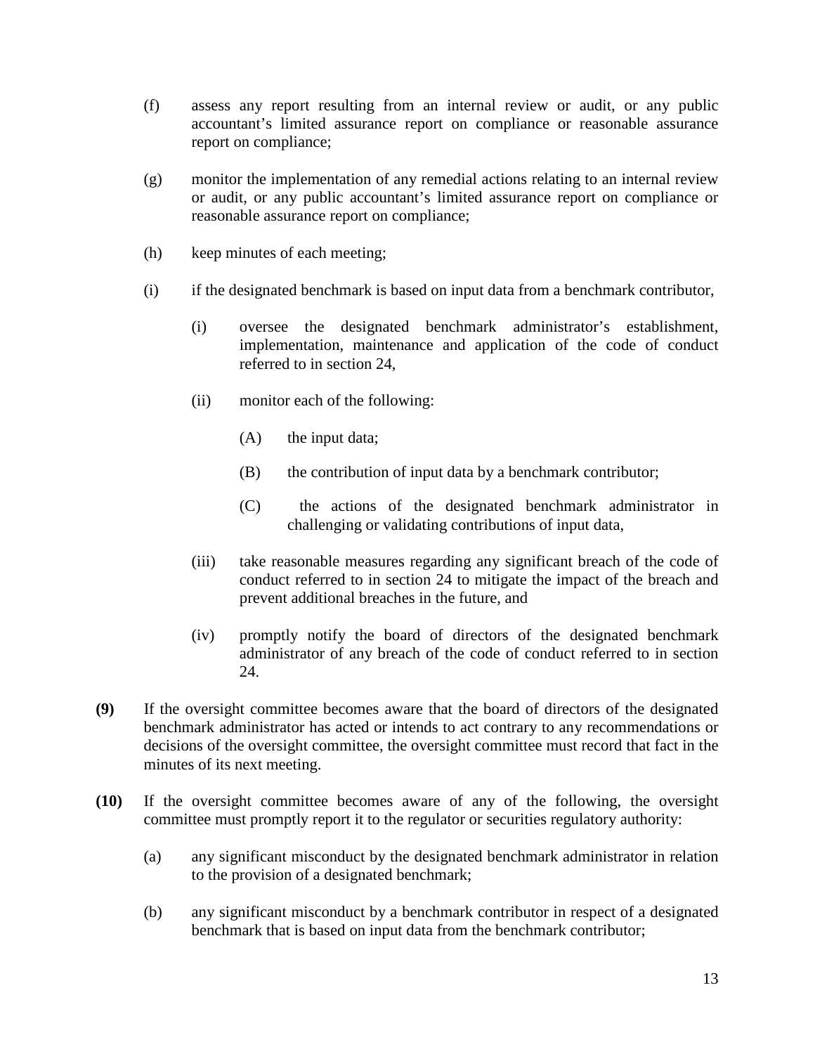(f) assess any report resulting from an internal review or audit, or any public accountant's limited assurance report on compliance or reasonable assurance report on compliance;

(g) monitor the implementation of any remedial actions relating to an internal review or audit, or any public accountant's limited assurance report on compliance or reasonable assurance report on compliance;

(h) keep minutes of each meeting;

(i) if the designated benchmark is based on input data from a benchmark contributor,

  (i) oversee the designated benchmark administrator's establishment, implementation, maintenance and application of the code of conduct referred to in section 24,

  (ii) monitor each of the following:

    (A) the input data;

    (B) the contribution of input data by a benchmark contributor;

    (C) the actions of the designated benchmark administrator in challenging or validating contributions of input data,

  (iii) take reasonable measures regarding any significant breach of the code of conduct referred to in section 24 to mitigate the impact of the breach and prevent additional breaches in the future, and

  (iv) promptly notify the board of directors of the designated benchmark administrator of any breach of the code of conduct referred to in section 24.

**(9)** If the oversight committee becomes aware that the board of directors of the designated benchmark administrator has acted or intends to act contrary to any recommendations or decisions of the oversight committee, the oversight committee must record that fact in the minutes of its next meeting.

**(10)** If the oversight committee becomes aware of any of the following, the oversight committee must promptly report it to the regulator or securities regulatory authority:

(a) any significant misconduct by the designated benchmark administrator in relation to the provision of a designated benchmark;

(b) any significant misconduct by a benchmark contributor in respect of a designated benchmark that is based on input data from the benchmark contributor;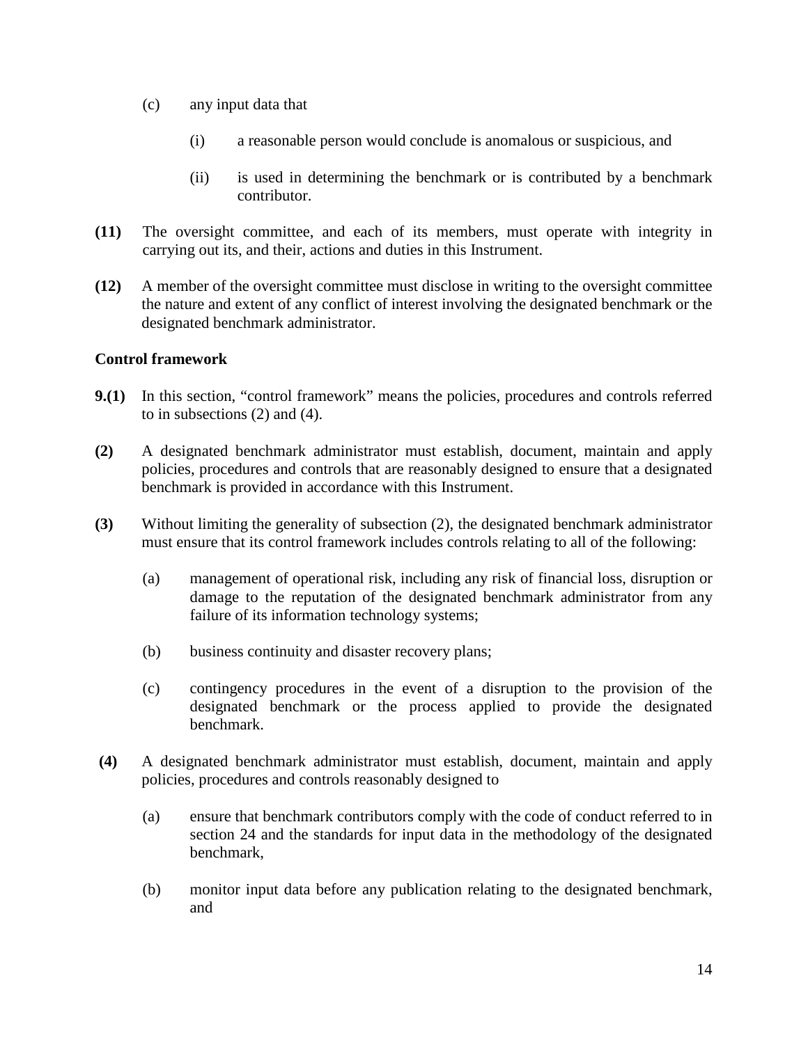(c) any input data that

(i) a reasonable person would conclude is anomalous or suspicious, and

(ii) is used in determining the benchmark or is contributed by a benchmark contributor.

**(11)** The oversight committee, and each of its members, must operate with integrity in carrying out its, and their, actions and duties in this Instrument.

**(12)** A member of the oversight committee must disclose in writing to the oversight committee the nature and extent of any conflict of interest involving the designated benchmark or the designated benchmark administrator.

**Control framework**

**9.(1)** In this section, "control framework" means the policies, procedures and controls referred to in subsections (2) and (4).

**(2)** A designated benchmark administrator must establish, document, maintain and apply policies, procedures and controls that are reasonably designed to ensure that a designated benchmark is provided in accordance with this Instrument.

**(3)** Without limiting the generality of subsection (2), the designated benchmark administrator must ensure that its control framework includes controls relating to all of the following:

(a) management of operational risk, including any risk of financial loss, disruption or damage to the reputation of the designated benchmark administrator from any failure of its information technology systems;

(b) business continuity and disaster recovery plans;

(c) contingency procedures in the event of a disruption to the provision of the designated benchmark or the process applied to provide the designated benchmark.

**(4)** A designated benchmark administrator must establish, document, maintain and apply policies, procedures and controls reasonably designed to

(a) ensure that benchmark contributors comply with the code of conduct referred to in section 24 and the standards for input data in the methodology of the designated benchmark,

(b) monitor input data before any publication relating to the designated benchmark, and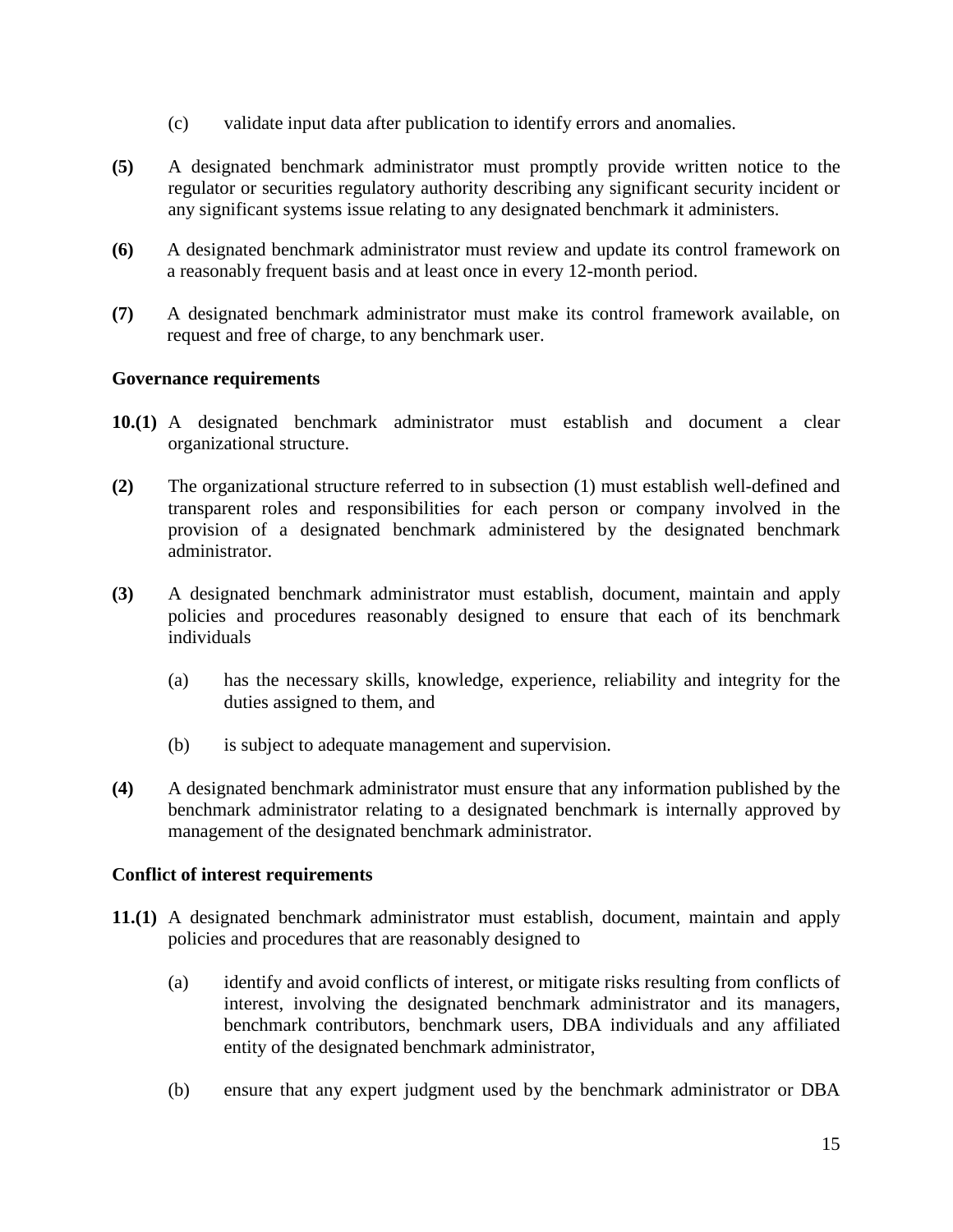(c) validate input data after publication to identify errors and anomalies.

**(5)** A designated benchmark administrator must promptly provide written notice to the regulator or securities regulatory authority describing any significant security incident or any significant systems issue relating to any designated benchmark it administers.

**(6)** A designated benchmark administrator must review and update its control framework on a reasonably frequent basis and at least once in every 12-month period.

**(7)** A designated benchmark administrator must make its control framework available, on request and free of charge, to any benchmark user.

**Governance requirements**

**10.(1)** A designated benchmark administrator must establish and document a clear organizational structure.

**(2)** The organizational structure referred to in subsection (1) must establish well-defined and transparent roles and responsibilities for each person or company involved in the provision of a designated benchmark administered by the designated benchmark administrator.

**(3)** A designated benchmark administrator must establish, document, maintain and apply policies and procedures reasonably designed to ensure that each of its benchmark individuals

(a) has the necessary skills, knowledge, experience, reliability and integrity for the duties assigned to them, and

(b) is subject to adequate management and supervision.

**(4)** A designated benchmark administrator must ensure that any information published by the benchmark administrator relating to a designated benchmark is internally approved by management of the designated benchmark administrator.

**Conflict of interest requirements**

**11.(1)** A designated benchmark administrator must establish, document, maintain and apply policies and procedures that are reasonably designed to

(a) identify and avoid conflicts of interest, or mitigate risks resulting from conflicts of interest, involving the designated benchmark administrator and its managers, benchmark contributors, benchmark users, DBA individuals and any affiliated entity of the designated benchmark administrator,

(b) ensure that any expert judgment used by the benchmark administrator or DBA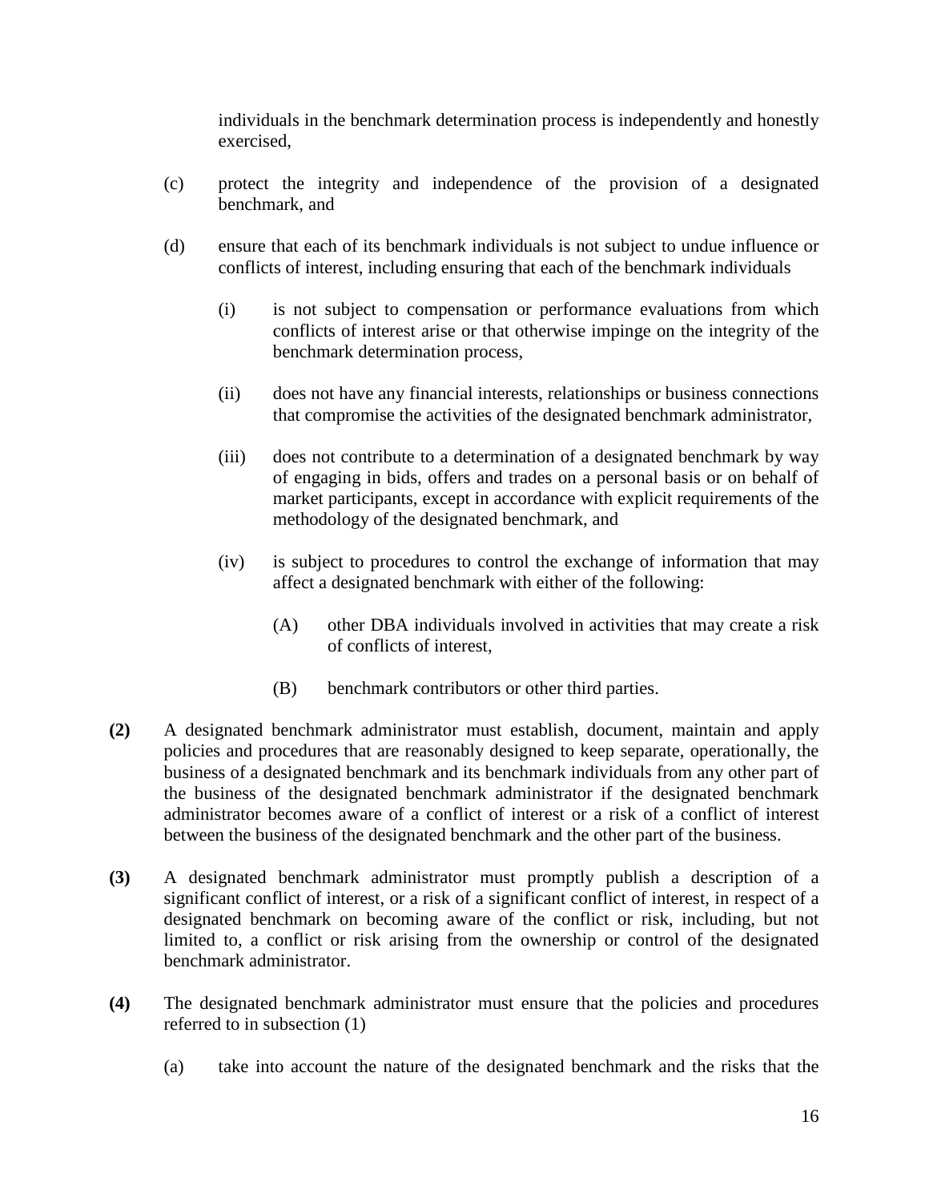individuals in the benchmark determination process is independently and honestly exercised,

(c) protect the integrity and independence of the provision of a designated benchmark, and

(d) ensure that each of its benchmark individuals is not subject to undue influence or conflicts of interest, including ensuring that each of the benchmark individuals

(i) is not subject to compensation or performance evaluations from which conflicts of interest arise or that otherwise impinge on the integrity of the benchmark determination process,

(ii) does not have any financial interests, relationships or business connections that compromise the activities of the designated benchmark administrator,

(iii) does not contribute to a determination of a designated benchmark by way of engaging in bids, offers and trades on a personal basis or on behalf of market participants, except in accordance with explicit requirements of the methodology of the designated benchmark, and

(iv) is subject to procedures to control the exchange of information that may affect a designated benchmark with either of the following:

(A) other DBA individuals involved in activities that may create a risk of conflicts of interest,

(B) benchmark contributors or other third parties.

**(2)** A designated benchmark administrator must establish, document, maintain and apply policies and procedures that are reasonably designed to keep separate, operationally, the business of a designated benchmark and its benchmark individuals from any other part of the business of the designated benchmark administrator if the designated benchmark administrator becomes aware of a conflict of interest or a risk of a conflict of interest between the business of the designated benchmark and the other part of the business.

**(3)** A designated benchmark administrator must promptly publish a description of a significant conflict of interest, or a risk of a significant conflict of interest, in respect of a designated benchmark on becoming aware of the conflict or risk, including, but not limited to, a conflict or risk arising from the ownership or control of the designated benchmark administrator.

**(4)** The designated benchmark administrator must ensure that the policies and procedures referred to in subsection (1)

(a) take into account the nature of the designated benchmark and the risks that the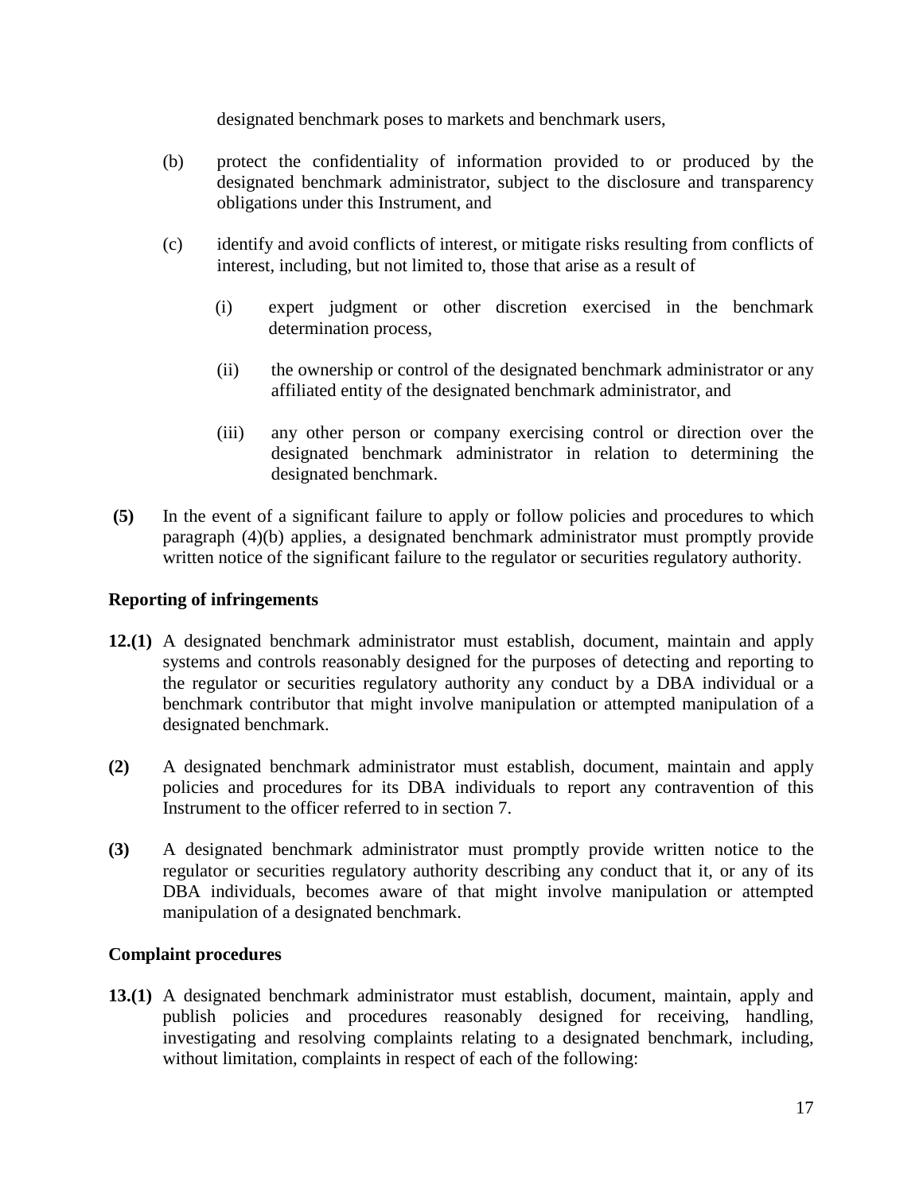designated benchmark poses to markets and benchmark users,

(b) protect the confidentiality of information provided to or produced by the designated benchmark administrator, subject to the disclosure and transparency obligations under this Instrument, and

(c) identify and avoid conflicts of interest, or mitigate risks resulting from conflicts of interest, including, but not limited to, those that arise as a result of

(i) expert judgment or other discretion exercised in the benchmark determination process,

(ii) the ownership or control of the designated benchmark administrator or any affiliated entity of the designated benchmark administrator, and

(iii) any other person or company exercising control or direction over the designated benchmark administrator in relation to determining the designated benchmark.

**(5)** In the event of a significant failure to apply or follow policies and procedures to which paragraph (4)(b) applies, a designated benchmark administrator must promptly provide written notice of the significant failure to the regulator or securities regulatory authority.

**Reporting of infringements**

**12.(1)** A designated benchmark administrator must establish, document, maintain and apply systems and controls reasonably designed for the purposes of detecting and reporting to the regulator or securities regulatory authority any conduct by a DBA individual or a benchmark contributor that might involve manipulation or attempted manipulation of a designated benchmark.

**(2)** A designated benchmark administrator must establish, document, maintain and apply policies and procedures for its DBA individuals to report any contravention of this Instrument to the officer referred to in section 7.

**(3)** A designated benchmark administrator must promptly provide written notice to the regulator or securities regulatory authority describing any conduct that it, or any of its DBA individuals, becomes aware of that might involve manipulation or attempted manipulation of a designated benchmark.

**Complaint procedures**

**13.(1)** A designated benchmark administrator must establish, document, maintain, apply and publish policies and procedures reasonably designed for receiving, handling, investigating and resolving complaints relating to a designated benchmark, including, without limitation, complaints in respect of each of the following: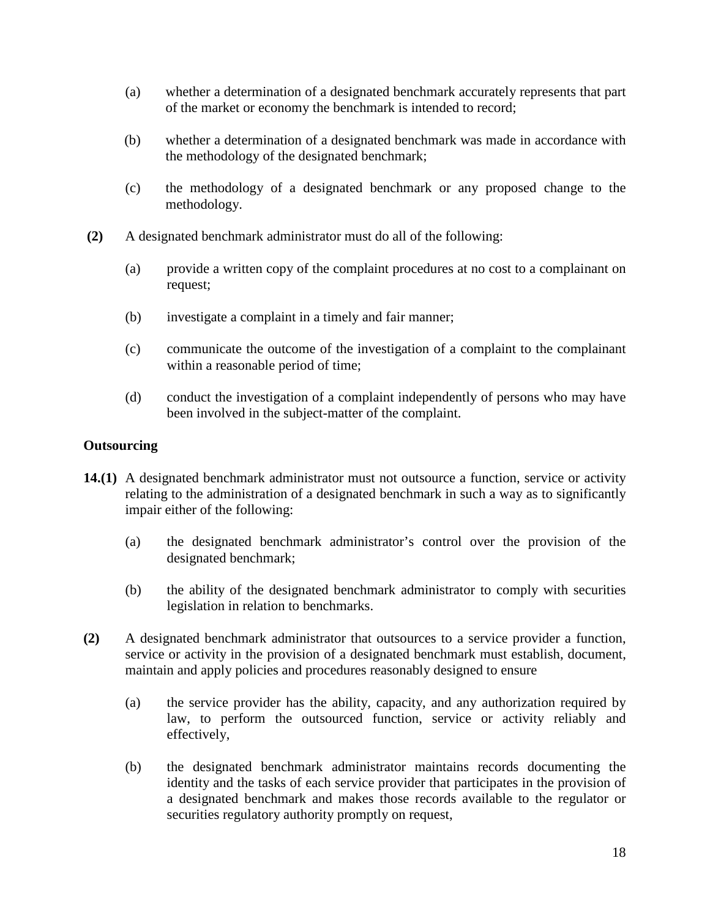(a) whether a determination of a designated benchmark accurately represents that part of the market or economy the benchmark is intended to record;

(b) whether a determination of a designated benchmark was made in accordance with the methodology of the designated benchmark;

(c) the methodology of a designated benchmark or any proposed change to the methodology.

**(2)** A designated benchmark administrator must do all of the following:

(a) provide a written copy of the complaint procedures at no cost to a complainant on request;

(b) investigate a complaint in a timely and fair manner;

(c) communicate the outcome of the investigation of a complaint to the complainant within a reasonable period of time;

(d) conduct the investigation of a complaint independently of persons who may have been involved in the subject-matter of the complaint.

**Outsourcing**

**14.(1)** A designated benchmark administrator must not outsource a function, service or activity relating to the administration of a designated benchmark in such a way as to significantly impair either of the following:

(a) the designated benchmark administrator's control over the provision of the designated benchmark;

(b) the ability of the designated benchmark administrator to comply with securities legislation in relation to benchmarks.

**(2)** A designated benchmark administrator that outsources to a service provider a function, service or activity in the provision of a designated benchmark must establish, document, maintain and apply policies and procedures reasonably designed to ensure

(a) the service provider has the ability, capacity, and any authorization required by law, to perform the outsourced function, service or activity reliably and effectively,

(b) the designated benchmark administrator maintains records documenting the identity and the tasks of each service provider that participates in the provision of a designated benchmark and makes those records available to the regulator or securities regulatory authority promptly on request,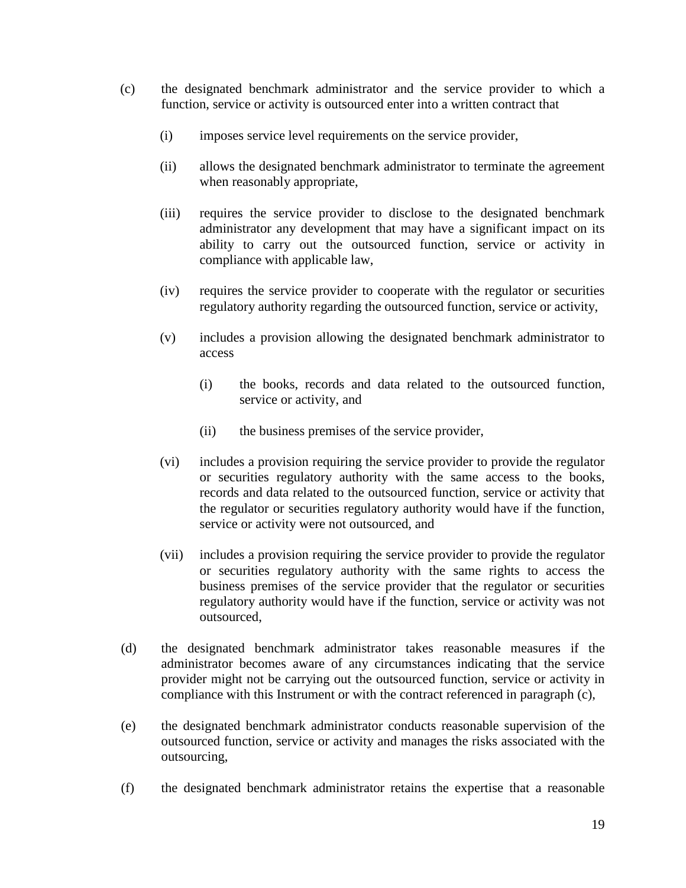(c) the designated benchmark administrator and the service provider to which a function, service or activity is outsourced enter into a written contract that

   (i) imposes service level requirements on the service provider,

   (ii) allows the designated benchmark administrator to terminate the agreement when reasonably appropriate,

   (iii) requires the service provider to disclose to the designated benchmark administrator any development that may have a significant impact on its ability to carry out the outsourced function, service or activity in compliance with applicable law,

   (iv) requires the service provider to cooperate with the regulator or securities regulatory authority regarding the outsourced function, service or activity,

   (v) includes a provision allowing the designated benchmark administrator to access

      (i) the books, records and data related to the outsourced function, service or activity, and

      (ii) the business premises of the service provider,

   (vi) includes a provision requiring the service provider to provide the regulator or securities regulatory authority with the same access to the books, records and data related to the outsourced function, service or activity that the regulator or securities regulatory authority would have if the function, service or activity were not outsourced, and

   (vii) includes a provision requiring the service provider to provide the regulator or securities regulatory authority with the same rights to access the business premises of the service provider that the regulator or securities regulatory authority would have if the function, service or activity was not outsourced,

(d) the designated benchmark administrator takes reasonable measures if the administrator becomes aware of any circumstances indicating that the service provider might not be carrying out the outsourced function, service or activity in compliance with this Instrument or with the contract referenced in paragraph (c),

(e) the designated benchmark administrator conducts reasonable supervision of the outsourced function, service or activity and manages the risks associated with the outsourcing,

(f) the designated benchmark administrator retains the expertise that a reasonable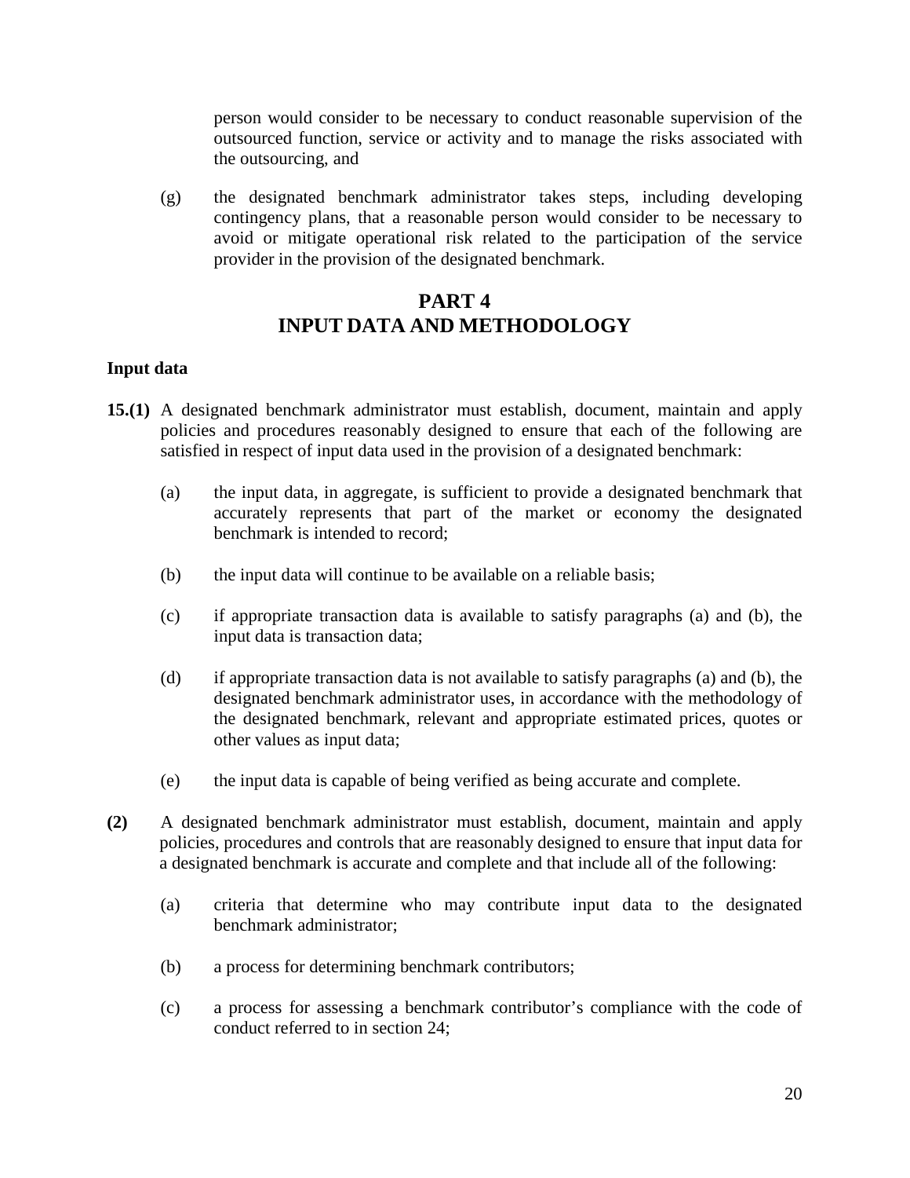person would consider to be necessary to conduct reasonable supervision of the outsourced function, service or activity and to manage the risks associated with the outsourcing, and

(g) the designated benchmark administrator takes steps, including developing contingency plans, that a reasonable person would consider to be necessary to avoid or mitigate operational risk related to the participation of the service provider in the provision of the designated benchmark.

## PART 4
## INPUT DATA AND METHODOLOGY

**Input data**

**15.(1)** A designated benchmark administrator must establish, document, maintain and apply policies and procedures reasonably designed to ensure that each of the following are satisfied in respect of input data used in the provision of a designated benchmark:

(a) the input data, in aggregate, is sufficient to provide a designated benchmark that accurately represents that part of the market or economy the designated benchmark is intended to record;

(b) the input data will continue to be available on a reliable basis;

(c) if appropriate transaction data is available to satisfy paragraphs (a) and (b), the input data is transaction data;

(d) if appropriate transaction data is not available to satisfy paragraphs (a) and (b), the designated benchmark administrator uses, in accordance with the methodology of the designated benchmark, relevant and appropriate estimated prices, quotes or other values as input data;

(e) the input data is capable of being verified as being accurate and complete.

**(2)** A designated benchmark administrator must establish, document, maintain and apply policies, procedures and controls that are reasonably designed to ensure that input data for a designated benchmark is accurate and complete and that include all of the following:

(a) criteria that determine who may contribute input data to the designated benchmark administrator;

(b) a process for determining benchmark contributors;

(c) a process for assessing a benchmark contributor's compliance with the code of conduct referred to in section 24;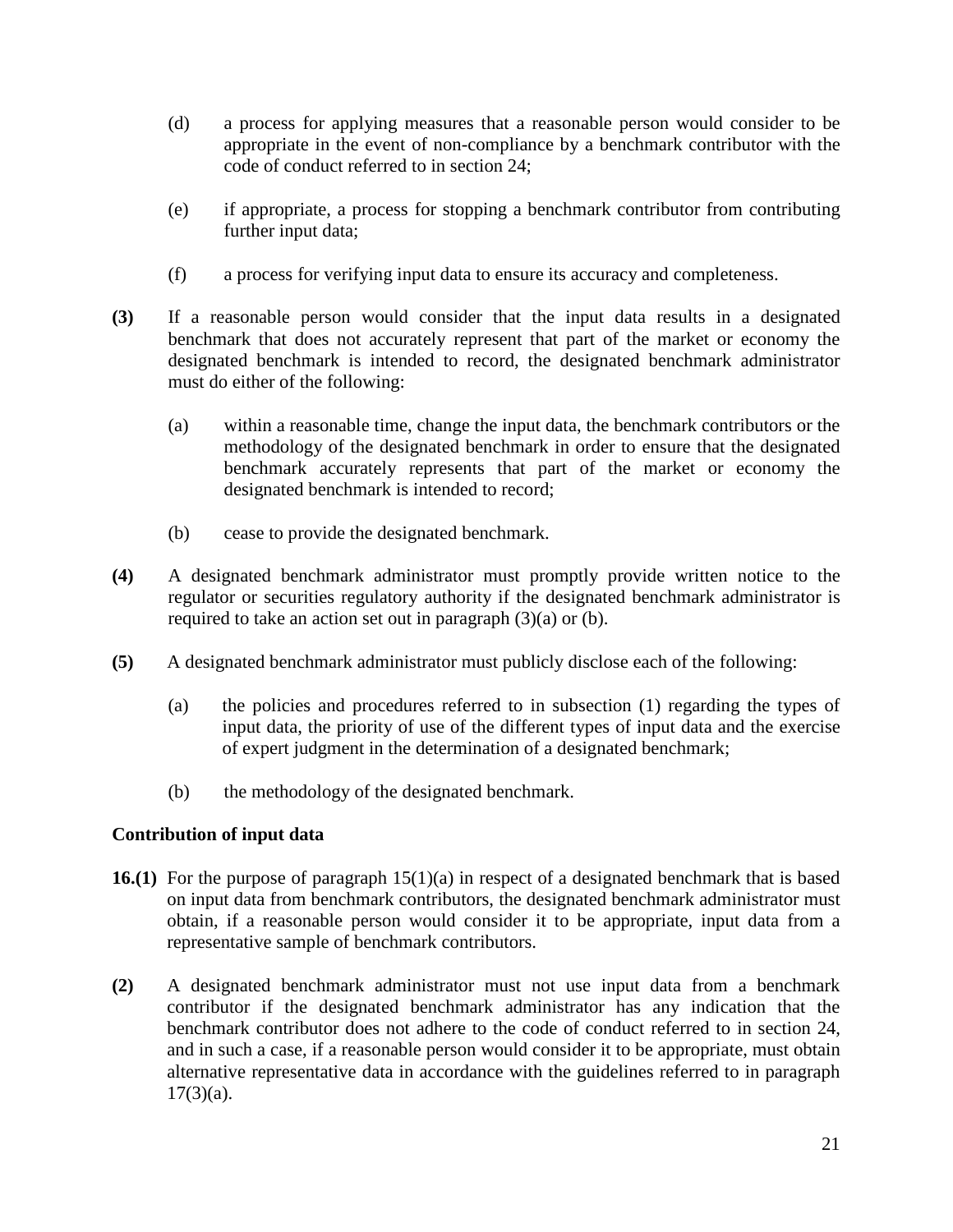(d) a process for applying measures that a reasonable person would consider to be appropriate in the event of non-compliance by a benchmark contributor with the code of conduct referred to in section 24;

(e) if appropriate, a process for stopping a benchmark contributor from contributing further input data;

(f) a process for verifying input data to ensure its accuracy and completeness.

**(3)** If a reasonable person would consider that the input data results in a designated benchmark that does not accurately represent that part of the market or economy the designated benchmark is intended to record, the designated benchmark administrator must do either of the following:

(a) within a reasonable time, change the input data, the benchmark contributors or the methodology of the designated benchmark in order to ensure that the designated benchmark accurately represents that part of the market or economy the designated benchmark is intended to record;

(b) cease to provide the designated benchmark.

**(4)** A designated benchmark administrator must promptly provide written notice to the regulator or securities regulatory authority if the designated benchmark administrator is required to take an action set out in paragraph (3)(a) or (b).

**(5)** A designated benchmark administrator must publicly disclose each of the following:

(a) the policies and procedures referred to in subsection (1) regarding the types of input data, the priority of use of the different types of input data and the exercise of expert judgment in the determination of a designated benchmark;

(b) the methodology of the designated benchmark.

**Contribution of input data**

**16.(1)** For the purpose of paragraph 15(1)(a) in respect of a designated benchmark that is based on input data from benchmark contributors, the designated benchmark administrator must obtain, if a reasonable person would consider it to be appropriate, input data from a representative sample of benchmark contributors.

**(2)** A designated benchmark administrator must not use input data from a benchmark contributor if the designated benchmark administrator has any indication that the benchmark contributor does not adhere to the code of conduct referred to in section 24, and in such a case, if a reasonable person would consider it to be appropriate, must obtain alternative representative data in accordance with the guidelines referred to in paragraph 17(3)(a).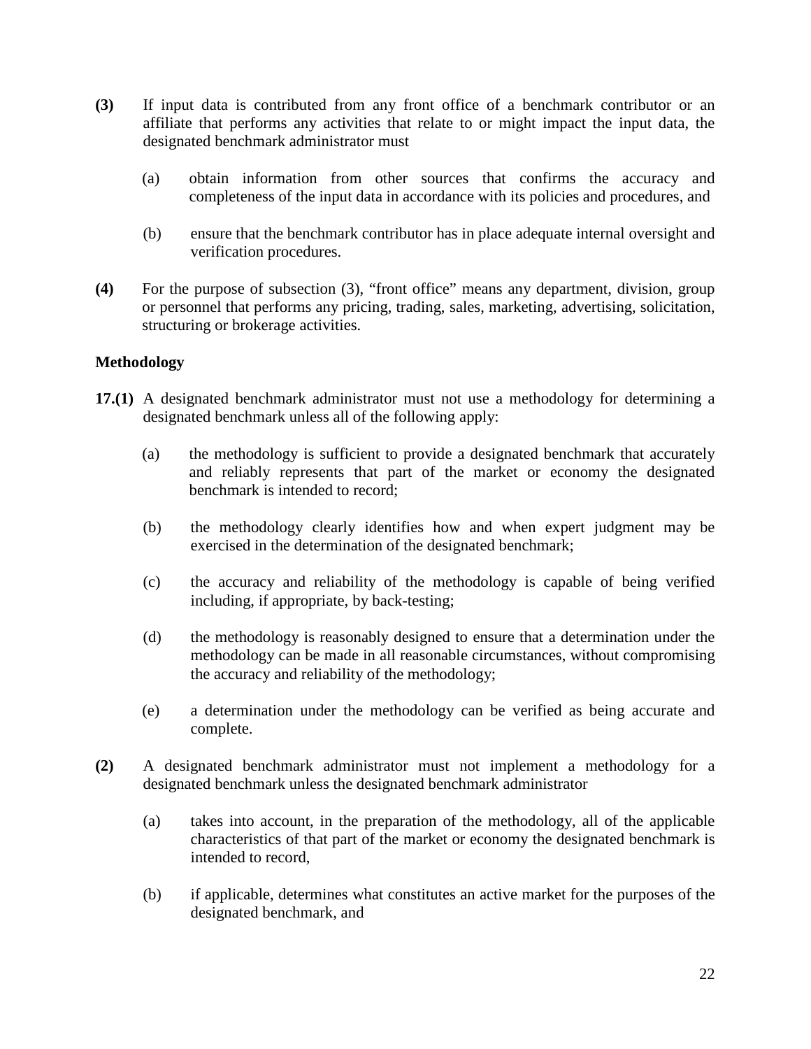**(3)** If input data is contributed from any front office of a benchmark contributor or an affiliate that performs any activities that relate to or might impact the input data, the designated benchmark administrator must

(a) obtain information from other sources that confirms the accuracy and completeness of the input data in accordance with its policies and procedures, and

(b) ensure that the benchmark contributor has in place adequate internal oversight and verification procedures.

**(4)** For the purpose of subsection (3), "front office" means any department, division, group or personnel that performs any pricing, trading, sales, marketing, advertising, solicitation, structuring or brokerage activities.

**Methodology**

**17.(1)** A designated benchmark administrator must not use a methodology for determining a designated benchmark unless all of the following apply:

(a) the methodology is sufficient to provide a designated benchmark that accurately and reliably represents that part of the market or economy the designated benchmark is intended to record;

(b) the methodology clearly identifies how and when expert judgment may be exercised in the determination of the designated benchmark;

(c) the accuracy and reliability of the methodology is capable of being verified including, if appropriate, by back-testing;

(d) the methodology is reasonably designed to ensure that a determination under the methodology can be made in all reasonable circumstances, without compromising the accuracy and reliability of the methodology;

(e) a determination under the methodology can be verified as being accurate and complete.

**(2)** A designated benchmark administrator must not implement a methodology for a designated benchmark unless the designated benchmark administrator

(a) takes into account, in the preparation of the methodology, all of the applicable characteristics of that part of the market or economy the designated benchmark is intended to record,

(b) if applicable, determines what constitutes an active market for the purposes of the designated benchmark, and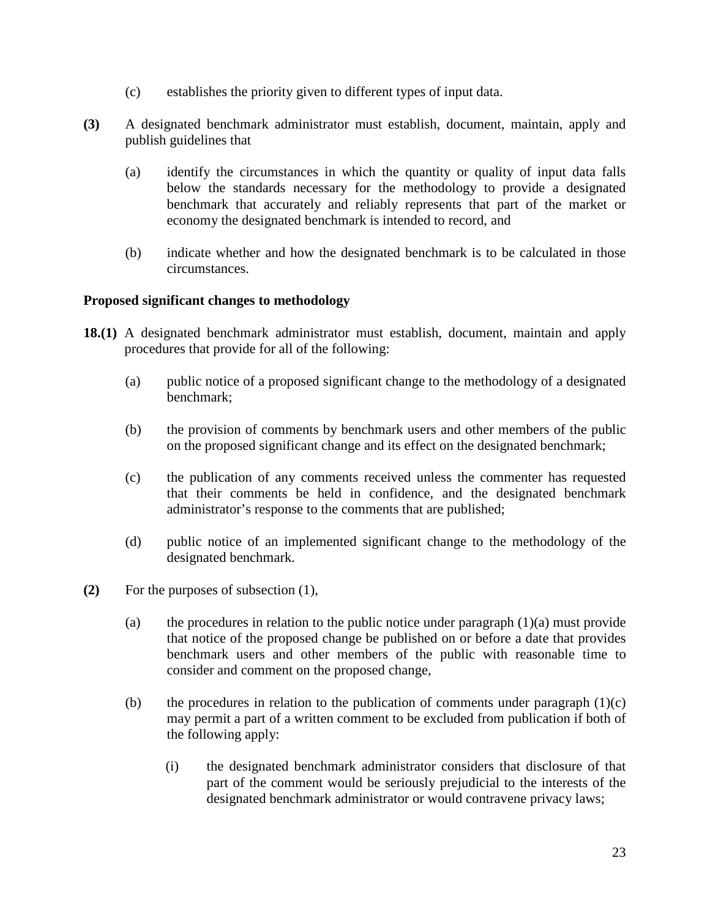(c) establishes the priority given to different types of input data.

**(3)** A designated benchmark administrator must establish, document, maintain, apply and publish guidelines that

(a) identify the circumstances in which the quantity or quality of input data falls below the standards necessary for the methodology to provide a designated benchmark that accurately and reliably represents that part of the market or economy the designated benchmark is intended to record, and

(b) indicate whether and how the designated benchmark is to be calculated in those circumstances.

**Proposed significant changes to methodology**

**18.(1)** A designated benchmark administrator must establish, document, maintain and apply procedures that provide for all of the following:

(a) public notice of a proposed significant change to the methodology of a designated benchmark;

(b) the provision of comments by benchmark users and other members of the public on the proposed significant change and its effect on the designated benchmark;

(c) the publication of any comments received unless the commenter has requested that their comments be held in confidence, and the designated benchmark administrator's response to the comments that are published;

(d) public notice of an implemented significant change to the methodology of the designated benchmark.

**(2)** For the purposes of subsection (1),

(a) the procedures in relation to the public notice under paragraph (1)(a) must provide that notice of the proposed change be published on or before a date that provides benchmark users and other members of the public with reasonable time to consider and comment on the proposed change,

(b) the procedures in relation to the publication of comments under paragraph (1)(c) may permit a part of a written comment to be excluded from publication if both of the following apply:

(i) the designated benchmark administrator considers that disclosure of that part of the comment would be seriously prejudicial to the interests of the designated benchmark administrator or would contravene privacy laws;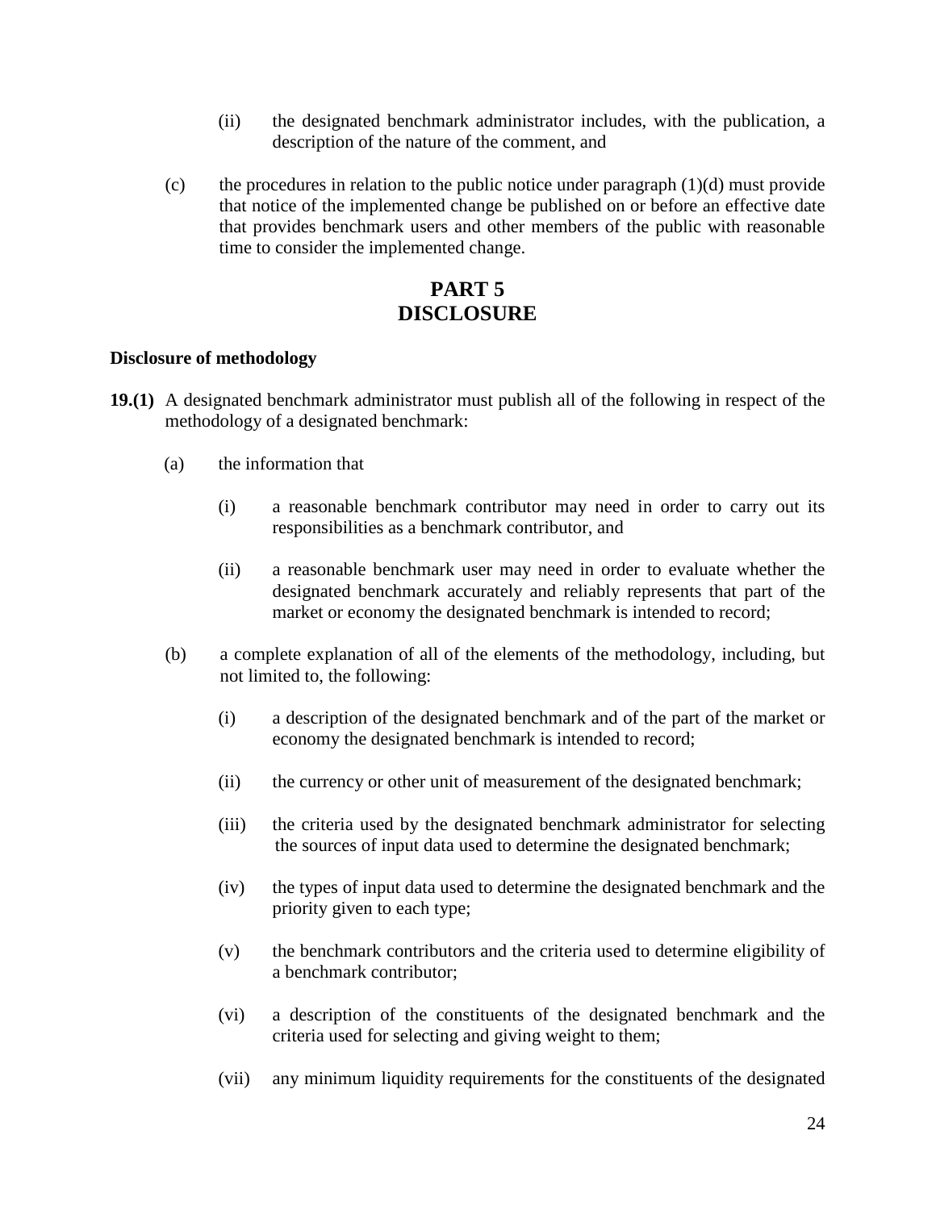(ii) the designated benchmark administrator includes, with the publication, a description of the nature of the comment, and

(c) the procedures in relation to the public notice under paragraph (1)(d) must provide that notice of the implemented change be published on or before an effective date that provides benchmark users and other members of the public with reasonable time to consider the implemented change.

# PART 5
# DISCLOSURE

**Disclosure of methodology**

**19.(1)** A designated benchmark administrator must publish all of the following in respect of the methodology of a designated benchmark:

(a) the information that

(i) a reasonable benchmark contributor may need in order to carry out its responsibilities as a benchmark contributor, and

(ii) a reasonable benchmark user may need in order to evaluate whether the designated benchmark accurately and reliably represents that part of the market or economy the designated benchmark is intended to record;

(b) a complete explanation of all of the elements of the methodology, including, but not limited to, the following:

(i) a description of the designated benchmark and of the part of the market or economy the designated benchmark is intended to record;

(ii) the currency or other unit of measurement of the designated benchmark;

(iii) the criteria used by the designated benchmark administrator for selecting the sources of input data used to determine the designated benchmark;

(iv) the types of input data used to determine the designated benchmark and the priority given to each type;

(v) the benchmark contributors and the criteria used to determine eligibility of a benchmark contributor;

(vi) a description of the constituents of the designated benchmark and the criteria used for selecting and giving weight to them;

(vii) any minimum liquidity requirements for the constituents of the designated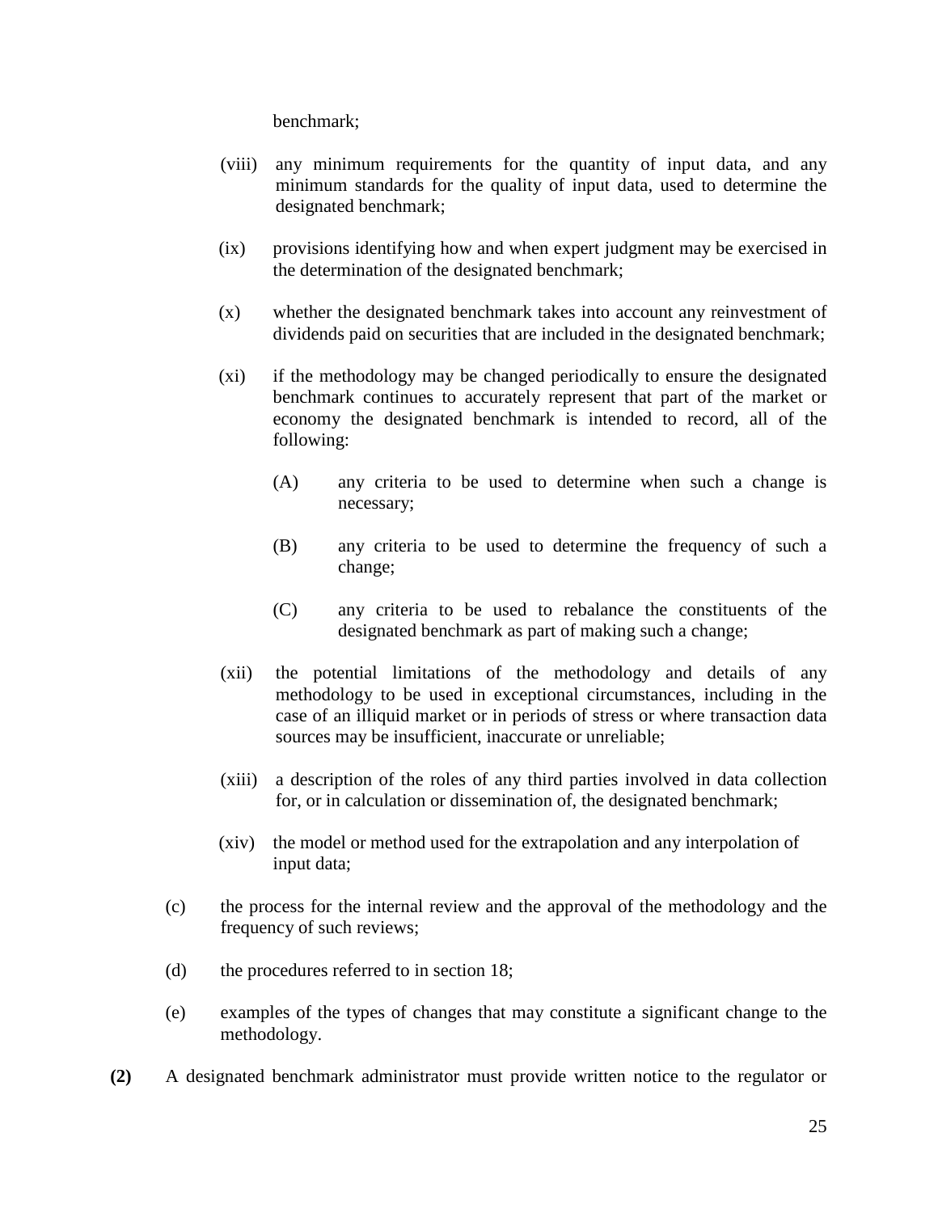benchmark;

(viii) any minimum requirements for the quantity of input data, and any minimum standards for the quality of input data, used to determine the designated benchmark;

(ix) provisions identifying how and when expert judgment may be exercised in the determination of the designated benchmark;

(x) whether the designated benchmark takes into account any reinvestment of dividends paid on securities that are included in the designated benchmark;

(xi) if the methodology may be changed periodically to ensure the designated benchmark continues to accurately represent that part of the market or economy the designated benchmark is intended to record, all of the following:

(A) any criteria to be used to determine when such a change is necessary;

(B) any criteria to be used to determine the frequency of such a change;

(C) any criteria to be used to rebalance the constituents of the designated benchmark as part of making such a change;

(xii) the potential limitations of the methodology and details of any methodology to be used in exceptional circumstances, including in the case of an illiquid market or in periods of stress or where transaction data sources may be insufficient, inaccurate or unreliable;

(xiii) a description of the roles of any third parties involved in data collection for, or in calculation or dissemination of, the designated benchmark;

(xiv) the model or method used for the extrapolation and any interpolation of input data;

(c) the process for the internal review and the approval of the methodology and the frequency of such reviews;

(d) the procedures referred to in section 18;

(e) examples of the types of changes that may constitute a significant change to the methodology.

**(2)** A designated benchmark administrator must provide written notice to the regulator or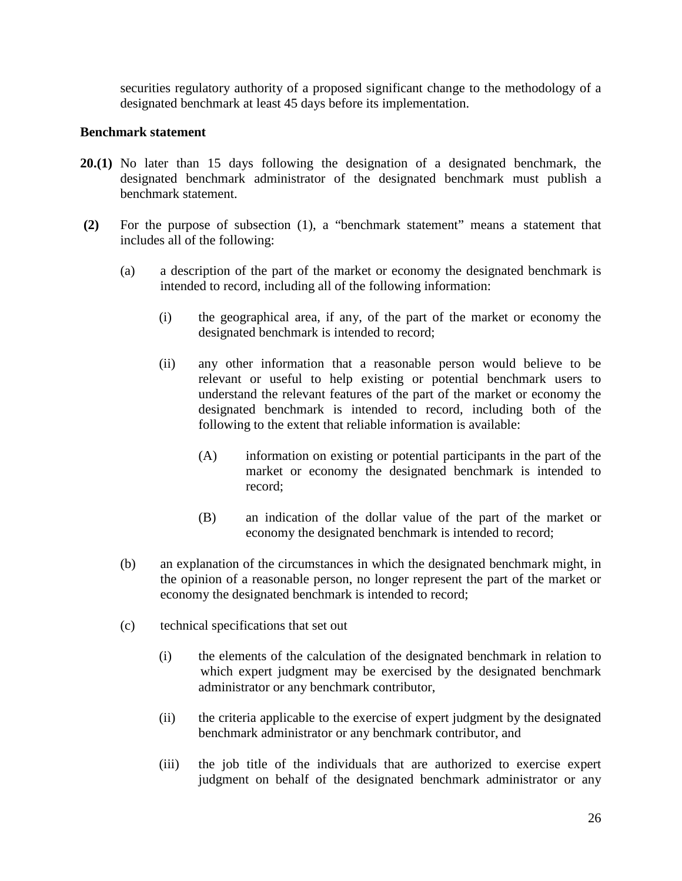securities regulatory authority of a proposed significant change to the methodology of a designated benchmark at least 45 days before its implementation.

**Benchmark statement**

**20.(1)** No later than 15 days following the designation of a designated benchmark, the designated benchmark administrator of the designated benchmark must publish a benchmark statement.

**(2)** For the purpose of subsection (1), a "benchmark statement" means a statement that includes all of the following:

(a) a description of the part of the market or economy the designated benchmark is intended to record, including all of the following information:

(i) the geographical area, if any, of the part of the market or economy the designated benchmark is intended to record;

(ii) any other information that a reasonable person would believe to be relevant or useful to help existing or potential benchmark users to understand the relevant features of the part of the market or economy the designated benchmark is intended to record, including both of the following to the extent that reliable information is available:

(A) information on existing or potential participants in the part of the market or economy the designated benchmark is intended to record;

(B) an indication of the dollar value of the part of the market or economy the designated benchmark is intended to record;

(b) an explanation of the circumstances in which the designated benchmark might, in the opinion of a reasonable person, no longer represent the part of the market or economy the designated benchmark is intended to record;

(c) technical specifications that set out

(i) the elements of the calculation of the designated benchmark in relation to which expert judgment may be exercised by the designated benchmark administrator or any benchmark contributor,

(ii) the criteria applicable to the exercise of expert judgment by the designated benchmark administrator or any benchmark contributor, and

(iii) the job title of the individuals that are authorized to exercise expert judgment on behalf of the designated benchmark administrator or any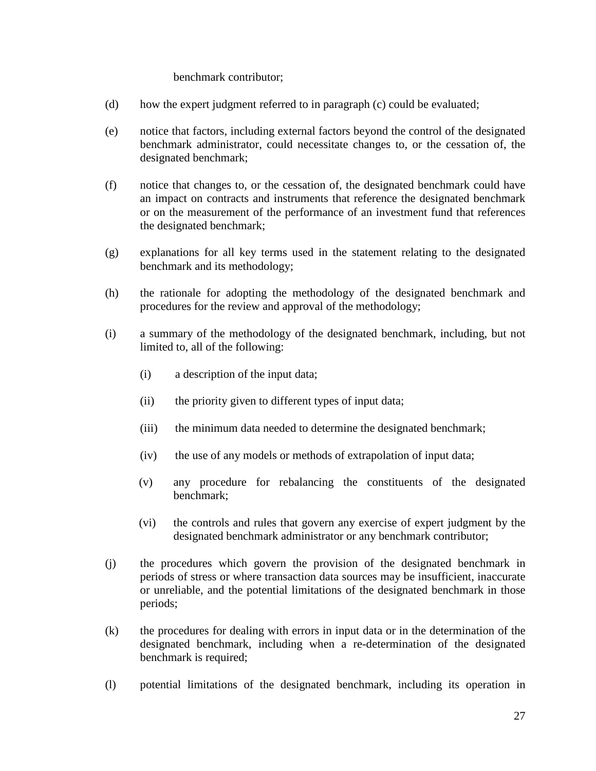benchmark contributor;

(d) how the expert judgment referred to in paragraph (c) could be evaluated;

(e) notice that factors, including external factors beyond the control of the designated benchmark administrator, could necessitate changes to, or the cessation of, the designated benchmark;

(f) notice that changes to, or the cessation of, the designated benchmark could have an impact on contracts and instruments that reference the designated benchmark or on the measurement of the performance of an investment fund that references the designated benchmark;

(g) explanations for all key terms used in the statement relating to the designated benchmark and its methodology;

(h) the rationale for adopting the methodology of the designated benchmark and procedures for the review and approval of the methodology;

(i) a summary of the methodology of the designated benchmark, including, but not limited to, all of the following:

  (i) a description of the input data;

  (ii) the priority given to different types of input data;

  (iii) the minimum data needed to determine the designated benchmark;

  (iv) the use of any models or methods of extrapolation of input data;

  (v) any procedure for rebalancing the constituents of the designated benchmark;

  (vi) the controls and rules that govern any exercise of expert judgment by the designated benchmark administrator or any benchmark contributor;

(j) the procedures which govern the provision of the designated benchmark in periods of stress or where transaction data sources may be insufficient, inaccurate or unreliable, and the potential limitations of the designated benchmark in those periods;

(k) the procedures for dealing with errors in input data or in the determination of the designated benchmark, including when a re-determination of the designated benchmark is required;

(l) potential limitations of the designated benchmark, including its operation in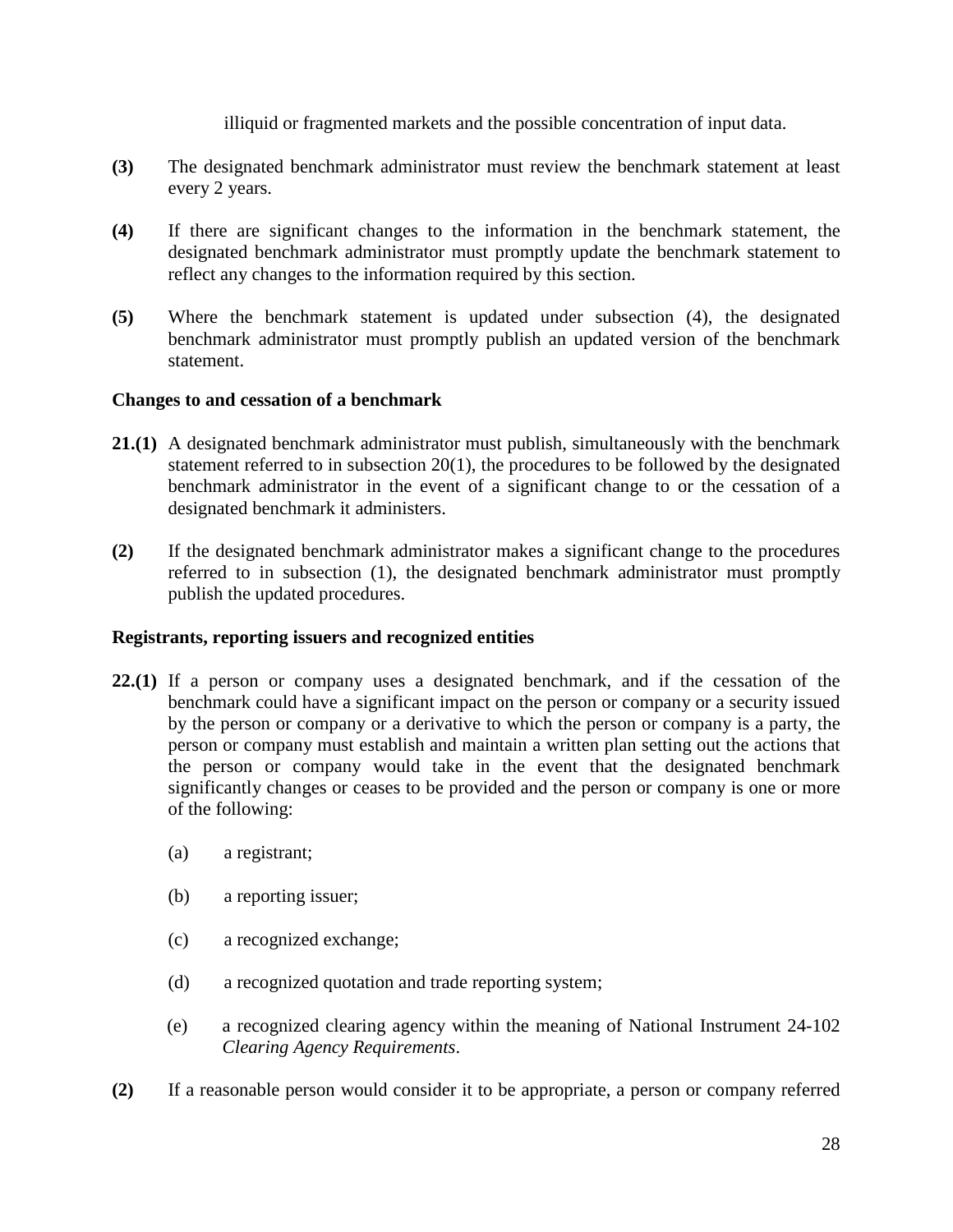illiquid or fragmented markets and the possible concentration of input data.

**(3)** The designated benchmark administrator must review the benchmark statement at least every 2 years.

**(4)** If there are significant changes to the information in the benchmark statement, the designated benchmark administrator must promptly update the benchmark statement to reflect any changes to the information required by this section.

**(5)** Where the benchmark statement is updated under subsection (4), the designated benchmark administrator must promptly publish an updated version of the benchmark statement.

**Changes to and cessation of a benchmark**

**21.(1)** A designated benchmark administrator must publish, simultaneously with the benchmark statement referred to in subsection 20(1), the procedures to be followed by the designated benchmark administrator in the event of a significant change to or the cessation of a designated benchmark it administers.

**(2)** If the designated benchmark administrator makes a significant change to the procedures referred to in subsection (1), the designated benchmark administrator must promptly publish the updated procedures.

**Registrants, reporting issuers and recognized entities**

**22.(1)** If a person or company uses a designated benchmark, and if the cessation of the benchmark could have a significant impact on the person or company or a security issued by the person or company or a derivative to which the person or company is a party, the person or company must establish and maintain a written plan setting out the actions that the person or company would take in the event that the designated benchmark significantly changes or ceases to be provided and the person or company is one or more of the following:

(a) a registrant;

(b) a reporting issuer;

(c) a recognized exchange;

(d) a recognized quotation and trade reporting system;

(e) a recognized clearing agency within the meaning of National Instrument 24-102 *Clearing Agency Requirements*.

**(2)** If a reasonable person would consider it to be appropriate, a person or company referred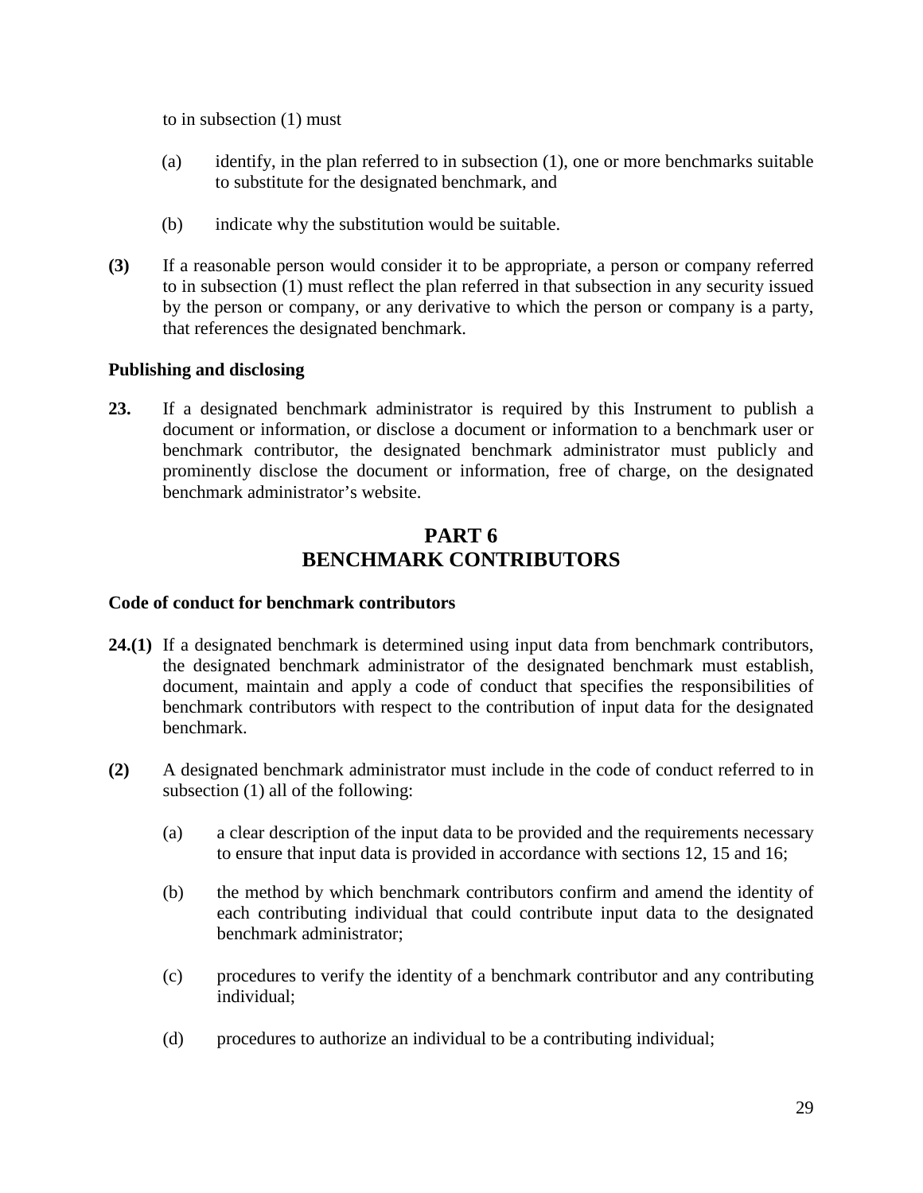to in subsection (1) must

(a) identify, in the plan referred to in subsection (1), one or more benchmarks suitable to substitute for the designated benchmark, and

(b) indicate why the substitution would be suitable.

**(3)** If a reasonable person would consider it to be appropriate, a person or company referred to in subsection (1) must reflect the plan referred in that subsection in any security issued by the person or company, or any derivative to which the person or company is a party, that references the designated benchmark.

**Publishing and disclosing**

**23.** If a designated benchmark administrator is required by this Instrument to publish a document or information, or disclose a document or information to a benchmark user or benchmark contributor, the designated benchmark administrator must publicly and prominently disclose the document or information, free of charge, on the designated benchmark administrator's website.

# PART 6
# BENCHMARK CONTRIBUTORS

**Code of conduct for benchmark contributors**

**24.(1)** If a designated benchmark is determined using input data from benchmark contributors, the designated benchmark administrator of the designated benchmark must establish, document, maintain and apply a code of conduct that specifies the responsibilities of benchmark contributors with respect to the contribution of input data for the designated benchmark.

**(2)** A designated benchmark administrator must include in the code of conduct referred to in subsection (1) all of the following:

(a) a clear description of the input data to be provided and the requirements necessary to ensure that input data is provided in accordance with sections 12, 15 and 16;

(b) the method by which benchmark contributors confirm and amend the identity of each contributing individual that could contribute input data to the designated benchmark administrator;

(c) procedures to verify the identity of a benchmark contributor and any contributing individual;

(d) procedures to authorize an individual to be a contributing individual;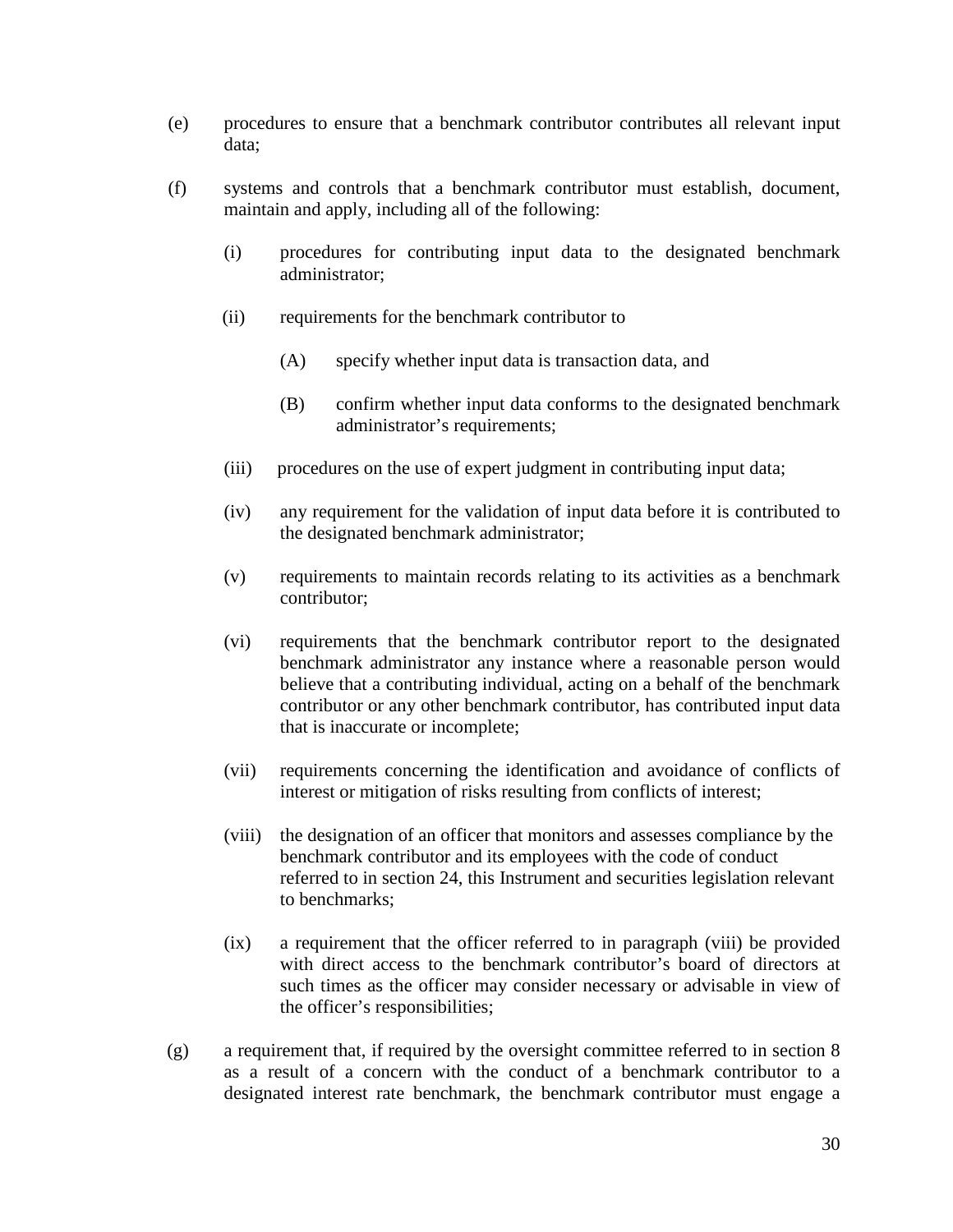(e) procedures to ensure that a benchmark contributor contributes all relevant input data;

(f) systems and controls that a benchmark contributor must establish, document, maintain and apply, including all of the following:

  (i) procedures for contributing input data to the designated benchmark administrator;

  (ii) requirements for the benchmark contributor to

    (A) specify whether input data is transaction data, and

    (B) confirm whether input data conforms to the designated benchmark administrator's requirements;

  (iii) procedures on the use of expert judgment in contributing input data;

  (iv) any requirement for the validation of input data before it is contributed to the designated benchmark administrator;

  (v) requirements to maintain records relating to its activities as a benchmark contributor;

  (vi) requirements that the benchmark contributor report to the designated benchmark administrator any instance where a reasonable person would believe that a contributing individual, acting on a behalf of the benchmark contributor or any other benchmark contributor, has contributed input data that is inaccurate or incomplete;

  (vii) requirements concerning the identification and avoidance of conflicts of interest or mitigation of risks resulting from conflicts of interest;

  (viii) the designation of an officer that monitors and assesses compliance by the benchmark contributor and its employees with the code of conduct referred to in section 24, this Instrument and securities legislation relevant to benchmarks;

  (ix) a requirement that the officer referred to in paragraph (viii) be provided with direct access to the benchmark contributor's board of directors at such times as the officer may consider necessary or advisable in view of the officer's responsibilities;

(g) a requirement that, if required by the oversight committee referred to in section 8 as a result of a concern with the conduct of a benchmark contributor to a designated interest rate benchmark, the benchmark contributor must engage a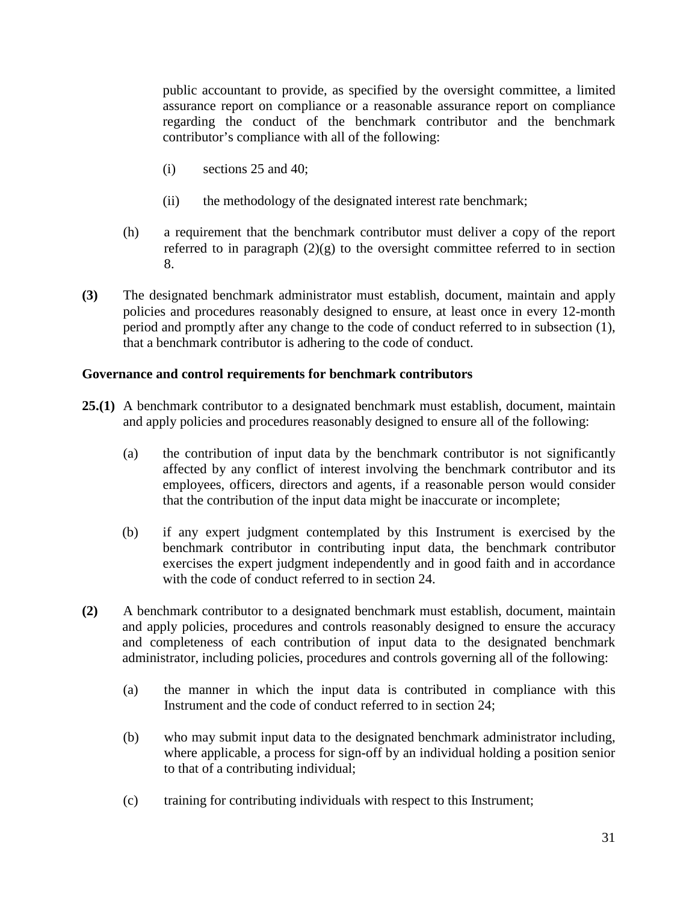public accountant to provide, as specified by the oversight committee, a limited assurance report on compliance or a reasonable assurance report on compliance regarding the conduct of the benchmark contributor and the benchmark contributor's compliance with all of the following:

(i) sections 25 and 40;

(ii) the methodology of the designated interest rate benchmark;

(h) a requirement that the benchmark contributor must deliver a copy of the report referred to in paragraph (2)(g) to the oversight committee referred to in section 8.

**(3)** The designated benchmark administrator must establish, document, maintain and apply policies and procedures reasonably designed to ensure, at least once in every 12-month period and promptly after any change to the code of conduct referred to in subsection (1), that a benchmark contributor is adhering to the code of conduct.

**Governance and control requirements for benchmark contributors**

**25.(1)** A benchmark contributor to a designated benchmark must establish, document, maintain and apply policies and procedures reasonably designed to ensure all of the following:

(a) the contribution of input data by the benchmark contributor is not significantly affected by any conflict of interest involving the benchmark contributor and its employees, officers, directors and agents, if a reasonable person would consider that the contribution of the input data might be inaccurate or incomplete;

(b) if any expert judgment contemplated by this Instrument is exercised by the benchmark contributor in contributing input data, the benchmark contributor exercises the expert judgment independently and in good faith and in accordance with the code of conduct referred to in section 24.

**(2)** A benchmark contributor to a designated benchmark must establish, document, maintain and apply policies, procedures and controls reasonably designed to ensure the accuracy and completeness of each contribution of input data to the designated benchmark administrator, including policies, procedures and controls governing all of the following:

(a) the manner in which the input data is contributed in compliance with this Instrument and the code of conduct referred to in section 24;

(b) who may submit input data to the designated benchmark administrator including, where applicable, a process for sign-off by an individual holding a position senior to that of a contributing individual;

(c) training for contributing individuals with respect to this Instrument;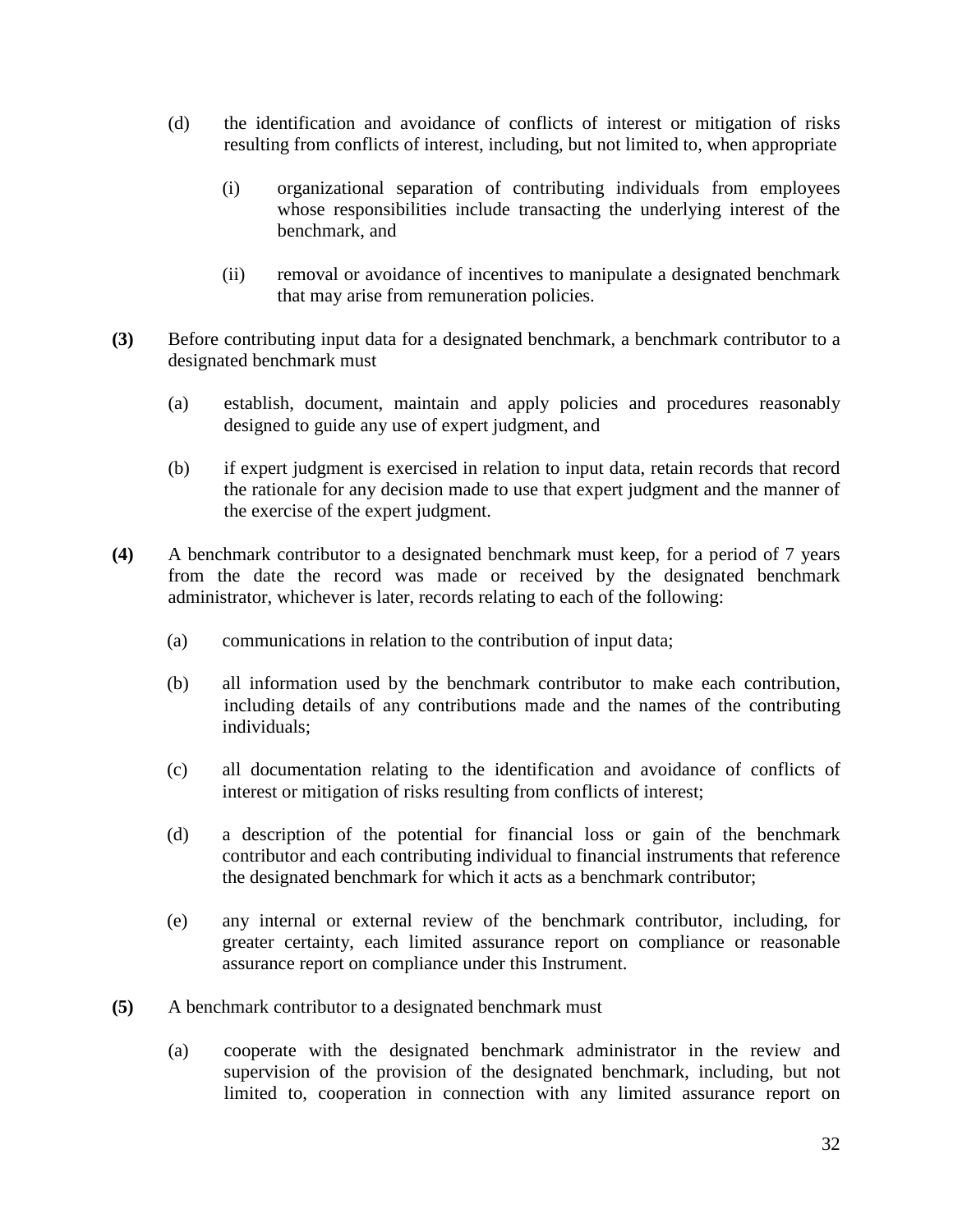(d) the identification and avoidance of conflicts of interest or mitigation of risks resulting from conflicts of interest, including, but not limited to, when appropriate

(i) organizational separation of contributing individuals from employees whose responsibilities include transacting the underlying interest of the benchmark, and

(ii) removal or avoidance of incentives to manipulate a designated benchmark that may arise from remuneration policies.

**(3)** Before contributing input data for a designated benchmark, a benchmark contributor to a designated benchmark must

(a) establish, document, maintain and apply policies and procedures reasonably designed to guide any use of expert judgment, and

(b) if expert judgment is exercised in relation to input data, retain records that record the rationale for any decision made to use that expert judgment and the manner of the exercise of the expert judgment.

**(4)** A benchmark contributor to a designated benchmark must keep, for a period of 7 years from the date the record was made or received by the designated benchmark administrator, whichever is later, records relating to each of the following:

(a) communications in relation to the contribution of input data;

(b) all information used by the benchmark contributor to make each contribution, including details of any contributions made and the names of the contributing individuals;

(c) all documentation relating to the identification and avoidance of conflicts of interest or mitigation of risks resulting from conflicts of interest;

(d) a description of the potential for financial loss or gain of the benchmark contributor and each contributing individual to financial instruments that reference the designated benchmark for which it acts as a benchmark contributor;

(e) any internal or external review of the benchmark contributor, including, for greater certainty, each limited assurance report on compliance or reasonable assurance report on compliance under this Instrument.

**(5)** A benchmark contributor to a designated benchmark must

(a) cooperate with the designated benchmark administrator in the review and supervision of the provision of the designated benchmark, including, but not limited to, cooperation in connection with any limited assurance report on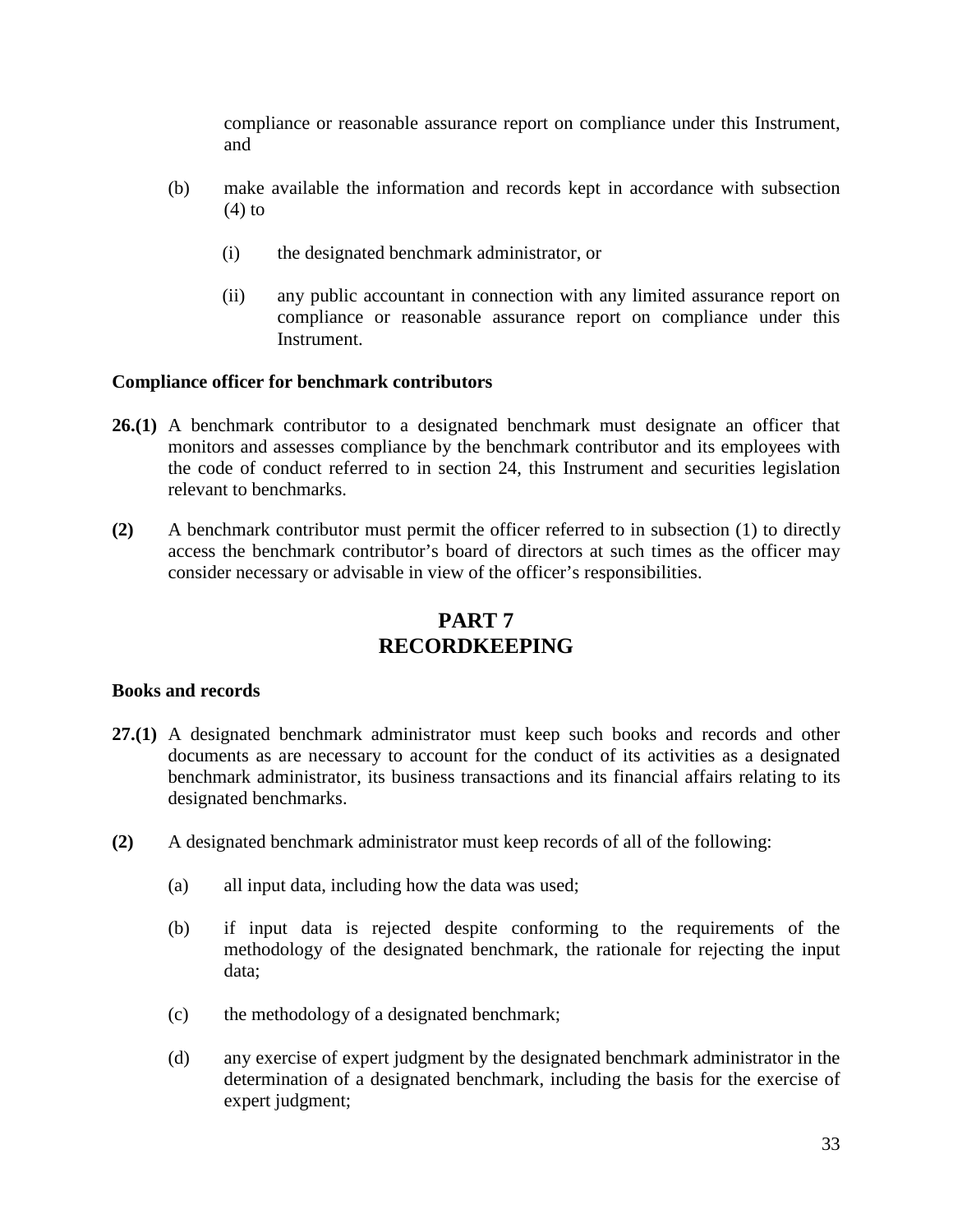compliance or reasonable assurance report on compliance under this Instrument, and

(b) make available the information and records kept in accordance with subsection (4) to

(i) the designated benchmark administrator, or

(ii) any public accountant in connection with any limited assurance report on compliance or reasonable assurance report on compliance under this Instrument.

**Compliance officer for benchmark contributors**

**26.(1)** A benchmark contributor to a designated benchmark must designate an officer that monitors and assesses compliance by the benchmark contributor and its employees with the code of conduct referred to in section 24, this Instrument and securities legislation relevant to benchmarks.

**(2)** A benchmark contributor must permit the officer referred to in subsection (1) to directly access the benchmark contributor's board of directors at such times as the officer may consider necessary or advisable in view of the officer's responsibilities.

## PART 7 RECORDKEEPING

**Books and records**

**27.(1)** A designated benchmark administrator must keep such books and records and other documents as are necessary to account for the conduct of its activities as a designated benchmark administrator, its business transactions and its financial affairs relating to its designated benchmarks.

**(2)** A designated benchmark administrator must keep records of all of the following:

(a) all input data, including how the data was used;

(b) if input data is rejected despite conforming to the requirements of the methodology of the designated benchmark, the rationale for rejecting the input data;

(c) the methodology of a designated benchmark;

(d) any exercise of expert judgment by the designated benchmark administrator in the determination of a designated benchmark, including the basis for the exercise of expert judgment;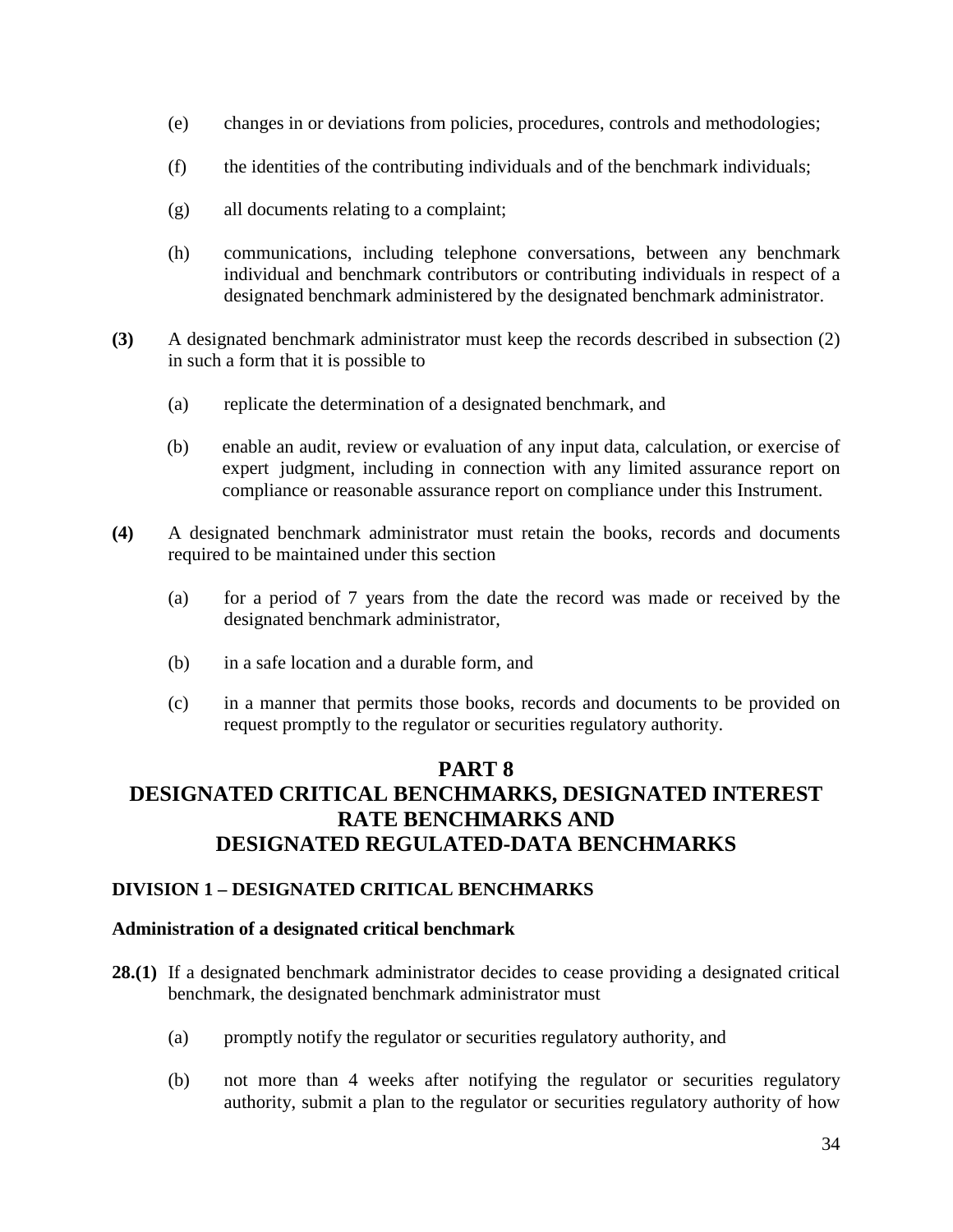(e) changes in or deviations from policies, procedures, controls and methodologies;

(f) the identities of the contributing individuals and of the benchmark individuals;

(g) all documents relating to a complaint;

(h) communications, including telephone conversations, between any benchmark individual and benchmark contributors or contributing individuals in respect of a designated benchmark administered by the designated benchmark administrator.

**(3)** A designated benchmark administrator must keep the records described in subsection (2) in such a form that it is possible to

(a) replicate the determination of a designated benchmark, and

(b) enable an audit, review or evaluation of any input data, calculation, or exercise of expert judgment, including in connection with any limited assurance report on compliance or reasonable assurance report on compliance under this Instrument.

**(4)** A designated benchmark administrator must retain the books, records and documents required to be maintained under this section

(a) for a period of 7 years from the date the record was made or received by the designated benchmark administrator,

(b) in a safe location and a durable form, and

(c) in a manner that permits those books, records and documents to be provided on request promptly to the regulator or securities regulatory authority.

# PART 8
# DESIGNATED CRITICAL BENCHMARKS, DESIGNATED INTEREST RATE BENCHMARKS AND DESIGNATED REGULATED-DATA BENCHMARKS

## DIVISION 1 – DESIGNATED CRITICAL BENCHMARKS

### Administration of a designated critical benchmark

**28.(1)** If a designated benchmark administrator decides to cease providing a designated critical benchmark, the designated benchmark administrator must

(a) promptly notify the regulator or securities regulatory authority, and

(b) not more than 4 weeks after notifying the regulator or securities regulatory authority, submit a plan to the regulator or securities regulatory authority of how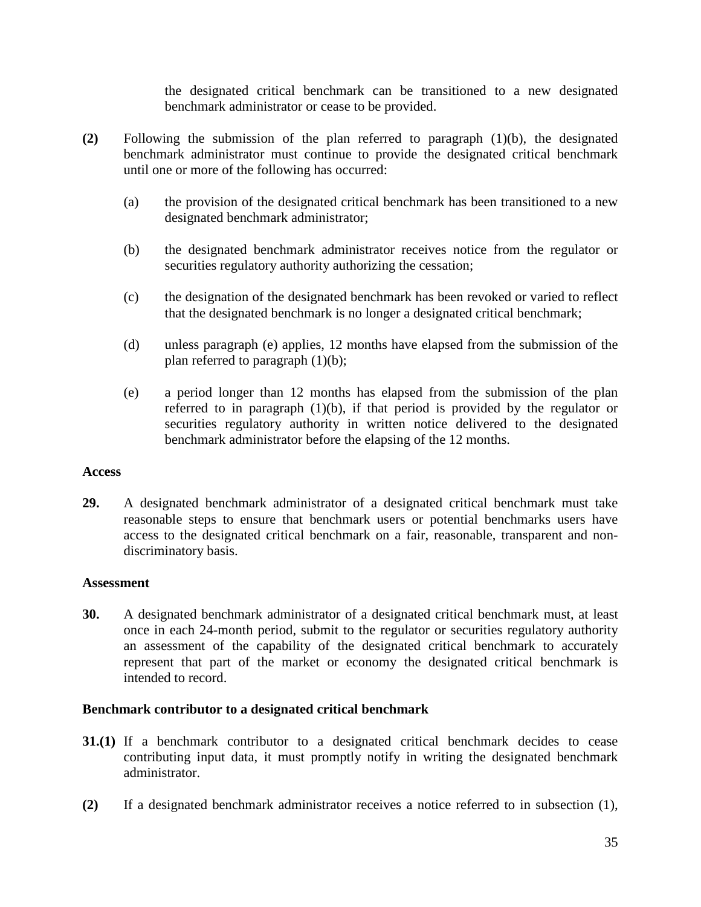the designated critical benchmark can be transitioned to a new designated benchmark administrator or cease to be provided.

**(2)** Following the submission of the plan referred to paragraph (1)(b), the designated benchmark administrator must continue to provide the designated critical benchmark until one or more of the following has occurred:

(a) the provision of the designated critical benchmark has been transitioned to a new designated benchmark administrator;

(b) the designated benchmark administrator receives notice from the regulator or securities regulatory authority authorizing the cessation;

(c) the designation of the designated benchmark has been revoked or varied to reflect that the designated benchmark is no longer a designated critical benchmark;

(d) unless paragraph (e) applies, 12 months have elapsed from the submission of the plan referred to paragraph (1)(b);

(e) a period longer than 12 months has elapsed from the submission of the plan referred to in paragraph (1)(b), if that period is provided by the regulator or securities regulatory authority in written notice delivered to the designated benchmark administrator before the elapsing of the 12 months.

**Access**

**29.** A designated benchmark administrator of a designated critical benchmark must take reasonable steps to ensure that benchmark users or potential benchmarks users have access to the designated critical benchmark on a fair, reasonable, transparent and non-discriminatory basis.

**Assessment**

**30.** A designated benchmark administrator of a designated critical benchmark must, at least once in each 24-month period, submit to the regulator or securities regulatory authority an assessment of the capability of the designated critical benchmark to accurately represent that part of the market or economy the designated critical benchmark is intended to record.

**Benchmark contributor to a designated critical benchmark**

**31.(1)** If a benchmark contributor to a designated critical benchmark decides to cease contributing input data, it must promptly notify in writing the designated benchmark administrator.

**(2)** If a designated benchmark administrator receives a notice referred to in subsection (1),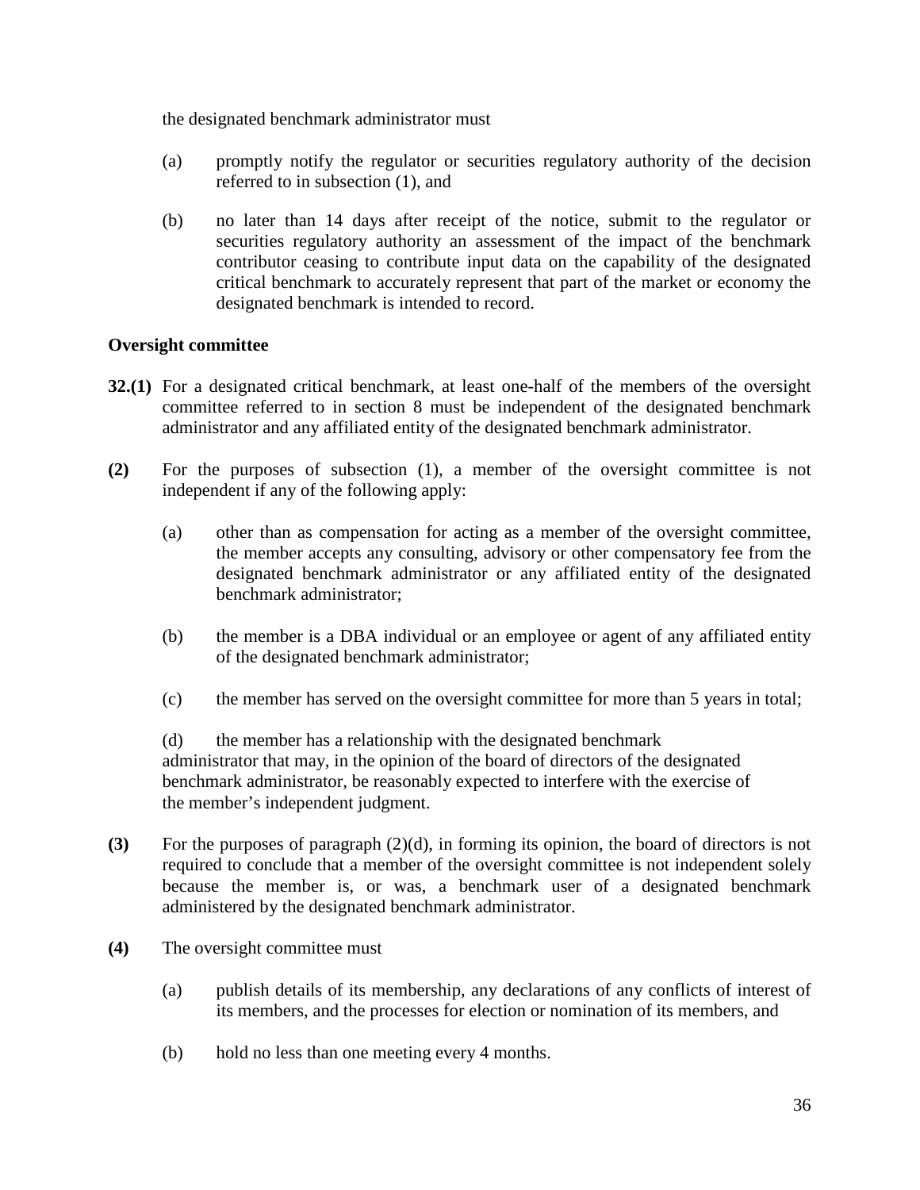the designated benchmark administrator must

(a) promptly notify the regulator or securities regulatory authority of the decision referred to in subsection (1), and

(b) no later than 14 days after receipt of the notice, submit to the regulator or securities regulatory authority an assessment of the impact of the benchmark contributor ceasing to contribute input data on the capability of the designated critical benchmark to accurately represent that part of the market or economy the designated benchmark is intended to record.

**Oversight committee**

**32.(1)** For a designated critical benchmark, at least one-half of the members of the oversight committee referred to in section 8 must be independent of the designated benchmark administrator and any affiliated entity of the designated benchmark administrator.

**(2)** For the purposes of subsection (1), a member of the oversight committee is not independent if any of the following apply:

(a) other than as compensation for acting as a member of the oversight committee, the member accepts any consulting, advisory or other compensatory fee from the designated benchmark administrator or any affiliated entity of the designated benchmark administrator;

(b) the member is a DBA individual or an employee or agent of any affiliated entity of the designated benchmark administrator;

(c) the member has served on the oversight committee for more than 5 years in total;

(d) the member has a relationship with the designated benchmark administrator that may, in the opinion of the board of directors of the designated benchmark administrator, be reasonably expected to interfere with the exercise of the member's independent judgment.

**(3)** For the purposes of paragraph (2)(d), in forming its opinion, the board of directors is not required to conclude that a member of the oversight committee is not independent solely because the member is, or was, a benchmark user of a designated benchmark administered by the designated benchmark administrator.

**(4)** The oversight committee must

(a) publish details of its membership, any declarations of any conflicts of interest of its members, and the processes for election or nomination of its members, and

(b) hold no less than one meeting every 4 months.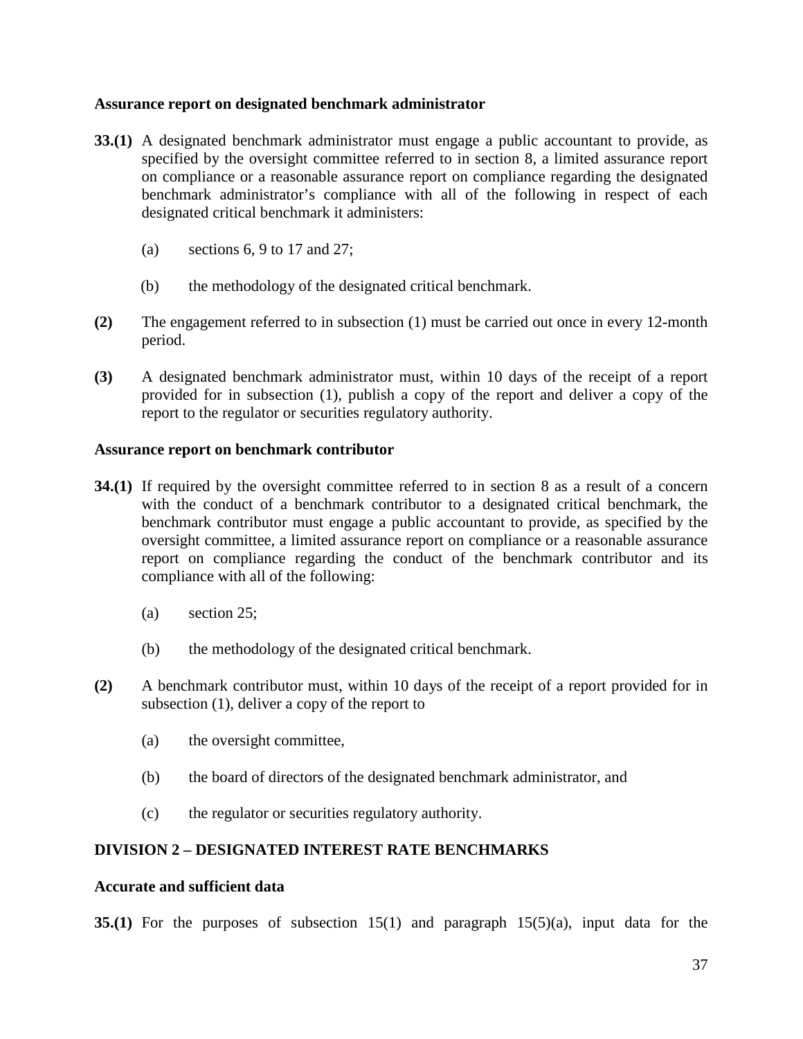**Assurance report on designated benchmark administrator**

**33.(1)** A designated benchmark administrator must engage a public accountant to provide, as specified by the oversight committee referred to in section 8, a limited assurance report on compliance or a reasonable assurance report on compliance regarding the designated benchmark administrator's compliance with all of the following in respect of each designated critical benchmark it administers:

(a) sections 6, 9 to 17 and 27;

(b) the methodology of the designated critical benchmark.

**(2)** The engagement referred to in subsection (1) must be carried out once in every 12-month period.

**(3)** A designated benchmark administrator must, within 10 days of the receipt of a report provided for in subsection (1), publish a copy of the report and deliver a copy of the report to the regulator or securities regulatory authority.

**Assurance report on benchmark contributor**

**34.(1)** If required by the oversight committee referred to in section 8 as a result of a concern with the conduct of a benchmark contributor to a designated critical benchmark, the benchmark contributor must engage a public accountant to provide, as specified by the oversight committee, a limited assurance report on compliance or a reasonable assurance report on compliance regarding the conduct of the benchmark contributor and its compliance with all of the following:

(a) section 25;

(b) the methodology of the designated critical benchmark.

**(2)** A benchmark contributor must, within 10 days of the receipt of a report provided for in subsection (1), deliver a copy of the report to

(a) the oversight committee,

(b) the board of directors of the designated benchmark administrator, and

(c) the regulator or securities regulatory authority.

**DIVISION 2 – DESIGNATED INTEREST RATE BENCHMARKS**

**Accurate and sufficient data**

**35.(1)** For the purposes of subsection 15(1) and paragraph 15(5)(a), input data for the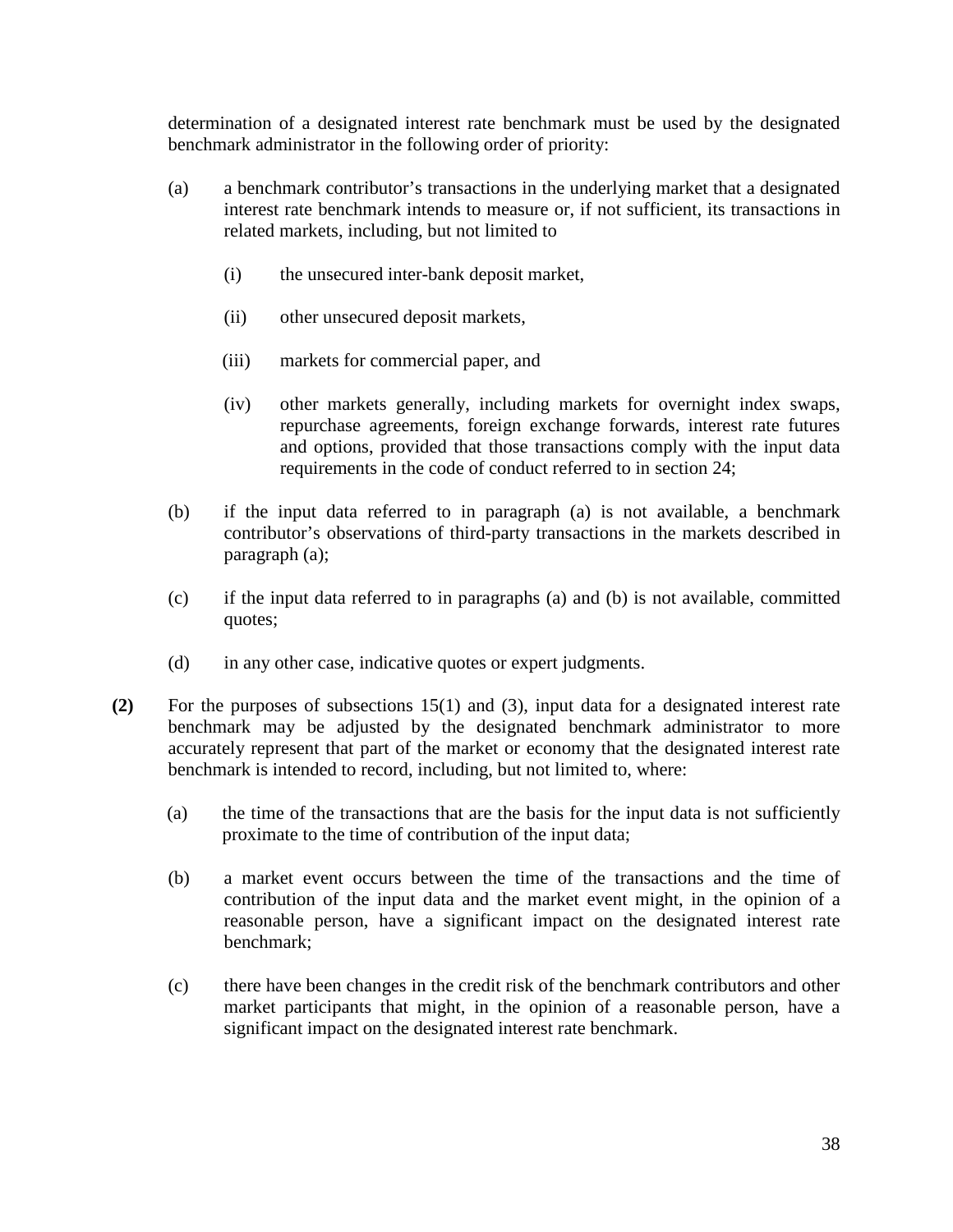determination of a designated interest rate benchmark must be used by the designated benchmark administrator in the following order of priority:

(a) a benchmark contributor’s transactions in the underlying market that a designated interest rate benchmark intends to measure or, if not sufficient, its transactions in related markets, including, but not limited to

 (i) the unsecured inter-bank deposit market,

 (ii) other unsecured deposit markets,

 (iii) markets for commercial paper, and

 (iv) other markets generally, including markets for overnight index swaps, repurchase agreements, foreign exchange forwards, interest rate futures and options, provided that those transactions comply with the input data requirements in the code of conduct referred to in section 24;

(b) if the input data referred to in paragraph (a) is not available, a benchmark contributor’s observations of third-party transactions in the markets described in paragraph (a);

(c) if the input data referred to in paragraphs (a) and (b) is not available, committed quotes;

(d) in any other case, indicative quotes or expert judgments.

**(2)** For the purposes of subsections 15(1) and (3), input data for a designated interest rate benchmark may be adjusted by the designated benchmark administrator to more accurately represent that part of the market or economy that the designated interest rate benchmark is intended to record, including, but not limited to, where:

(a) the time of the transactions that are the basis for the input data is not sufficiently proximate to the time of contribution of the input data;

(b) a market event occurs between the time of the transactions and the time of contribution of the input data and the market event might, in the opinion of a reasonable person, have a significant impact on the designated interest rate benchmark;

(c) there have been changes in the credit risk of the benchmark contributors and other market participants that might, in the opinion of a reasonable person, have a significant impact on the designated interest rate benchmark.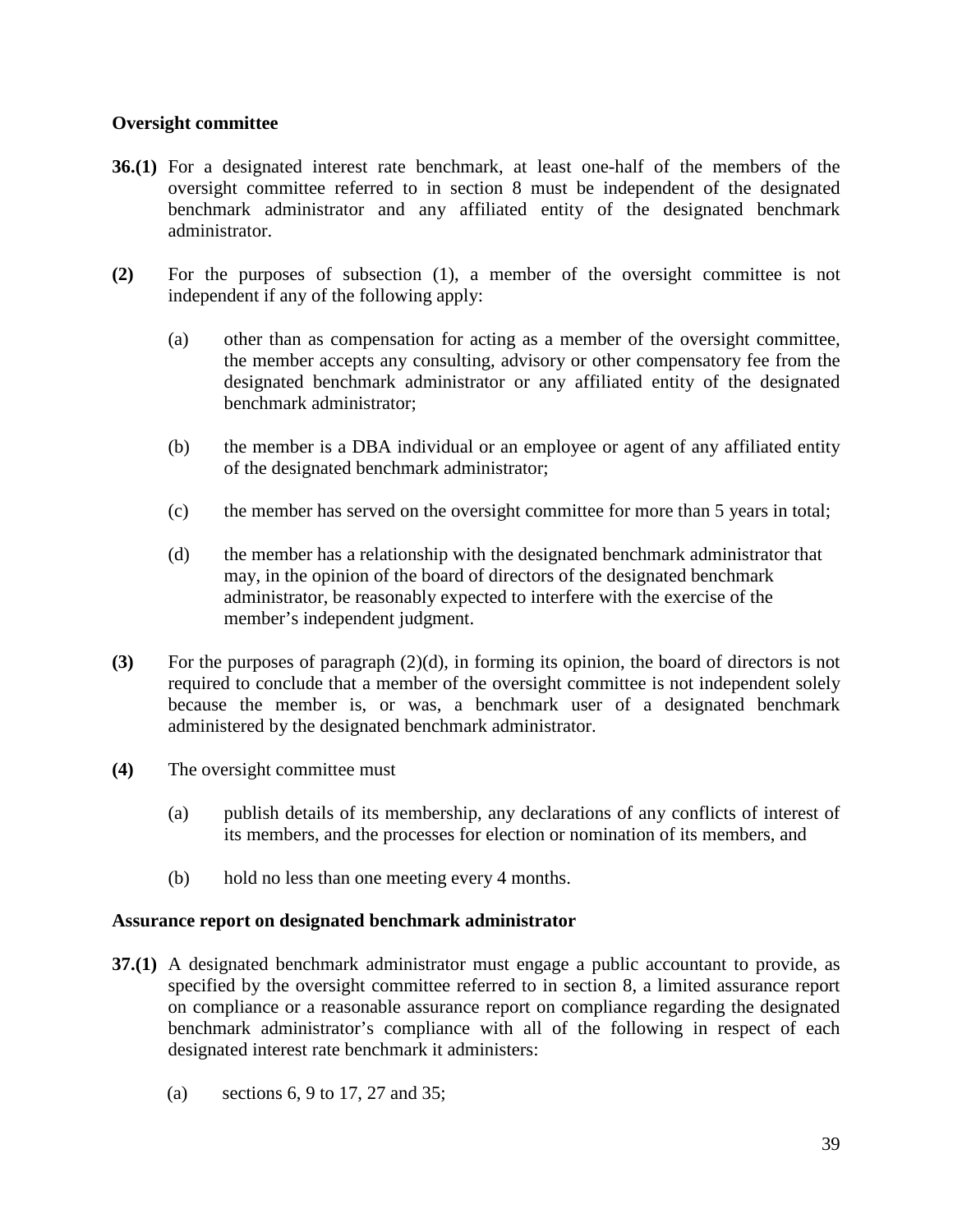**Oversight committee**

**36.(1)** For a designated interest rate benchmark, at least one-half of the members of the oversight committee referred to in section 8 must be independent of the designated benchmark administrator and any affiliated entity of the designated benchmark administrator.

**(2)** For the purposes of subsection (1), a member of the oversight committee is not independent if any of the following apply:

(a) other than as compensation for acting as a member of the oversight committee, the member accepts any consulting, advisory or other compensatory fee from the designated benchmark administrator or any affiliated entity of the designated benchmark administrator;

(b) the member is a DBA individual or an employee or agent of any affiliated entity of the designated benchmark administrator;

(c) the member has served on the oversight committee for more than 5 years in total;

(d) the member has a relationship with the designated benchmark administrator that may, in the opinion of the board of directors of the designated benchmark administrator, be reasonably expected to interfere with the exercise of the member's independent judgment.

**(3)** For the purposes of paragraph (2)(d), in forming its opinion, the board of directors is not required to conclude that a member of the oversight committee is not independent solely because the member is, or was, a benchmark user of a designated benchmark administered by the designated benchmark administrator.

**(4)** The oversight committee must

(a) publish details of its membership, any declarations of any conflicts of interest of its members, and the processes for election or nomination of its members, and

(b) hold no less than one meeting every 4 months.

**Assurance report on designated benchmark administrator**

**37.(1)** A designated benchmark administrator must engage a public accountant to provide, as specified by the oversight committee referred to in section 8, a limited assurance report on compliance or a reasonable assurance report on compliance regarding the designated benchmark administrator's compliance with all of the following in respect of each designated interest rate benchmark it administers:

(a) sections 6, 9 to 17, 27 and 35;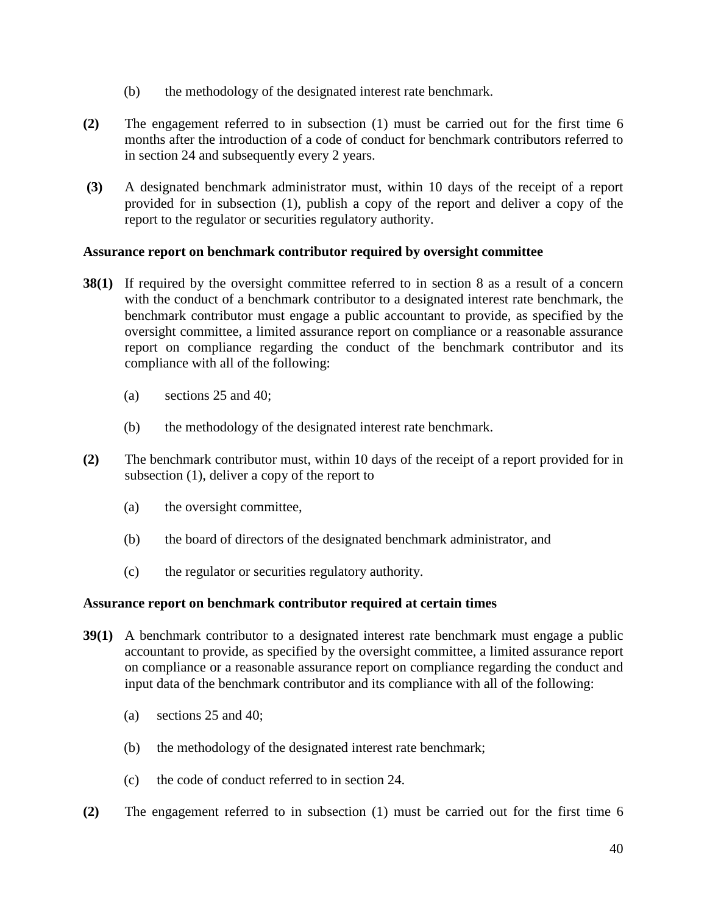(b) the methodology of the designated interest rate benchmark.

**(2)** The engagement referred to in subsection (1) must be carried out for the first time 6 months after the introduction of a code of conduct for benchmark contributors referred to in section 24 and subsequently every 2 years.

**(3)** A designated benchmark administrator must, within 10 days of the receipt of a report provided for in subsection (1), publish a copy of the report and deliver a copy of the report to the regulator or securities regulatory authority.

**Assurance report on benchmark contributor required by oversight committee**

**38(1)** If required by the oversight committee referred to in section 8 as a result of a concern with the conduct of a benchmark contributor to a designated interest rate benchmark, the benchmark contributor must engage a public accountant to provide, as specified by the oversight committee, a limited assurance report on compliance or a reasonable assurance report on compliance regarding the conduct of the benchmark contributor and its compliance with all of the following:

(a) sections 25 and 40;

(b) the methodology of the designated interest rate benchmark.

**(2)** The benchmark contributor must, within 10 days of the receipt of a report provided for in subsection (1), deliver a copy of the report to

(a) the oversight committee,

(b) the board of directors of the designated benchmark administrator, and

(c) the regulator or securities regulatory authority.

**Assurance report on benchmark contributor required at certain times**

**39(1)** A benchmark contributor to a designated interest rate benchmark must engage a public accountant to provide, as specified by the oversight committee, a limited assurance report on compliance or a reasonable assurance report on compliance regarding the conduct and input data of the benchmark contributor and its compliance with all of the following:

(a) sections 25 and 40;

(b) the methodology of the designated interest rate benchmark;

(c) the code of conduct referred to in section 24.

**(2)** The engagement referred to in subsection (1) must be carried out for the first time 6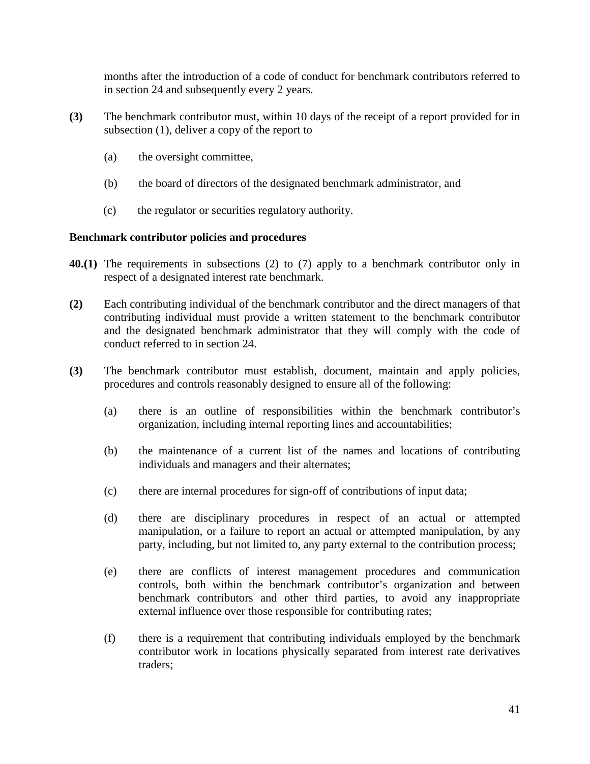months after the introduction of a code of conduct for benchmark contributors referred to in section 24 and subsequently every 2 years.

**(3)** The benchmark contributor must, within 10 days of the receipt of a report provided for in subsection (1), deliver a copy of the report to

(a) the oversight committee,

(b) the board of directors of the designated benchmark administrator, and

(c) the regulator or securities regulatory authority.

**Benchmark contributor policies and procedures**

**40.(1)** The requirements in subsections (2) to (7) apply to a benchmark contributor only in respect of a designated interest rate benchmark.

**(2)** Each contributing individual of the benchmark contributor and the direct managers of that contributing individual must provide a written statement to the benchmark contributor and the designated benchmark administrator that they will comply with the code of conduct referred to in section 24.

**(3)** The benchmark contributor must establish, document, maintain and apply policies, procedures and controls reasonably designed to ensure all of the following:

(a) there is an outline of responsibilities within the benchmark contributor's organization, including internal reporting lines and accountabilities;

(b) the maintenance of a current list of the names and locations of contributing individuals and managers and their alternates;

(c) there are internal procedures for sign-off of contributions of input data;

(d) there are disciplinary procedures in respect of an actual or attempted manipulation, or a failure to report an actual or attempted manipulation, by any party, including, but not limited to, any party external to the contribution process;

(e) there are conflicts of interest management procedures and communication controls, both within the benchmark contributor's organization and between benchmark contributors and other third parties, to avoid any inappropriate external influence over those responsible for contributing rates;

(f) there is a requirement that contributing individuals employed by the benchmark contributor work in locations physically separated from interest rate derivatives traders;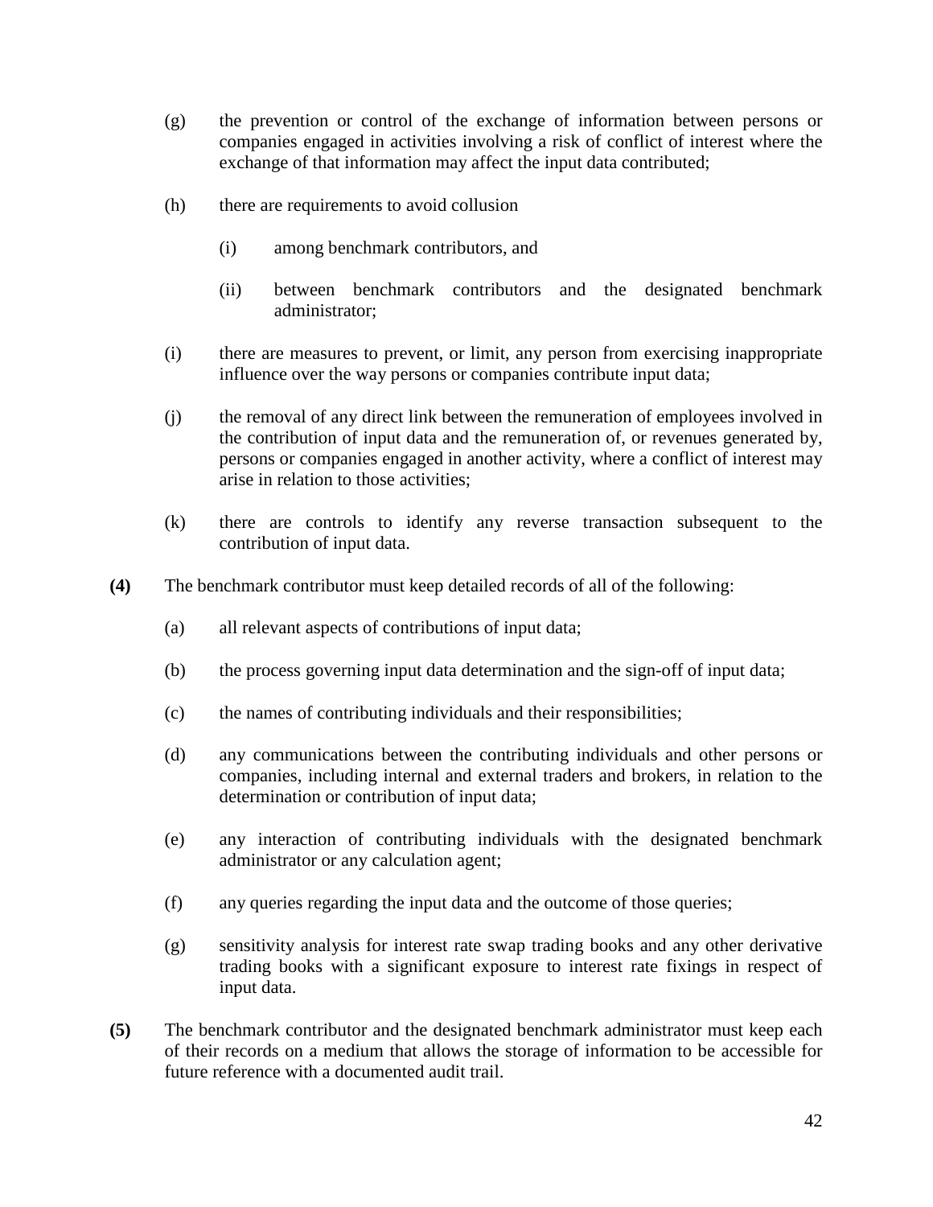(g) the prevention or control of the exchange of information between persons or companies engaged in activities involving a risk of conflict of interest where the exchange of that information may affect the input data contributed;

(h) there are requirements to avoid collusion

  (i) among benchmark contributors, and

  (ii) between benchmark contributors and the designated benchmark administrator;

(i) there are measures to prevent, or limit, any person from exercising inappropriate influence over the way persons or companies contribute input data;

(j) the removal of any direct link between the remuneration of employees involved in the contribution of input data and the remuneration of, or revenues generated by, persons or companies engaged in another activity, where a conflict of interest may arise in relation to those activities;

(k) there are controls to identify any reverse transaction subsequent to the contribution of input data.

**(4)** The benchmark contributor must keep detailed records of all of the following:

(a) all relevant aspects of contributions of input data;

(b) the process governing input data determination and the sign-off of input data;

(c) the names of contributing individuals and their responsibilities;

(d) any communications between the contributing individuals and other persons or companies, including internal and external traders and brokers, in relation to the determination or contribution of input data;

(e) any interaction of contributing individuals with the designated benchmark administrator or any calculation agent;

(f) any queries regarding the input data and the outcome of those queries;

(g) sensitivity analysis for interest rate swap trading books and any other derivative trading books with a significant exposure to interest rate fixings in respect of input data.

**(5)** The benchmark contributor and the designated benchmark administrator must keep each of their records on a medium that allows the storage of information to be accessible for future reference with a documented audit trail.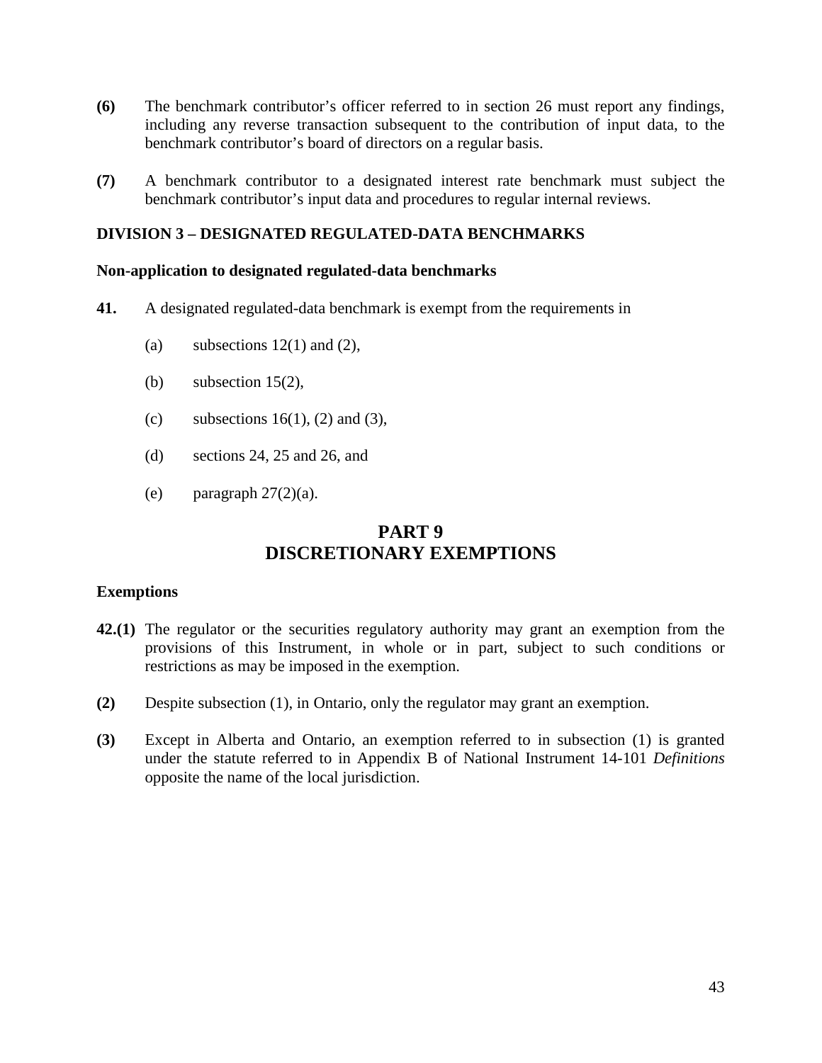**(6)** The benchmark contributor's officer referred to in section 26 must report any findings, including any reverse transaction subsequent to the contribution of input data, to the benchmark contributor's board of directors on a regular basis.

**(7)** A benchmark contributor to a designated interest rate benchmark must subject the benchmark contributor's input data and procedures to regular internal reviews.

**DIVISION 3 – DESIGNATED REGULATED-DATA BENCHMARKS**

**Non-application to designated regulated-data benchmarks**

**41.** A designated regulated-data benchmark is exempt from the requirements in

(a) subsections 12(1) and (2),

(b) subsection 15(2),

(c) subsections 16(1), (2) and (3),

(d) sections 24, 25 and 26, and

(e) paragraph 27(2)(a).

## PART 9
## DISCRETIONARY EXEMPTIONS

**Exemptions**

**42.(1)** The regulator or the securities regulatory authority may grant an exemption from the provisions of this Instrument, in whole or in part, subject to such conditions or restrictions as may be imposed in the exemption.

**(2)** Despite subsection (1), in Ontario, only the regulator may grant an exemption.

**(3)** Except in Alberta and Ontario, an exemption referred to in subsection (1) is granted under the statute referred to in Appendix B of National Instrument 14-101 *Definitions* opposite the name of the local jurisdiction.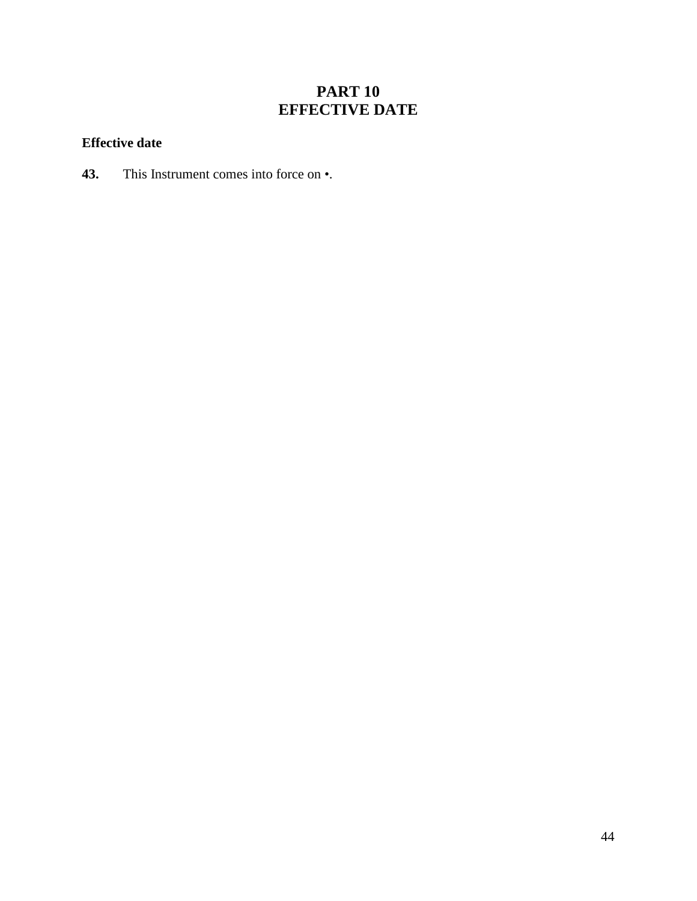# PART 10
# EFFECTIVE DATE

**Effective date**

**43.** This Instrument comes into force on •.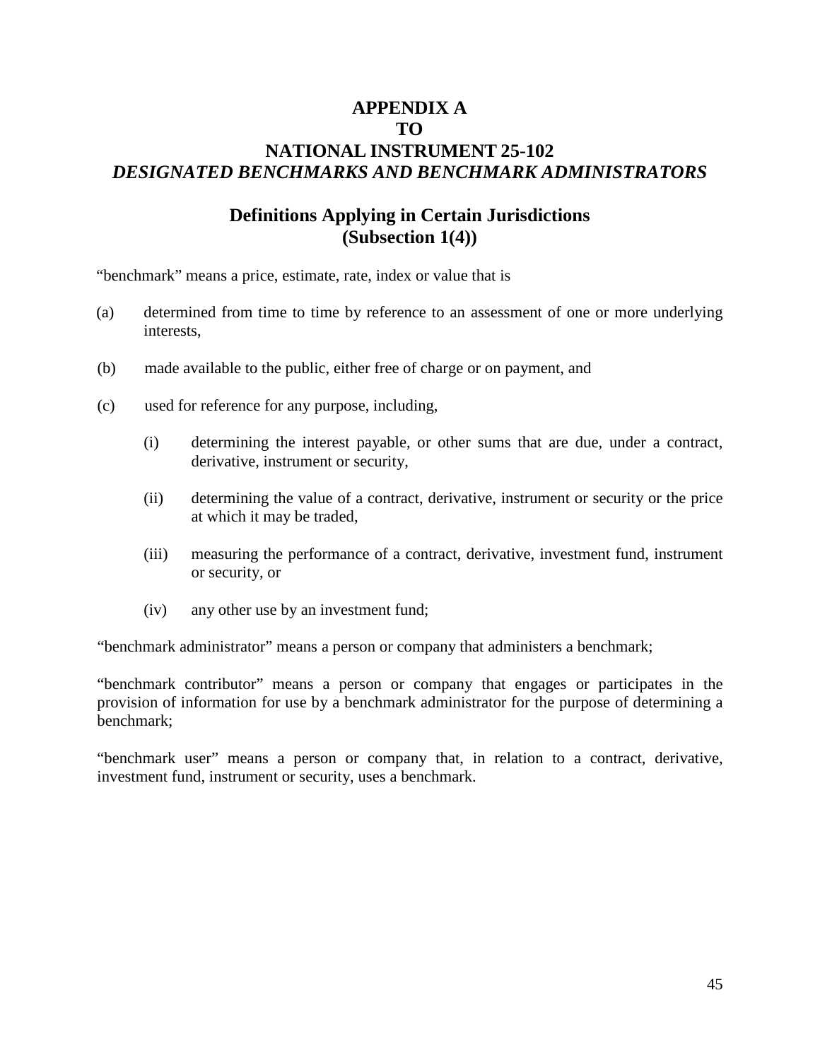# APPENDIX A
# TO
# NATIONAL INSTRUMENT 25-102
# *DESIGNATED BENCHMARKS AND BENCHMARK ADMINISTRATORS*

## Definitions Applying in Certain Jurisdictions
## (Subsection 1(4))

"benchmark" means a price, estimate, rate, index or value that is

(a) determined from time to time by reference to an assessment of one or more underlying interests,

(b) made available to the public, either free of charge or on payment, and

(c) used for reference for any purpose, including,

  (i) determining the interest payable, or other sums that are due, under a contract, derivative, instrument or security,

  (ii) determining the value of a contract, derivative, instrument or security or the price at which it may be traded,

  (iii) measuring the performance of a contract, derivative, investment fund, instrument or security, or

  (iv) any other use by an investment fund;

"benchmark administrator" means a person or company that administers a benchmark;

"benchmark contributor" means a person or company that engages or participates in the provision of information for use by a benchmark administrator for the purpose of determining a benchmark;

"benchmark user" means a person or company that, in relation to a contract, derivative, investment fund, instrument or security, uses a benchmark.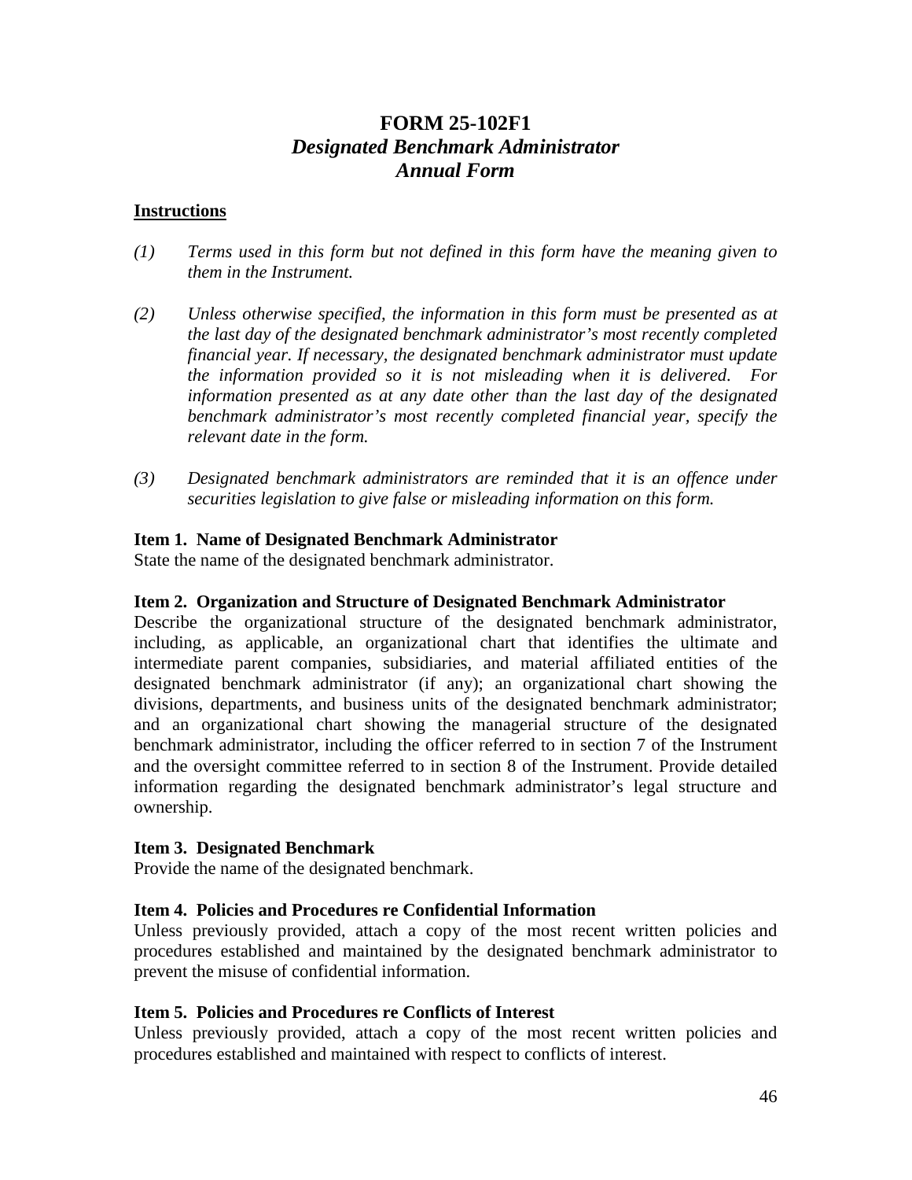# FORM 25-102F1
## *Designated Benchmark Administrator Annual Form*

**Instructions**

*(1) Terms used in this form but not defined in this form have the meaning given to them in the Instrument.*

*(2) Unless otherwise specified, the information in this form must be presented as at the last day of the designated benchmark administrator's most recently completed financial year. If necessary, the designated benchmark administrator must update the information provided so it is not misleading when it is delivered. For information presented as at any date other than the last day of the designated benchmark administrator's most recently completed financial year, specify the relevant date in the form.*

*(3) Designated benchmark administrators are reminded that it is an offence under securities legislation to give false or misleading information on this form.*

**Item 1. Name of Designated Benchmark Administrator**

State the name of the designated benchmark administrator.

**Item 2. Organization and Structure of Designated Benchmark Administrator**

Describe the organizational structure of the designated benchmark administrator, including, as applicable, an organizational chart that identifies the ultimate and intermediate parent companies, subsidiaries, and material affiliated entities of the designated benchmark administrator (if any); an organizational chart showing the divisions, departments, and business units of the designated benchmark administrator; and an organizational chart showing the managerial structure of the designated benchmark administrator, including the officer referred to in section 7 of the Instrument and the oversight committee referred to in section 8 of the Instrument. Provide detailed information regarding the designated benchmark administrator's legal structure and ownership.

**Item 3. Designated Benchmark**

Provide the name of the designated benchmark.

**Item 4. Policies and Procedures re Confidential Information**

Unless previously provided, attach a copy of the most recent written policies and procedures established and maintained by the designated benchmark administrator to prevent the misuse of confidential information.

**Item 5. Policies and Procedures re Conflicts of Interest**

Unless previously provided, attach a copy of the most recent written policies and procedures established and maintained with respect to conflicts of interest.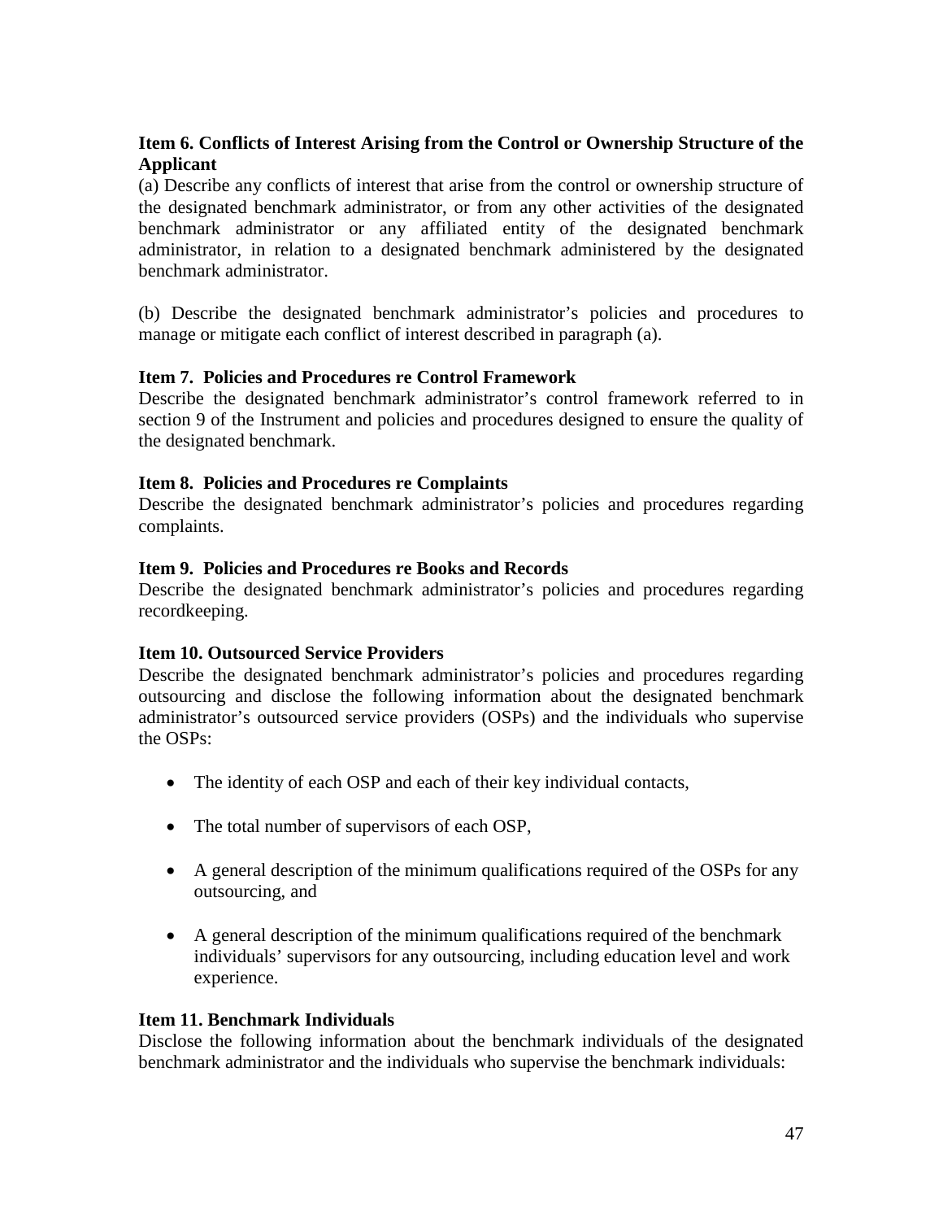**Item 6. Conflicts of Interest Arising from the Control or Ownership Structure of the Applicant**

(a) Describe any conflicts of interest that arise from the control or ownership structure of the designated benchmark administrator, or from any other activities of the designated benchmark administrator or any affiliated entity of the designated benchmark administrator, in relation to a designated benchmark administered by the designated benchmark administrator.

(b) Describe the designated benchmark administrator's policies and procedures to manage or mitigate each conflict of interest described in paragraph (a).

**Item 7. Policies and Procedures re Control Framework**

Describe the designated benchmark administrator's control framework referred to in section 9 of the Instrument and policies and procedures designed to ensure the quality of the designated benchmark.

**Item 8. Policies and Procedures re Complaints**

Describe the designated benchmark administrator's policies and procedures regarding complaints.

**Item 9. Policies and Procedures re Books and Records**

Describe the designated benchmark administrator's policies and procedures regarding recordkeeping.

**Item 10. Outsourced Service Providers**

Describe the designated benchmark administrator's policies and procedures regarding outsourcing and disclose the following information about the designated benchmark administrator's outsourced service providers (OSPs) and the individuals who supervise the OSPs:

- The identity of each OSP and each of their key individual contacts,
- The total number of supervisors of each OSP,
- A general description of the minimum qualifications required of the OSPs for any outsourcing, and
- A general description of the minimum qualifications required of the benchmark individuals' supervisors for any outsourcing, including education level and work experience.

**Item 11. Benchmark Individuals**

Disclose the following information about the benchmark individuals of the designated benchmark administrator and the individuals who supervise the benchmark individuals: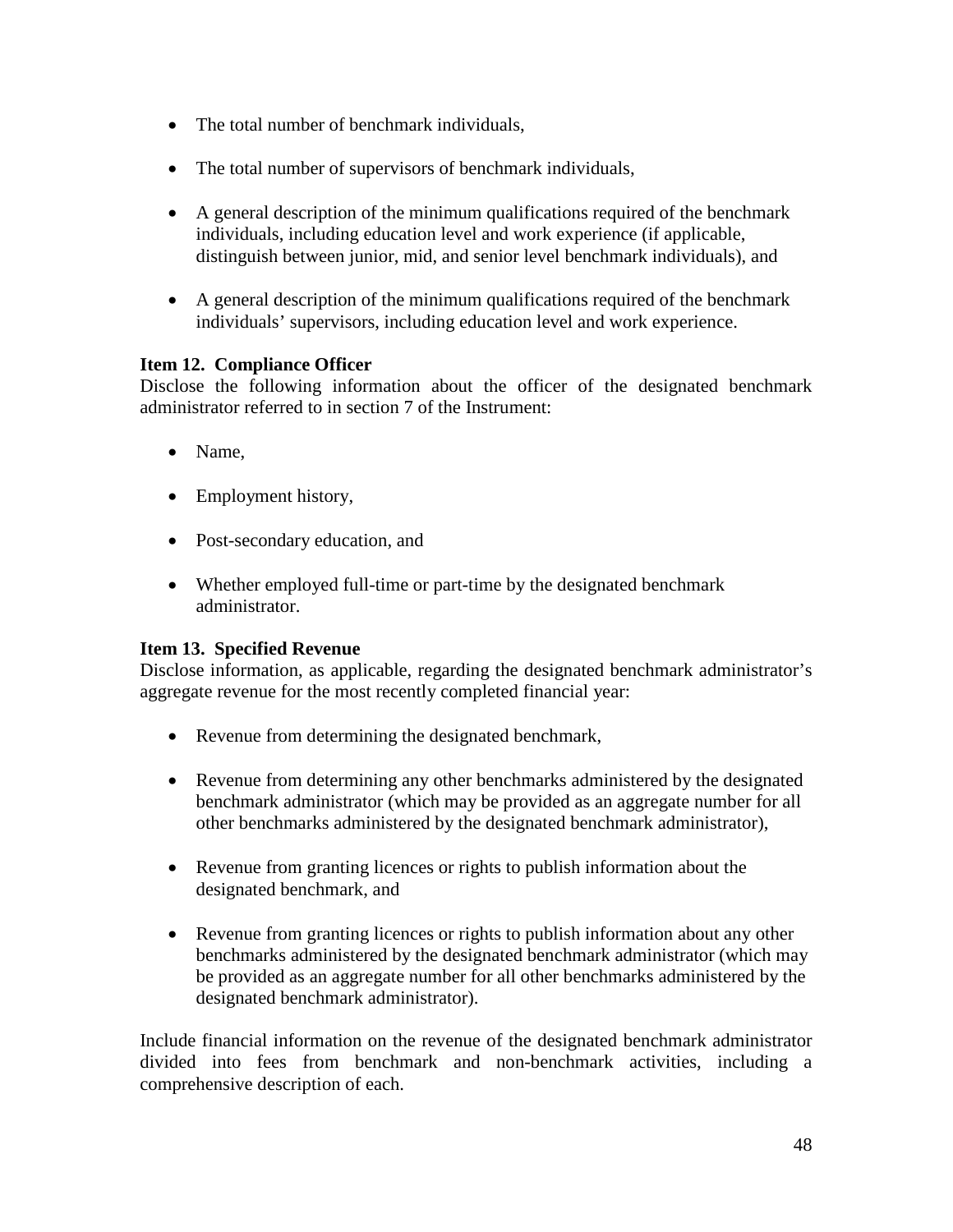- The total number of benchmark individuals,

- The total number of supervisors of benchmark individuals,

- A general description of the minimum qualifications required of the benchmark individuals, including education level and work experience (if applicable, distinguish between junior, mid, and senior level benchmark individuals), and

- A general description of the minimum qualifications required of the benchmark individuals' supervisors, including education level and work experience.

**Item 12. Compliance Officer**

Disclose the following information about the officer of the designated benchmark administrator referred to in section 7 of the Instrument:

- Name,

- Employment history,

- Post-secondary education, and

- Whether employed full-time or part-time by the designated benchmark administrator.

**Item 13. Specified Revenue**

Disclose information, as applicable, regarding the designated benchmark administrator's aggregate revenue for the most recently completed financial year:

- Revenue from determining the designated benchmark,

- Revenue from determining any other benchmarks administered by the designated benchmark administrator (which may be provided as an aggregate number for all other benchmarks administered by the designated benchmark administrator),

- Revenue from granting licences or rights to publish information about the designated benchmark, and

- Revenue from granting licences or rights to publish information about any other benchmarks administered by the designated benchmark administrator (which may be provided as an aggregate number for all other benchmarks administered by the designated benchmark administrator).

Include financial information on the revenue of the designated benchmark administrator divided into fees from benchmark and non-benchmark activities, including a comprehensive description of each.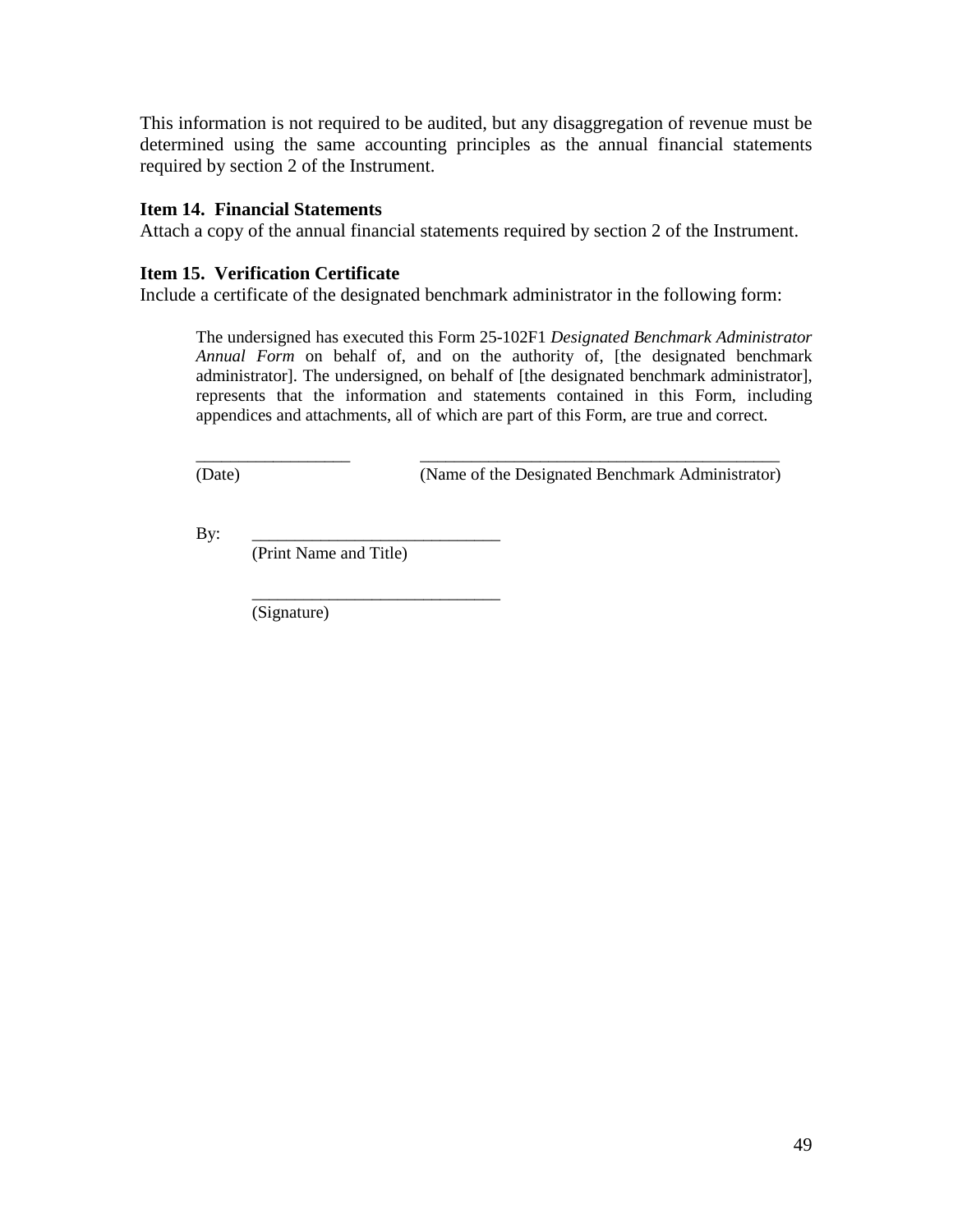This information is not required to be audited, but any disaggregation of revenue must be determined using the same accounting principles as the annual financial statements required by section 2 of the Instrument.

**Item 14. Financial Statements**

Attach a copy of the annual financial statements required by section 2 of the Instrument.

**Item 15. Verification Certificate**

Include a certificate of the designated benchmark administrator in the following form:

> The undersigned has executed this Form 25-102F1 *Designated Benchmark Administrator Annual Form* on behalf of, and on the authority of, [the designated benchmark administrator]. The undersigned, on behalf of [the designated benchmark administrator], represents that the information and statements contained in this Form, including appendices and attachments, all of which are part of this Form, are true and correct.
>
> ______________________ ______________________________________________
> (Date) (Name of the Designated Benchmark Administrator)
>
> By: ________________________________
> (Print Name and Title)
>
> ________________________________
> (Signature)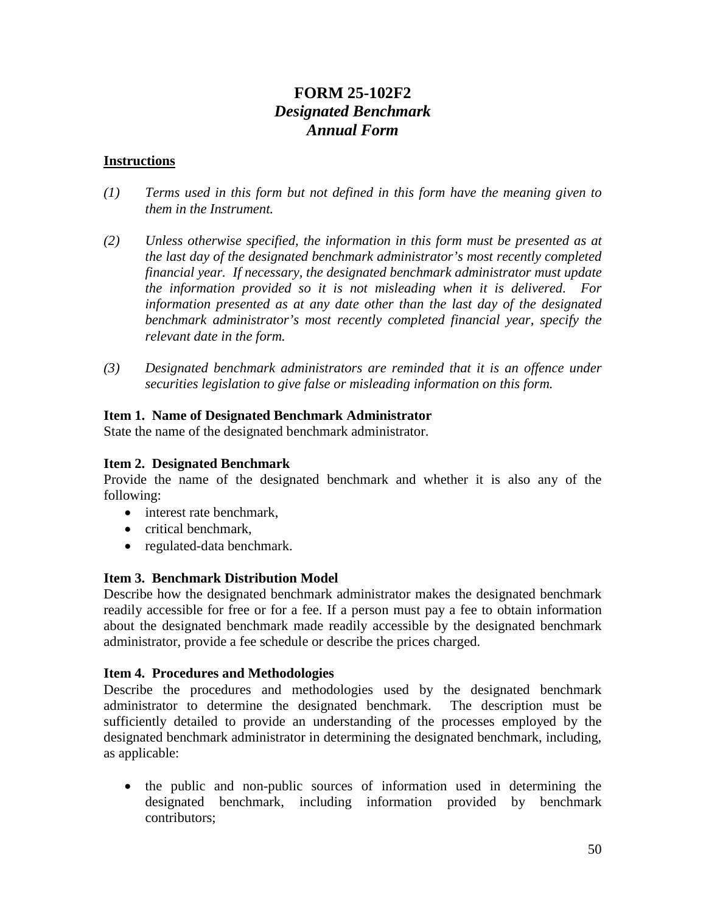# FORM 25-102F2
## *Designated Benchmark*
## *Annual Form*

**Instructions**

*(1) Terms used in this form but not defined in this form have the meaning given to them in the Instrument.*

*(2) Unless otherwise specified, the information in this form must be presented as at the last day of the designated benchmark administrator's most recently completed financial year. If necessary, the designated benchmark administrator must update the information provided so it is not misleading when it is delivered. For information presented as at any date other than the last day of the designated benchmark administrator's most recently completed financial year, specify the relevant date in the form.*

*(3) Designated benchmark administrators are reminded that it is an offence under securities legislation to give false or misleading information on this form.*

**Item 1. Name of Designated Benchmark Administrator**

State the name of the designated benchmark administrator.

**Item 2. Designated Benchmark**

Provide the name of the designated benchmark and whether it is also any of the following:

- interest rate benchmark,
- critical benchmark,
- regulated-data benchmark.

**Item 3. Benchmark Distribution Model**

Describe how the designated benchmark administrator makes the designated benchmark readily accessible for free or for a fee. If a person must pay a fee to obtain information about the designated benchmark made readily accessible by the designated benchmark administrator, provide a fee schedule or describe the prices charged.

**Item 4. Procedures and Methodologies**

Describe the procedures and methodologies used by the designated benchmark administrator to determine the designated benchmark. The description must be sufficiently detailed to provide an understanding of the processes employed by the designated benchmark administrator in determining the designated benchmark, including, as applicable:

- the public and non-public sources of information used in determining the designated benchmark, including information provided by benchmark contributors;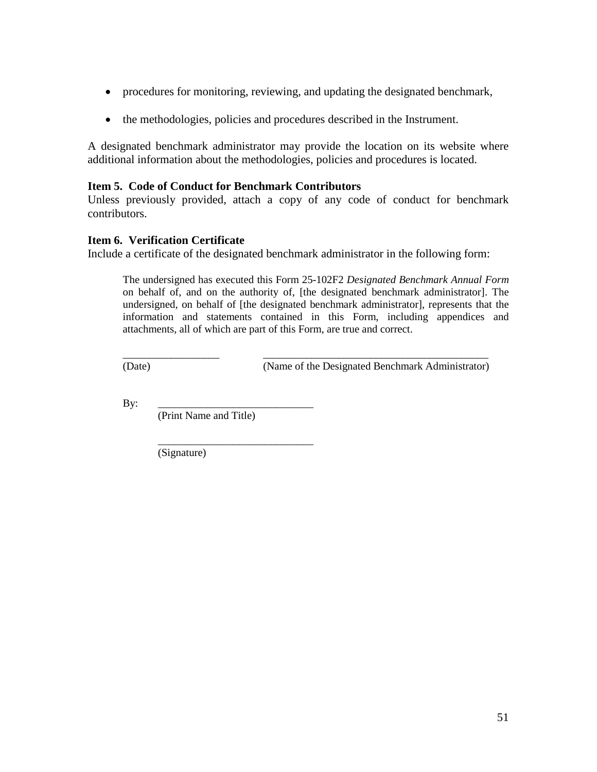- procedures for monitoring, reviewing, and updating the designated benchmark,
- the methodologies, policies and procedures described in the Instrument.

A designated benchmark administrator may provide the location on its website where additional information about the methodologies, policies and procedures is located.

**Item 5. Code of Conduct for Benchmark Contributors**

Unless previously provided, attach a copy of any code of conduct for benchmark contributors.

**Item 6. Verification Certificate**

Include a certificate of the designated benchmark administrator in the following form:

> The undersigned has executed this Form 25-102F2 *Designated Benchmark Annual Form* on behalf of, and on the authority of, [the designated benchmark administrator]. The undersigned, on behalf of [the designated benchmark administrator], represents that the information and statements contained in this Form, including appendices and attachments, all of which are part of this Form, are true and correct.
>
> \_\_\_\_\_\_\_\_\_\_\_\_\_\_\_\_\_\_ \_\_\_\_\_\_\_\_\_\_\_\_\_\_\_\_\_\_\_\_\_\_\_\_\_\_\_\_\_\_\_\_\_\_\_\_\_\_\_\_\_\_
> (Date) (Name of the Designated Benchmark Administrator)
>
> By: \_\_\_\_\_\_\_\_\_\_\_\_\_\_\_\_\_\_\_\_\_\_\_\_\_\_\_\_\_\_
> (Print Name and Title)
>
> \_\_\_\_\_\_\_\_\_\_\_\_\_\_\_\_\_\_\_\_\_\_\_\_\_\_\_\_\_\_
> (Signature)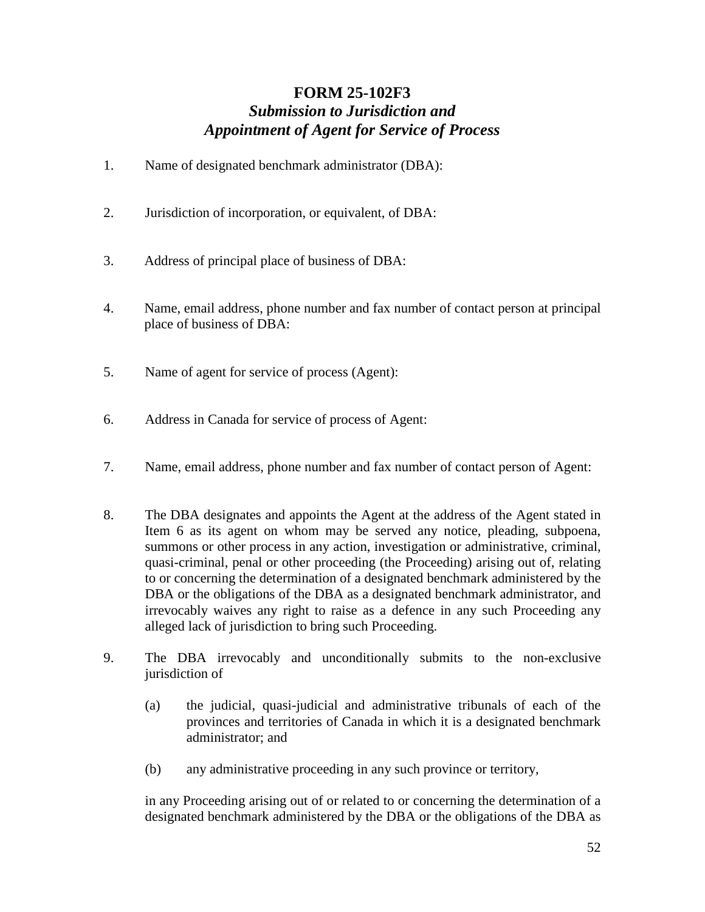# FORM 25-102F3

## *Submission to Jurisdiction and Appointment of Agent for Service of Process*

1. Name of designated benchmark administrator (DBA):

2. Jurisdiction of incorporation, or equivalent, of DBA:

3. Address of principal place of business of DBA:

4. Name, email address, phone number and fax number of contact person at principal place of business of DBA:

5. Name of agent for service of process (Agent):

6. Address in Canada for service of process of Agent:

7. Name, email address, phone number and fax number of contact person of Agent:

8. The DBA designates and appoints the Agent at the address of the Agent stated in Item 6 as its agent on whom may be served any notice, pleading, subpoena, summons or other process in any action, investigation or administrative, criminal, quasi-criminal, penal or other proceeding (the Proceeding) arising out of, relating to or concerning the determination of a designated benchmark administered by the DBA or the obligations of the DBA as a designated benchmark administrator, and irrevocably waives any right to raise as a defence in any such Proceeding any alleged lack of jurisdiction to bring such Proceeding.

9. The DBA irrevocably and unconditionally submits to the non-exclusive jurisdiction of

   (a) the judicial, quasi-judicial and administrative tribunals of each of the provinces and territories of Canada in which it is a designated benchmark administrator; and

   (b) any administrative proceeding in any such province or territory,

   in any Proceeding arising out of or related to or concerning the determination of a designated benchmark administered by the DBA or the obligations of the DBA as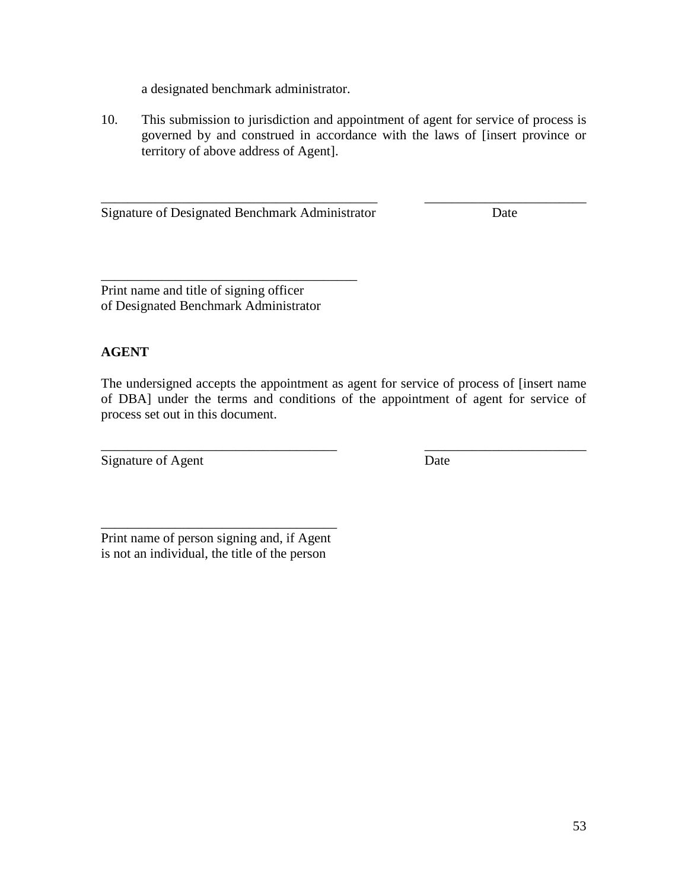a designated benchmark administrator.

10. This submission to jurisdiction and appointment of agent for service of process is governed by and construed in accordance with the laws of [insert province or territory of above address of Agent].

\_\_\_\_\_\_\_\_\_\_\_\_\_\_\_\_\_\_\_\_\_\_\_\_\_\_\_\_\_\_\_\_\_\_\_\_\_\_\_\_\_ \_\_\_\_\_\_\_\_\_\_\_\_\_\_\_\_\_\_\_\_\_\_\_\_

Signature of Designated Benchmark Administrator Date

\_\_\_\_\_\_\_\_\_\_\_\_\_\_\_\_\_\_\_\_\_\_\_\_\_\_\_\_\_\_\_\_\_\_\_\_\_\_

Print name and title of signing officer
of Designated Benchmark Administrator

**AGENT**

The undersigned accepts the appointment as agent for service of process of [insert name of DBA] under the terms and conditions of the appointment of agent for service of process set out in this document.

\_\_\_\_\_\_\_\_\_\_\_\_\_\_\_\_\_\_\_\_\_\_\_\_\_\_\_\_\_\_\_\_\_\_\_ \_\_\_\_\_\_\_\_\_\_\_\_\_\_\_\_\_\_\_\_\_\_\_\_

Signature of Agent Date

\_\_\_\_\_\_\_\_\_\_\_\_\_\_\_\_\_\_\_\_\_\_\_\_\_\_\_\_\_\_\_\_\_\_\_

Print name of person signing and, if Agent
is not an individual, the title of the person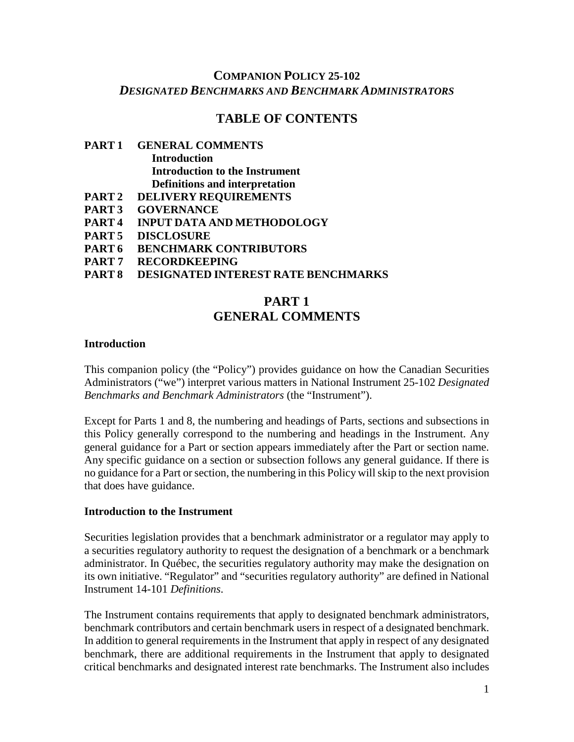# COMPANION POLICY 25-102
## *DESIGNATED BENCHMARKS AND BENCHMARK ADMINISTRATORS*

## TABLE OF CONTENTS

**PART 1 GENERAL COMMENTS**
- **Introduction**
- **Introduction to the Instrument**
- **Definitions and interpretation**

**PART 2 DELIVERY REQUIREMENTS**
**PART 3 GOVERNANCE**
**PART 4 INPUT DATA AND METHODOLOGY**
**PART 5 DISCLOSURE**
**PART 6 BENCHMARK CONTRIBUTORS**
**PART 7 RECORDKEEPING**
**PART 8 DESIGNATED INTEREST RATE BENCHMARKS**

## PART 1
## GENERAL COMMENTS

### Introduction

This companion policy (the "Policy") provides guidance on how the Canadian Securities Administrators ("we") interpret various matters in National Instrument 25-102 *Designated Benchmarks and Benchmark Administrators* (the "Instrument").

Except for Parts 1 and 8, the numbering and headings of Parts, sections and subsections in this Policy generally correspond to the numbering and headings in the Instrument. Any general guidance for a Part or section appears immediately after the Part or section name. Any specific guidance on a section or subsection follows any general guidance. If there is no guidance for a Part or section, the numbering in this Policy will skip to the next provision that does have guidance.

### Introduction to the Instrument

Securities legislation provides that a benchmark administrator or a regulator may apply to a securities regulatory authority to request the designation of a benchmark or a benchmark administrator. In Québec, the securities regulatory authority may make the designation on its own initiative. "Regulator" and "securities regulatory authority" are defined in National Instrument 14-101 *Definitions*.

The Instrument contains requirements that apply to designated benchmark administrators, benchmark contributors and certain benchmark users in respect of a designated benchmark. In addition to general requirements in the Instrument that apply in respect of any designated benchmark, there are additional requirements in the Instrument that apply to designated critical benchmarks and designated interest rate benchmarks. The Instrument also includes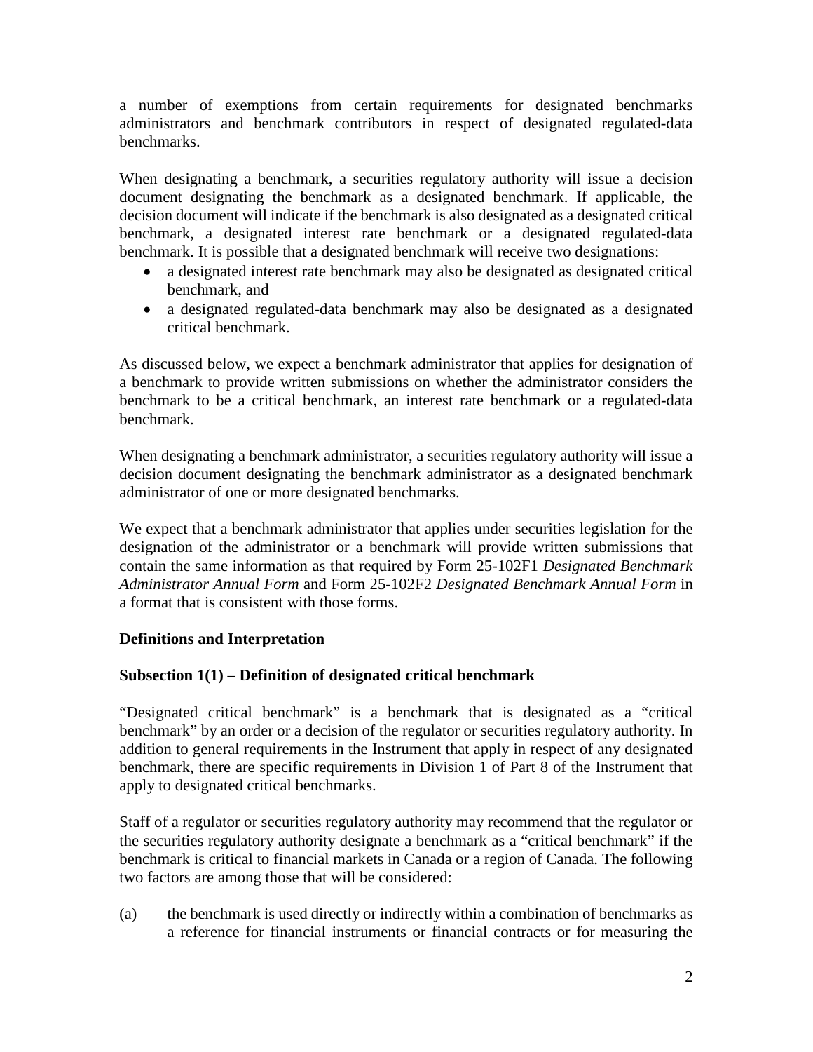a number of exemptions from certain requirements for designated benchmarks administrators and benchmark contributors in respect of designated regulated-data benchmarks.

When designating a benchmark, a securities regulatory authority will issue a decision document designating the benchmark as a designated benchmark. If applicable, the decision document will indicate if the benchmark is also designated as a designated critical benchmark, a designated interest rate benchmark or a designated regulated-data benchmark. It is possible that a designated benchmark will receive two designations:

- a designated interest rate benchmark may also be designated as designated critical benchmark, and
- a designated regulated-data benchmark may also be designated as a designated critical benchmark.

As discussed below, we expect a benchmark administrator that applies for designation of a benchmark to provide written submissions on whether the administrator considers the benchmark to be a critical benchmark, an interest rate benchmark or a regulated-data benchmark.

When designating a benchmark administrator, a securities regulatory authority will issue a decision document designating the benchmark administrator as a designated benchmark administrator of one or more designated benchmarks.

We expect that a benchmark administrator that applies under securities legislation for the designation of the administrator or a benchmark will provide written submissions that contain the same information as that required by Form 25-102F1 *Designated Benchmark Administrator Annual Form* and Form 25-102F2 *Designated Benchmark Annual Form* in a format that is consistent with those forms.

**Definitions and Interpretation**

**Subsection 1(1) – Definition of designated critical benchmark**

"Designated critical benchmark" is a benchmark that is designated as a "critical benchmark" by an order or a decision of the regulator or securities regulatory authority. In addition to general requirements in the Instrument that apply in respect of any designated benchmark, there are specific requirements in Division 1 of Part 8 of the Instrument that apply to designated critical benchmarks.

Staff of a regulator or securities regulatory authority may recommend that the regulator or the securities regulatory authority designate a benchmark as a "critical benchmark" if the benchmark is critical to financial markets in Canada or a region of Canada. The following two factors are among those that will be considered:

(a) the benchmark is used directly or indirectly within a combination of benchmarks as a reference for financial instruments or financial contracts or for measuring the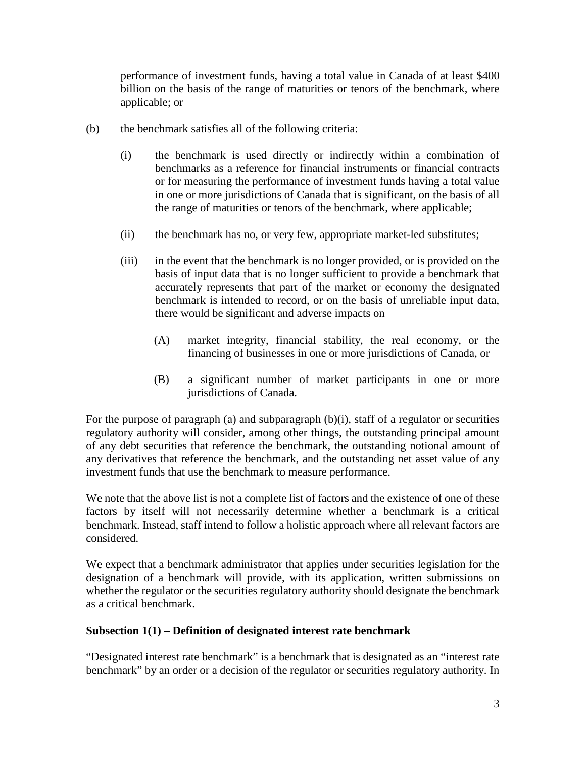performance of investment funds, having a total value in Canada of at least $400 billion on the basis of the range of maturities or tenors of the benchmark, where applicable; or

(b) the benchmark satisfies all of the following criteria:

(i) the benchmark is used directly or indirectly within a combination of benchmarks as a reference for financial instruments or financial contracts or for measuring the performance of investment funds having a total value in one or more jurisdictions of Canada that is significant, on the basis of all the range of maturities or tenors of the benchmark, where applicable;

(ii) the benchmark has no, or very few, appropriate market-led substitutes;

(iii) in the event that the benchmark is no longer provided, or is provided on the basis of input data that is no longer sufficient to provide a benchmark that accurately represents that part of the market or economy the designated benchmark is intended to record, or on the basis of unreliable input data, there would be significant and adverse impacts on

(A) market integrity, financial stability, the real economy, or the financing of businesses in one or more jurisdictions of Canada, or

(B) a significant number of market participants in one or more jurisdictions of Canada.

For the purpose of paragraph (a) and subparagraph (b)(i), staff of a regulator or securities regulatory authority will consider, among other things, the outstanding principal amount of any debt securities that reference the benchmark, the outstanding notional amount of any derivatives that reference the benchmark, and the outstanding net asset value of any investment funds that use the benchmark to measure performance.

We note that the above list is not a complete list of factors and the existence of one of these factors by itself will not necessarily determine whether a benchmark is a critical benchmark. Instead, staff intend to follow a holistic approach where all relevant factors are considered.

We expect that a benchmark administrator that applies under securities legislation for the designation of a benchmark will provide, with its application, written submissions on whether the regulator or the securities regulatory authority should designate the benchmark as a critical benchmark.

**Subsection 1(1) – Definition of designated interest rate benchmark**

"Designated interest rate benchmark" is a benchmark that is designated as an "interest rate benchmark" by an order or a decision of the regulator or securities regulatory authority. In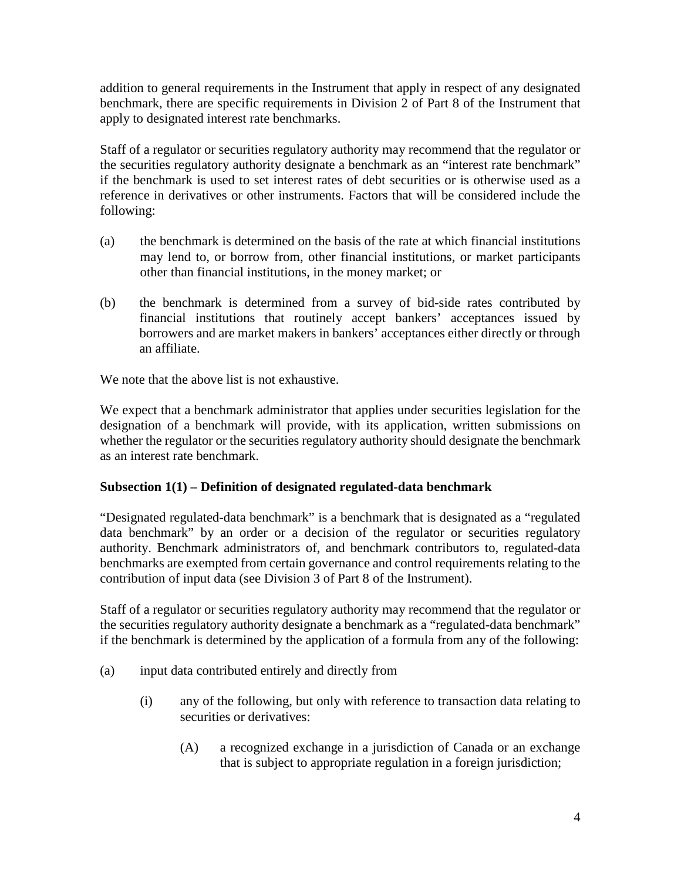addition to general requirements in the Instrument that apply in respect of any designated benchmark, there are specific requirements in Division 2 of Part 8 of the Instrument that apply to designated interest rate benchmarks.

Staff of a regulator or securities regulatory authority may recommend that the regulator or the securities regulatory authority designate a benchmark as an "interest rate benchmark" if the benchmark is used to set interest rates of debt securities or is otherwise used as a reference in derivatives or other instruments. Factors that will be considered include the following:

(a) the benchmark is determined on the basis of the rate at which financial institutions may lend to, or borrow from, other financial institutions, or market participants other than financial institutions, in the money market; or

(b) the benchmark is determined from a survey of bid-side rates contributed by financial institutions that routinely accept bankers' acceptances issued by borrowers and are market makers in bankers' acceptances either directly or through an affiliate.

We note that the above list is not exhaustive.

We expect that a benchmark administrator that applies under securities legislation for the designation of a benchmark will provide, with its application, written submissions on whether the regulator or the securities regulatory authority should designate the benchmark as an interest rate benchmark.

**Subsection 1(1) – Definition of designated regulated-data benchmark**

"Designated regulated-data benchmark" is a benchmark that is designated as a "regulated data benchmark" by an order or a decision of the regulator or securities regulatory authority. Benchmark administrators of, and benchmark contributors to, regulated-data benchmarks are exempted from certain governance and control requirements relating to the contribution of input data (see Division 3 of Part 8 of the Instrument).

Staff of a regulator or securities regulatory authority may recommend that the regulator or the securities regulatory authority designate a benchmark as a "regulated-data benchmark" if the benchmark is determined by the application of a formula from any of the following:

(a) input data contributed entirely and directly from

 (i) any of the following, but only with reference to transaction data relating to securities or derivatives:

  (A) a recognized exchange in a jurisdiction of Canada or an exchange that is subject to appropriate regulation in a foreign jurisdiction;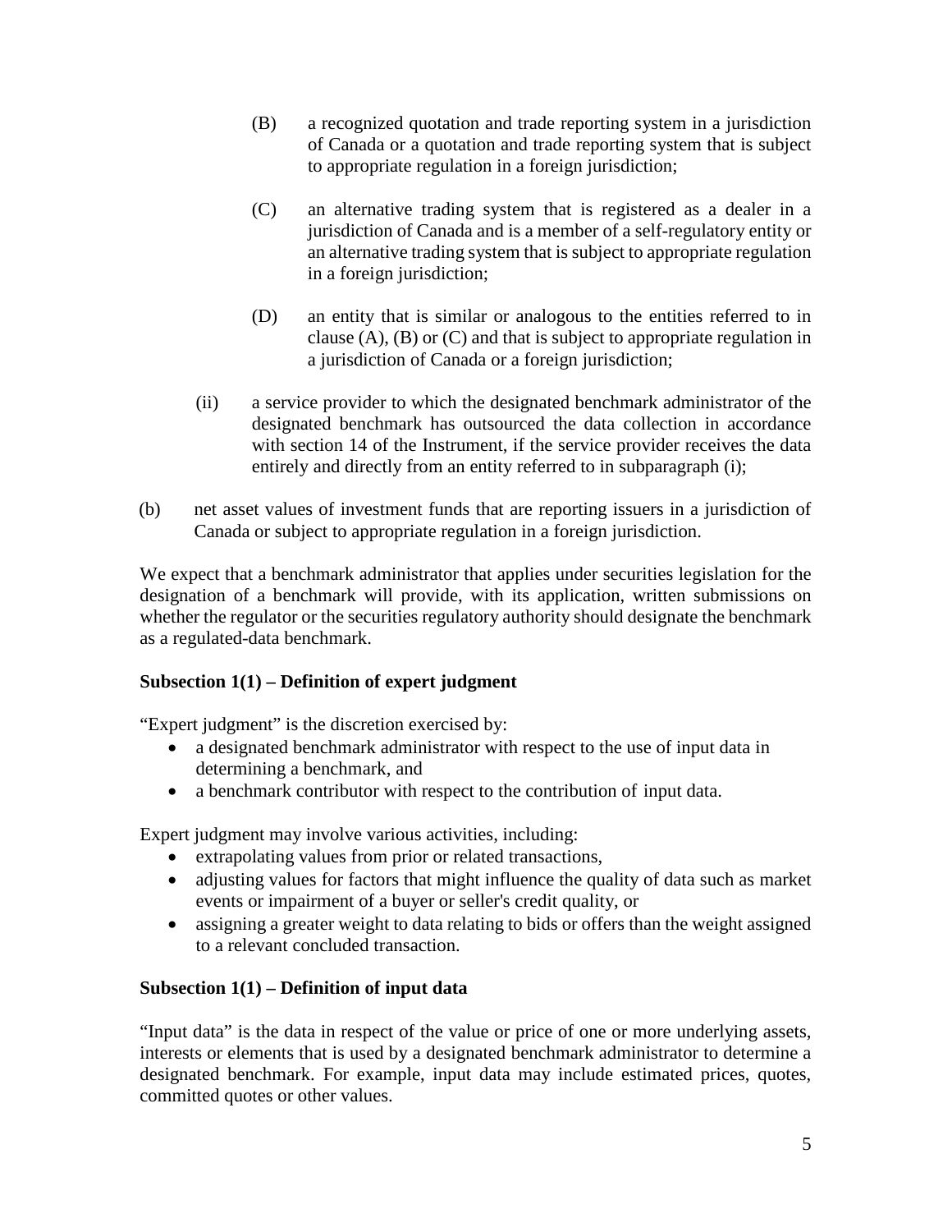(B) a recognized quotation and trade reporting system in a jurisdiction of Canada or a quotation and trade reporting system that is subject to appropriate regulation in a foreign jurisdiction;

(C) an alternative trading system that is registered as a dealer in a jurisdiction of Canada and is a member of a self-regulatory entity or an alternative trading system that is subject to appropriate regulation in a foreign jurisdiction;

(D) an entity that is similar or analogous to the entities referred to in clause (A), (B) or (C) and that is subject to appropriate regulation in a jurisdiction of Canada or a foreign jurisdiction;

(ii) a service provider to which the designated benchmark administrator of the designated benchmark has outsourced the data collection in accordance with section 14 of the Instrument, if the service provider receives the data entirely and directly from an entity referred to in subparagraph (i);

(b) net asset values of investment funds that are reporting issuers in a jurisdiction of Canada or subject to appropriate regulation in a foreign jurisdiction.

We expect that a benchmark administrator that applies under securities legislation for the designation of a benchmark will provide, with its application, written submissions on whether the regulator or the securities regulatory authority should designate the benchmark as a regulated-data benchmark.

**Subsection 1(1) – Definition of expert judgment**

"Expert judgment" is the discretion exercised by:

- a designated benchmark administrator with respect to the use of input data in determining a benchmark, and
- a benchmark contributor with respect to the contribution of input data.

Expert judgment may involve various activities, including:

- extrapolating values from prior or related transactions,
- adjusting values for factors that might influence the quality of data such as market events or impairment of a buyer or seller's credit quality, or
- assigning a greater weight to data relating to bids or offers than the weight assigned to a relevant concluded transaction.

**Subsection 1(1) – Definition of input data**

"Input data" is the data in respect of the value or price of one or more underlying assets, interests or elements that is used by a designated benchmark administrator to determine a designated benchmark. For example, input data may include estimated prices, quotes, committed quotes or other values.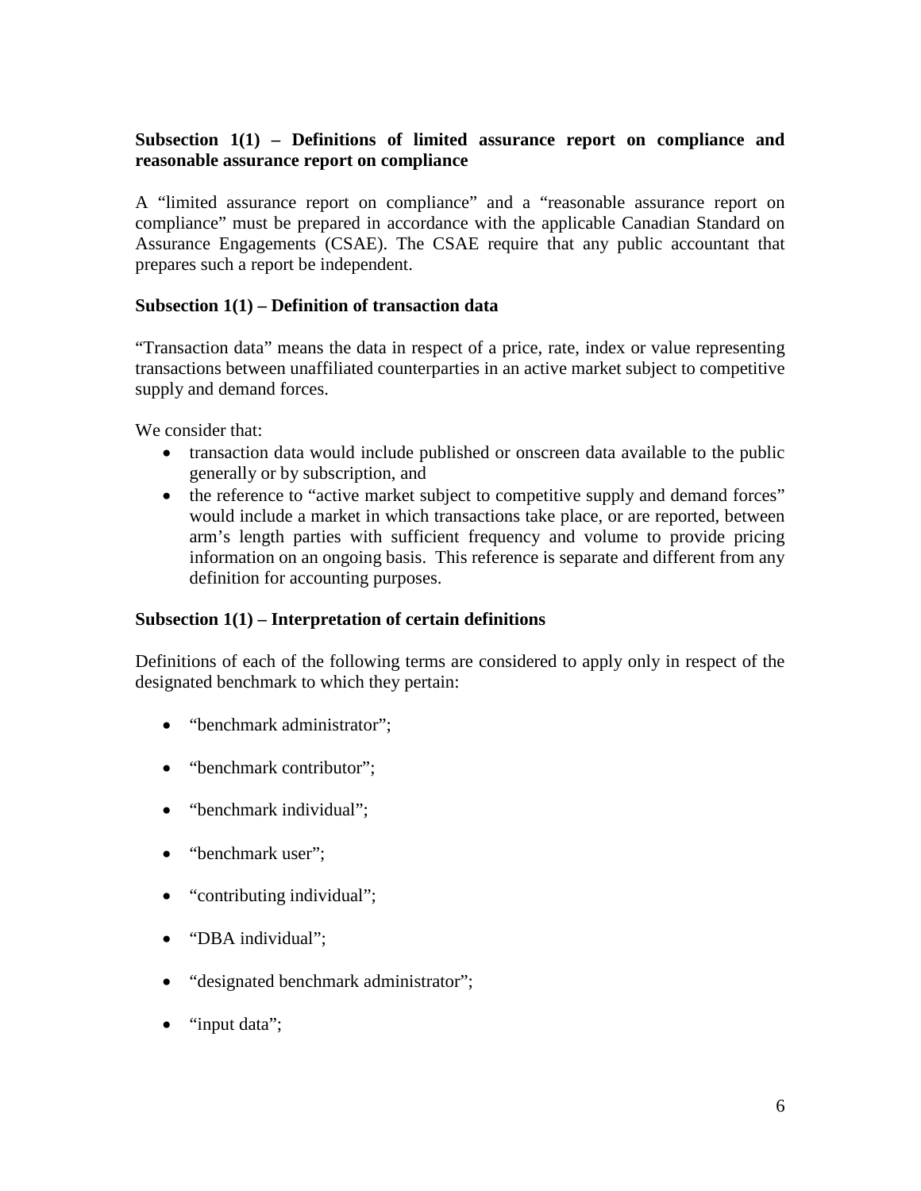**Subsection 1(1) – Definitions of limited assurance report on compliance and reasonable assurance report on compliance**

A "limited assurance report on compliance" and a "reasonable assurance report on compliance" must be prepared in accordance with the applicable Canadian Standard on Assurance Engagements (CSAE). The CSAE require that any public accountant that prepares such a report be independent.

**Subsection 1(1) – Definition of transaction data**

"Transaction data" means the data in respect of a price, rate, index or value representing transactions between unaffiliated counterparties in an active market subject to competitive supply and demand forces.

We consider that:

- transaction data would include published or onscreen data available to the public generally or by subscription, and
- the reference to "active market subject to competitive supply and demand forces" would include a market in which transactions take place, or are reported, between arm's length parties with sufficient frequency and volume to provide pricing information on an ongoing basis. This reference is separate and different from any definition for accounting purposes.

**Subsection 1(1) – Interpretation of certain definitions**

Definitions of each of the following terms are considered to apply only in respect of the designated benchmark to which they pertain:

- "benchmark administrator";
- "benchmark contributor";
- "benchmark individual";
- "benchmark user";
- "contributing individual";
- "DBA individual";
- "designated benchmark administrator";
- "input data";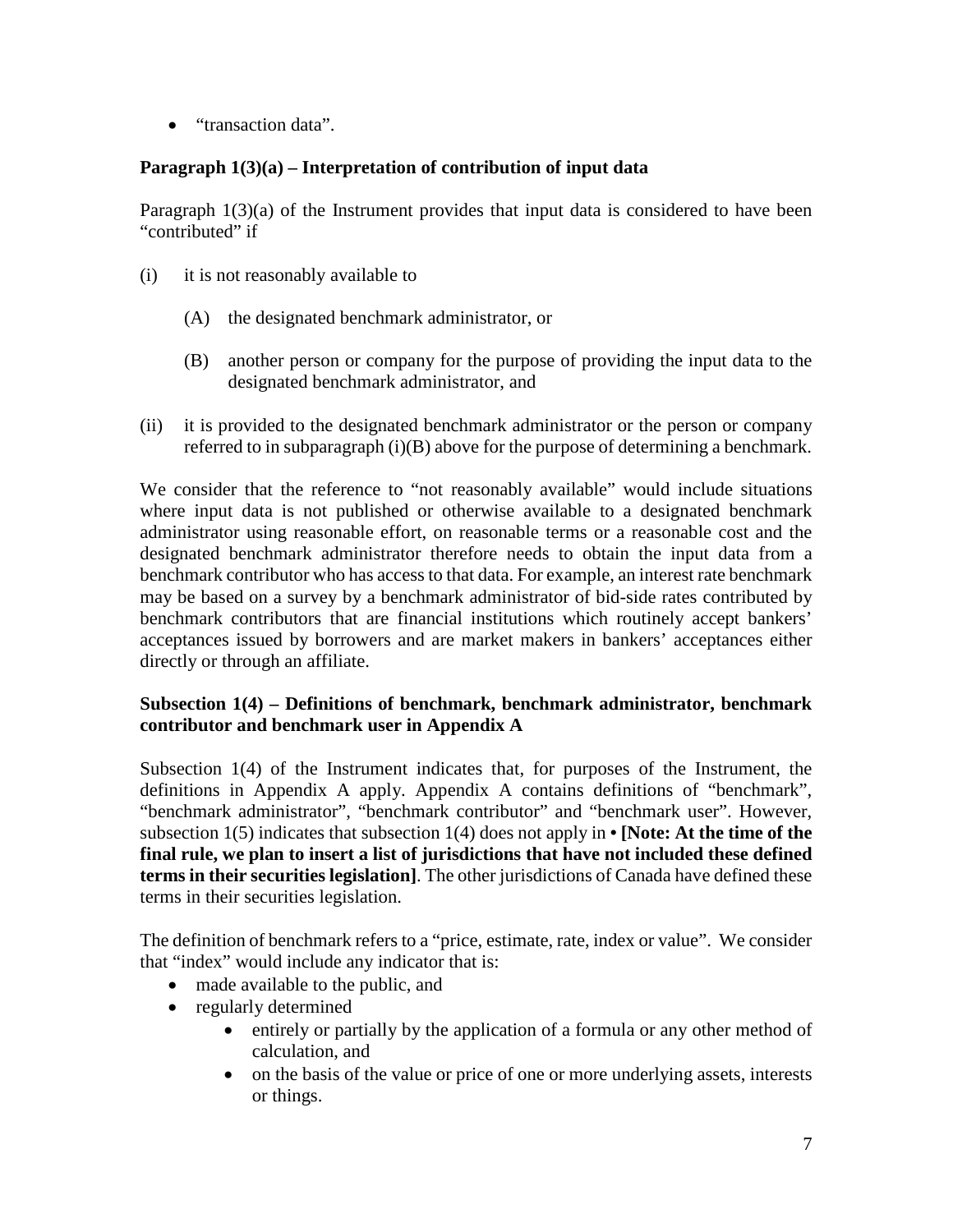- "transaction data".

**Paragraph 1(3)(a) – Interpretation of contribution of input data**

Paragraph 1(3)(a) of the Instrument provides that input data is considered to have been "contributed" if

(i) it is not reasonably available to

  (A) the designated benchmark administrator, or

  (B) another person or company for the purpose of providing the input data to the designated benchmark administrator, and

(ii) it is provided to the designated benchmark administrator or the person or company referred to in subparagraph (i)(B) above for the purpose of determining a benchmark.

We consider that the reference to "not reasonably available" would include situations where input data is not published or otherwise available to a designated benchmark administrator using reasonable effort, on reasonable terms or a reasonable cost and the designated benchmark administrator therefore needs to obtain the input data from a benchmark contributor who has access to that data. For example, an interest rate benchmark may be based on a survey by a benchmark administrator of bid-side rates contributed by benchmark contributors that are financial institutions which routinely accept bankers' acceptances issued by borrowers and are market makers in bankers' acceptances either directly or through an affiliate.

**Subsection 1(4) – Definitions of benchmark, benchmark administrator, benchmark contributor and benchmark user in Appendix A**

Subsection 1(4) of the Instrument indicates that, for purposes of the Instrument, the definitions in Appendix A apply. Appendix A contains definitions of "benchmark", "benchmark administrator", "benchmark contributor" and "benchmark user". However, subsection 1(5) indicates that subsection 1(4) does not apply in • **[Note: At the time of the final rule, we plan to insert a list of jurisdictions that have not included these defined terms in their securities legislation]**. The other jurisdictions of Canada have defined these terms in their securities legislation.

The definition of benchmark refers to a "price, estimate, rate, index or value". We consider that "index" would include any indicator that is:

- made available to the public, and
- regularly determined
  - entirely or partially by the application of a formula or any other method of calculation, and
  - on the basis of the value or price of one or more underlying assets, interests or things.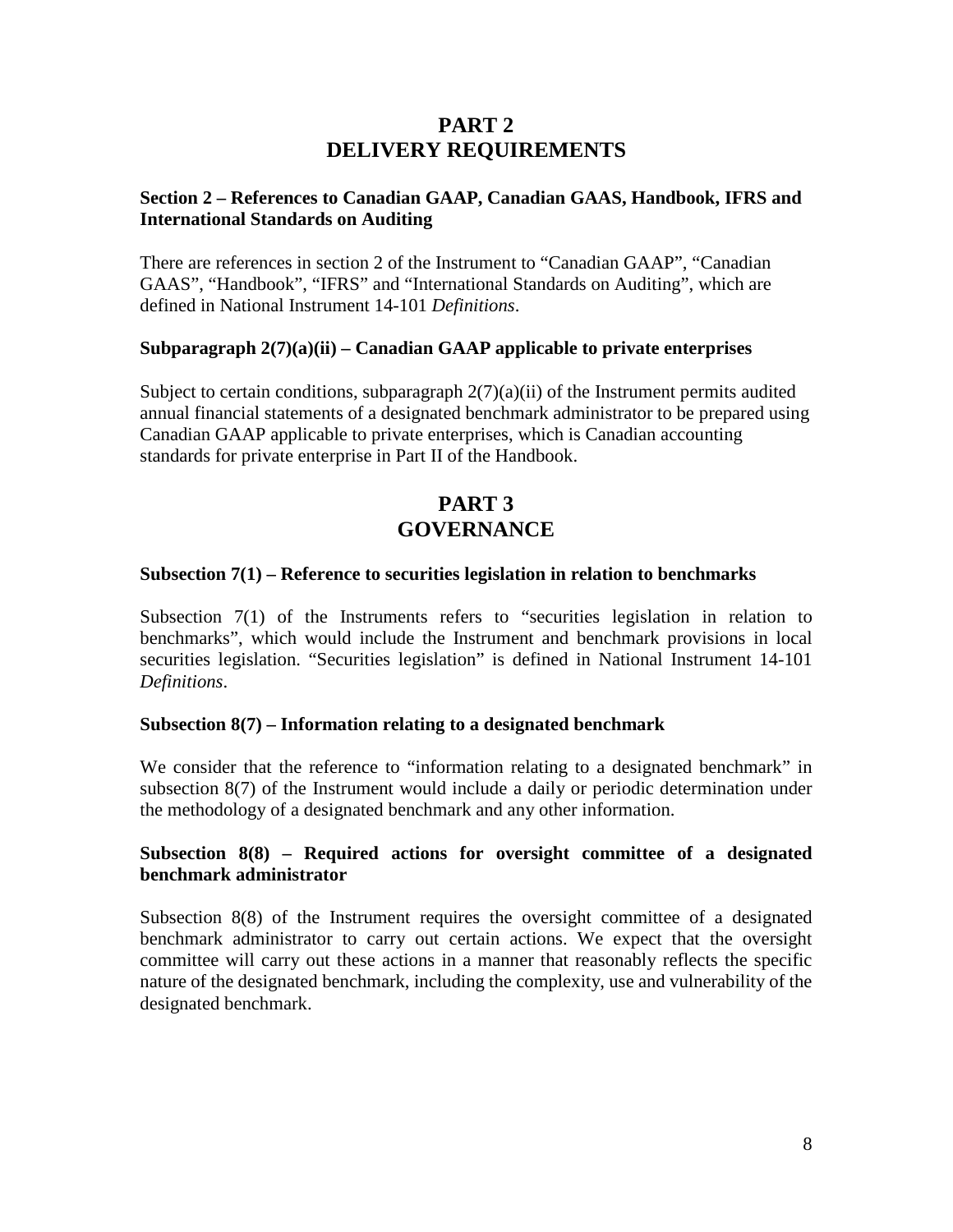# PART 2
# DELIVERY REQUIREMENTS

### Section 2 – References to Canadian GAAP, Canadian GAAS, Handbook, IFRS and International Standards on Auditing

There are references in section 2 of the Instrument to "Canadian GAAP", "Canadian GAAS", "Handbook", "IFRS" and "International Standards on Auditing", which are defined in National Instrument 14-101 *Definitions*.

### Subparagraph 2(7)(a)(ii) – Canadian GAAP applicable to private enterprises

Subject to certain conditions, subparagraph 2(7)(a)(ii) of the Instrument permits audited annual financial statements of a designated benchmark administrator to be prepared using Canadian GAAP applicable to private enterprises, which is Canadian accounting standards for private enterprise in Part II of the Handbook.

# PART 3
# GOVERNANCE

### Subsection 7(1) – Reference to securities legislation in relation to benchmarks

Subsection 7(1) of the Instruments refers to "securities legislation in relation to benchmarks", which would include the Instrument and benchmark provisions in local securities legislation. "Securities legislation" is defined in National Instrument 14-101 *Definitions*.

### Subsection 8(7) – Information relating to a designated benchmark

We consider that the reference to "information relating to a designated benchmark" in subsection 8(7) of the Instrument would include a daily or periodic determination under the methodology of a designated benchmark and any other information.

### Subsection 8(8) – Required actions for oversight committee of a designated benchmark administrator

Subsection 8(8) of the Instrument requires the oversight committee of a designated benchmark administrator to carry out certain actions. We expect that the oversight committee will carry out these actions in a manner that reasonably reflects the specific nature of the designated benchmark, including the complexity, use and vulnerability of the designated benchmark.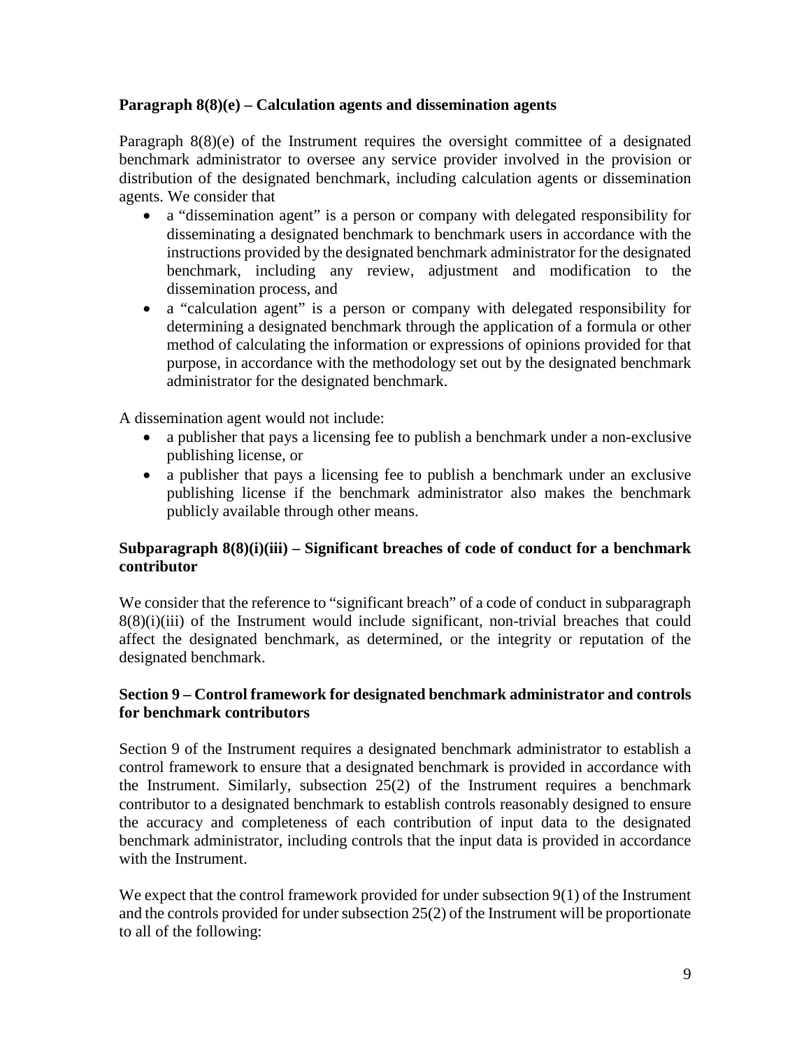**Paragraph 8(8)(e) – Calculation agents and dissemination agents**

Paragraph 8(8)(e) of the Instrument requires the oversight committee of a designated benchmark administrator to oversee any service provider involved in the provision or distribution of the designated benchmark, including calculation agents or dissemination agents. We consider that

- a "dissemination agent" is a person or company with delegated responsibility for disseminating a designated benchmark to benchmark users in accordance with the instructions provided by the designated benchmark administrator for the designated benchmark, including any review, adjustment and modification to the dissemination process, and
- a "calculation agent" is a person or company with delegated responsibility for determining a designated benchmark through the application of a formula or other method of calculating the information or expressions of opinions provided for that purpose, in accordance with the methodology set out by the designated benchmark administrator for the designated benchmark.

A dissemination agent would not include:

- a publisher that pays a licensing fee to publish a benchmark under a non-exclusive publishing license, or
- a publisher that pays a licensing fee to publish a benchmark under an exclusive publishing license if the benchmark administrator also makes the benchmark publicly available through other means.

**Subparagraph 8(8)(i)(iii) – Significant breaches of code of conduct for a benchmark contributor**

We consider that the reference to "significant breach" of a code of conduct in subparagraph 8(8)(i)(iii) of the Instrument would include significant, non-trivial breaches that could affect the designated benchmark, as determined, or the integrity or reputation of the designated benchmark.

**Section 9 – Control framework for designated benchmark administrator and controls for benchmark contributors**

Section 9 of the Instrument requires a designated benchmark administrator to establish a control framework to ensure that a designated benchmark is provided in accordance with the Instrument. Similarly, subsection 25(2) of the Instrument requires a benchmark contributor to a designated benchmark to establish controls reasonably designed to ensure the accuracy and completeness of each contribution of input data to the designated benchmark administrator, including controls that the input data is provided in accordance with the Instrument.

We expect that the control framework provided for under subsection 9(1) of the Instrument and the controls provided for under subsection 25(2) of the Instrument will be proportionate to all of the following: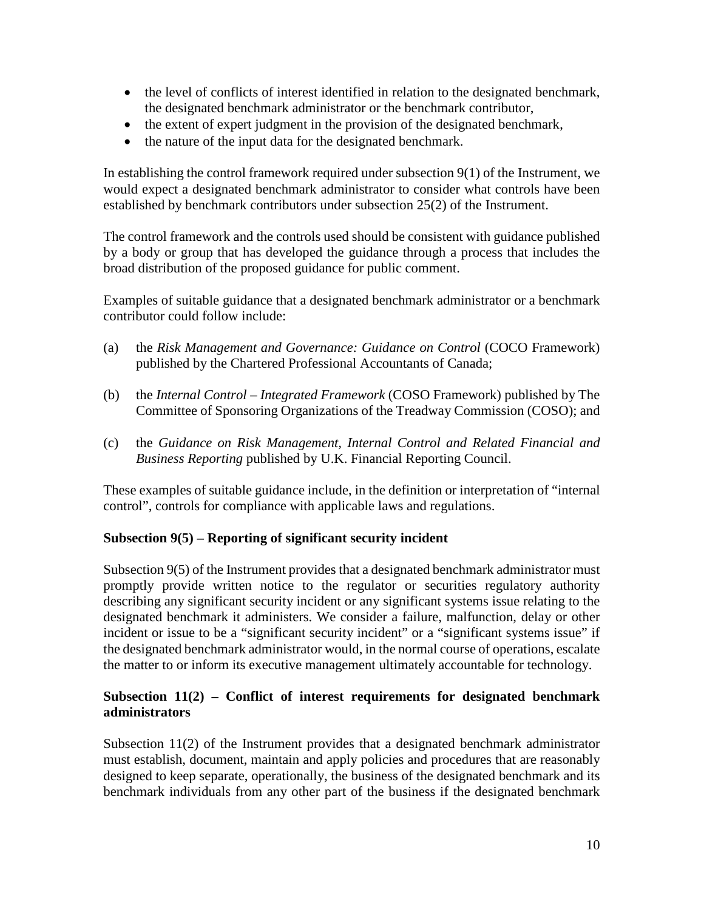- the level of conflicts of interest identified in relation to the designated benchmark, the designated benchmark administrator or the benchmark contributor,
- the extent of expert judgment in the provision of the designated benchmark,
- the nature of the input data for the designated benchmark.

In establishing the control framework required under subsection 9(1) of the Instrument, we would expect a designated benchmark administrator to consider what controls have been established by benchmark contributors under subsection 25(2) of the Instrument.

The control framework and the controls used should be consistent with guidance published by a body or group that has developed the guidance through a process that includes the broad distribution of the proposed guidance for public comment.

Examples of suitable guidance that a designated benchmark administrator or a benchmark contributor could follow include:

(a) the *Risk Management and Governance: Guidance on Control* (COCO Framework) published by the Chartered Professional Accountants of Canada;

(b) the *Internal Control – Integrated Framework* (COSO Framework) published by The Committee of Sponsoring Organizations of the Treadway Commission (COSO); and

(c) the *Guidance on Risk Management, Internal Control and Related Financial and Business Reporting* published by U.K. Financial Reporting Council.

These examples of suitable guidance include, in the definition or interpretation of "internal control", controls for compliance with applicable laws and regulations.

**Subsection 9(5) – Reporting of significant security incident**

Subsection 9(5) of the Instrument provides that a designated benchmark administrator must promptly provide written notice to the regulator or securities regulatory authority describing any significant security incident or any significant systems issue relating to the designated benchmark it administers. We consider a failure, malfunction, delay or other incident or issue to be a "significant security incident" or a "significant systems issue" if the designated benchmark administrator would, in the normal course of operations, escalate the matter to or inform its executive management ultimately accountable for technology.

**Subsection 11(2) – Conflict of interest requirements for designated benchmark administrators**

Subsection 11(2) of the Instrument provides that a designated benchmark administrator must establish, document, maintain and apply policies and procedures that are reasonably designed to keep separate, operationally, the business of the designated benchmark and its benchmark individuals from any other part of the business if the designated benchmark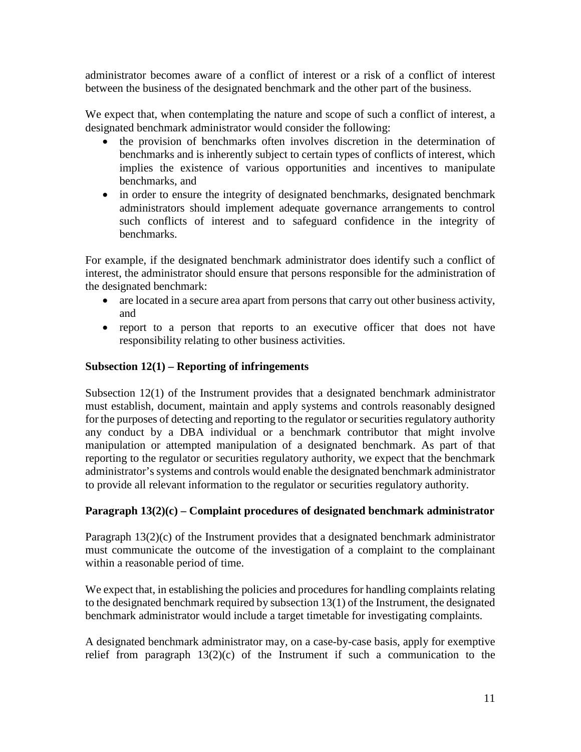administrator becomes aware of a conflict of interest or a risk of a conflict of interest between the business of the designated benchmark and the other part of the business.

We expect that, when contemplating the nature and scope of such a conflict of interest, a designated benchmark administrator would consider the following:

- the provision of benchmarks often involves discretion in the determination of benchmarks and is inherently subject to certain types of conflicts of interest, which implies the existence of various opportunities and incentives to manipulate benchmarks, and
- in order to ensure the integrity of designated benchmarks, designated benchmark administrators should implement adequate governance arrangements to control such conflicts of interest and to safeguard confidence in the integrity of benchmarks.

For example, if the designated benchmark administrator does identify such a conflict of interest, the administrator should ensure that persons responsible for the administration of the designated benchmark:

- are located in a secure area apart from persons that carry out other business activity, and
- report to a person that reports to an executive officer that does not have responsibility relating to other business activities.

**Subsection 12(1) – Reporting of infringements**

Subsection 12(1) of the Instrument provides that a designated benchmark administrator must establish, document, maintain and apply systems and controls reasonably designed for the purposes of detecting and reporting to the regulator or securities regulatory authority any conduct by a DBA individual or a benchmark contributor that might involve manipulation or attempted manipulation of a designated benchmark. As part of that reporting to the regulator or securities regulatory authority, we expect that the benchmark administrator's systems and controls would enable the designated benchmark administrator to provide all relevant information to the regulator or securities regulatory authority.

**Paragraph 13(2)(c) – Complaint procedures of designated benchmark administrator**

Paragraph 13(2)(c) of the Instrument provides that a designated benchmark administrator must communicate the outcome of the investigation of a complaint to the complainant within a reasonable period of time.

We expect that, in establishing the policies and procedures for handling complaints relating to the designated benchmark required by subsection 13(1) of the Instrument, the designated benchmark administrator would include a target timetable for investigating complaints.

A designated benchmark administrator may, on a case-by-case basis, apply for exemptive relief from paragraph 13(2)(c) of the Instrument if such a communication to the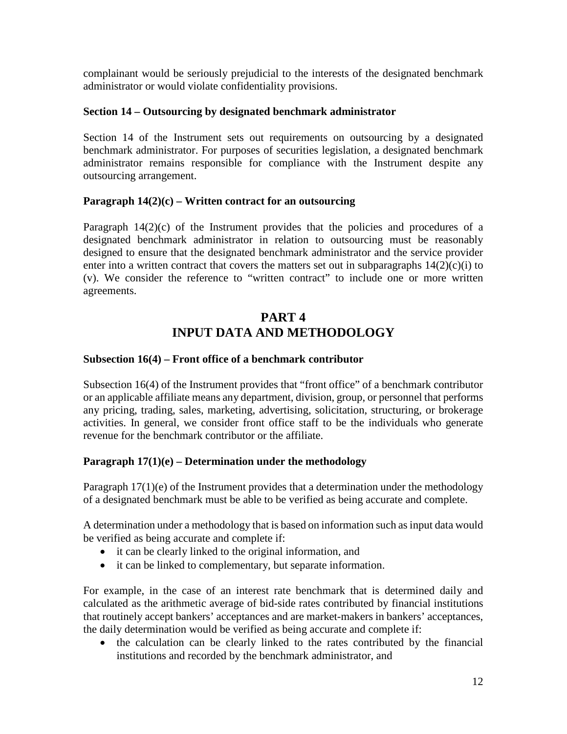complainant would be seriously prejudicial to the interests of the designated benchmark administrator or would violate confidentiality provisions.

**Section 14 – Outsourcing by designated benchmark administrator**

Section 14 of the Instrument sets out requirements on outsourcing by a designated benchmark administrator. For purposes of securities legislation, a designated benchmark administrator remains responsible for compliance with the Instrument despite any outsourcing arrangement.

**Paragraph 14(2)(c) – Written contract for an outsourcing**

Paragraph 14(2)(c) of the Instrument provides that the policies and procedures of a designated benchmark administrator in relation to outsourcing must be reasonably designed to ensure that the designated benchmark administrator and the service provider enter into a written contract that covers the matters set out in subparagraphs 14(2)(c)(i) to (v). We consider the reference to "written contract" to include one or more written agreements.

## PART 4
## INPUT DATA AND METHODOLOGY

**Subsection 16(4) – Front office of a benchmark contributor**

Subsection 16(4) of the Instrument provides that "front office" of a benchmark contributor or an applicable affiliate means any department, division, group, or personnel that performs any pricing, trading, sales, marketing, advertising, solicitation, structuring, or brokerage activities. In general, we consider front office staff to be the individuals who generate revenue for the benchmark contributor or the affiliate.

**Paragraph 17(1)(e) – Determination under the methodology**

Paragraph 17(1)(e) of the Instrument provides that a determination under the methodology of a designated benchmark must be able to be verified as being accurate and complete.

A determination under a methodology that is based on information such as input data would be verified as being accurate and complete if:

- it can be clearly linked to the original information, and
- it can be linked to complementary, but separate information.

For example, in the case of an interest rate benchmark that is determined daily and calculated as the arithmetic average of bid-side rates contributed by financial institutions that routinely accept bankers' acceptances and are market-makers in bankers' acceptances, the daily determination would be verified as being accurate and complete if:

- the calculation can be clearly linked to the rates contributed by the financial institutions and recorded by the benchmark administrator, and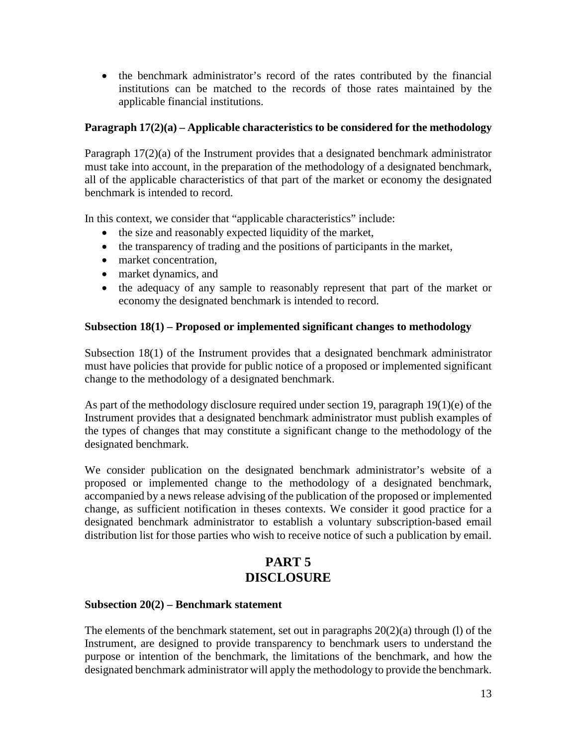- the benchmark administrator's record of the rates contributed by the financial institutions can be matched to the records of those rates maintained by the applicable financial institutions.

**Paragraph 17(2)(a) – Applicable characteristics to be considered for the methodology**

Paragraph 17(2)(a) of the Instrument provides that a designated benchmark administrator must take into account, in the preparation of the methodology of a designated benchmark, all of the applicable characteristics of that part of the market or economy the designated benchmark is intended to record.

In this context, we consider that "applicable characteristics" include:

- the size and reasonably expected liquidity of the market,
- the transparency of trading and the positions of participants in the market,
- market concentration,
- market dynamics, and
- the adequacy of any sample to reasonably represent that part of the market or economy the designated benchmark is intended to record.

**Subsection 18(1) – Proposed or implemented significant changes to methodology**

Subsection 18(1) of the Instrument provides that a designated benchmark administrator must have policies that provide for public notice of a proposed or implemented significant change to the methodology of a designated benchmark.

As part of the methodology disclosure required under section 19, paragraph 19(1)(e) of the Instrument provides that a designated benchmark administrator must publish examples of the types of changes that may constitute a significant change to the methodology of the designated benchmark.

We consider publication on the designated benchmark administrator's website of a proposed or implemented change to the methodology of a designated benchmark, accompanied by a news release advising of the publication of the proposed or implemented change, as sufficient notification in theses contexts. We consider it good practice for a designated benchmark administrator to establish a voluntary subscription-based email distribution list for those parties who wish to receive notice of such a publication by email.

## PART 5
## DISCLOSURE

**Subsection 20(2) – Benchmark statement**

The elements of the benchmark statement, set out in paragraphs 20(2)(a) through (l) of the Instrument, are designed to provide transparency to benchmark users to understand the purpose or intention of the benchmark, the limitations of the benchmark, and how the designated benchmark administrator will apply the methodology to provide the benchmark.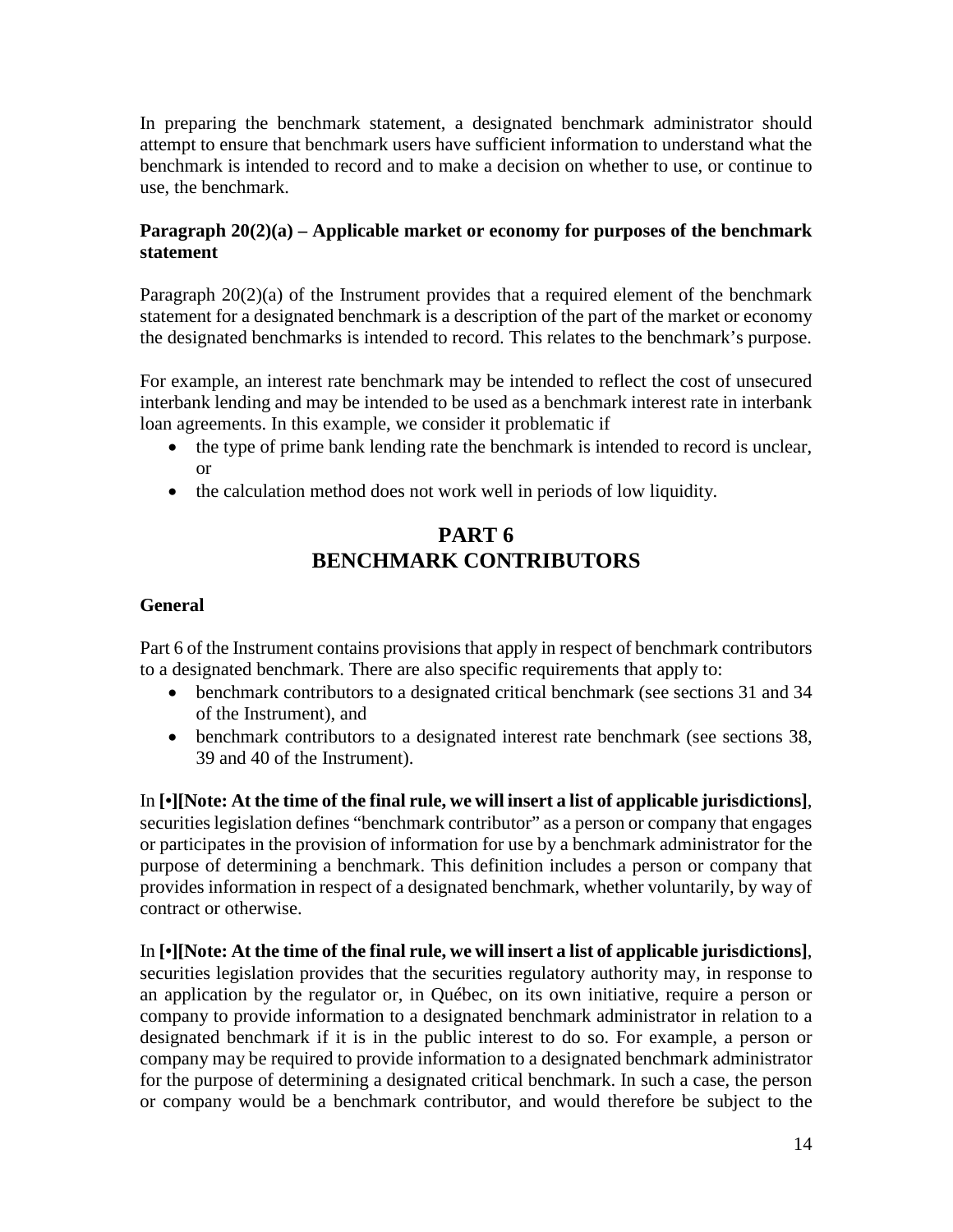In preparing the benchmark statement, a designated benchmark administrator should attempt to ensure that benchmark users have sufficient information to understand what the benchmark is intended to record and to make a decision on whether to use, or continue to use, the benchmark.

**Paragraph 20(2)(a) – Applicable market or economy for purposes of the benchmark statement**

Paragraph 20(2)(a) of the Instrument provides that a required element of the benchmark statement for a designated benchmark is a description of the part of the market or economy the designated benchmarks is intended to record. This relates to the benchmark's purpose.

For example, an interest rate benchmark may be intended to reflect the cost of unsecured interbank lending and may be intended to be used as a benchmark interest rate in interbank loan agreements. In this example, we consider it problematic if

- the type of prime bank lending rate the benchmark is intended to record is unclear, or
- the calculation method does not work well in periods of low liquidity.

## PART 6
## BENCHMARK CONTRIBUTORS

**General**

Part 6 of the Instrument contains provisions that apply in respect of benchmark contributors to a designated benchmark. There are also specific requirements that apply to:

- benchmark contributors to a designated critical benchmark (see sections 31 and 34 of the Instrument), and
- benchmark contributors to a designated interest rate benchmark (see sections 38, 39 and 40 of the Instrument).

In **[•][Note: At the time of the final rule, we will insert a list of applicable jurisdictions]**, securities legislation defines "benchmark contributor" as a person or company that engages or participates in the provision of information for use by a benchmark administrator for the purpose of determining a benchmark. This definition includes a person or company that provides information in respect of a designated benchmark, whether voluntarily, by way of contract or otherwise.

In **[•][Note: At the time of the final rule, we will insert a list of applicable jurisdictions]**, securities legislation provides that the securities regulatory authority may, in response to an application by the regulator or, in Québec, on its own initiative, require a person or company to provide information to a designated benchmark administrator in relation to a designated benchmark if it is in the public interest to do so. For example, a person or company may be required to provide information to a designated benchmark administrator for the purpose of determining a designated critical benchmark. In such a case, the person or company would be a benchmark contributor, and would therefore be subject to the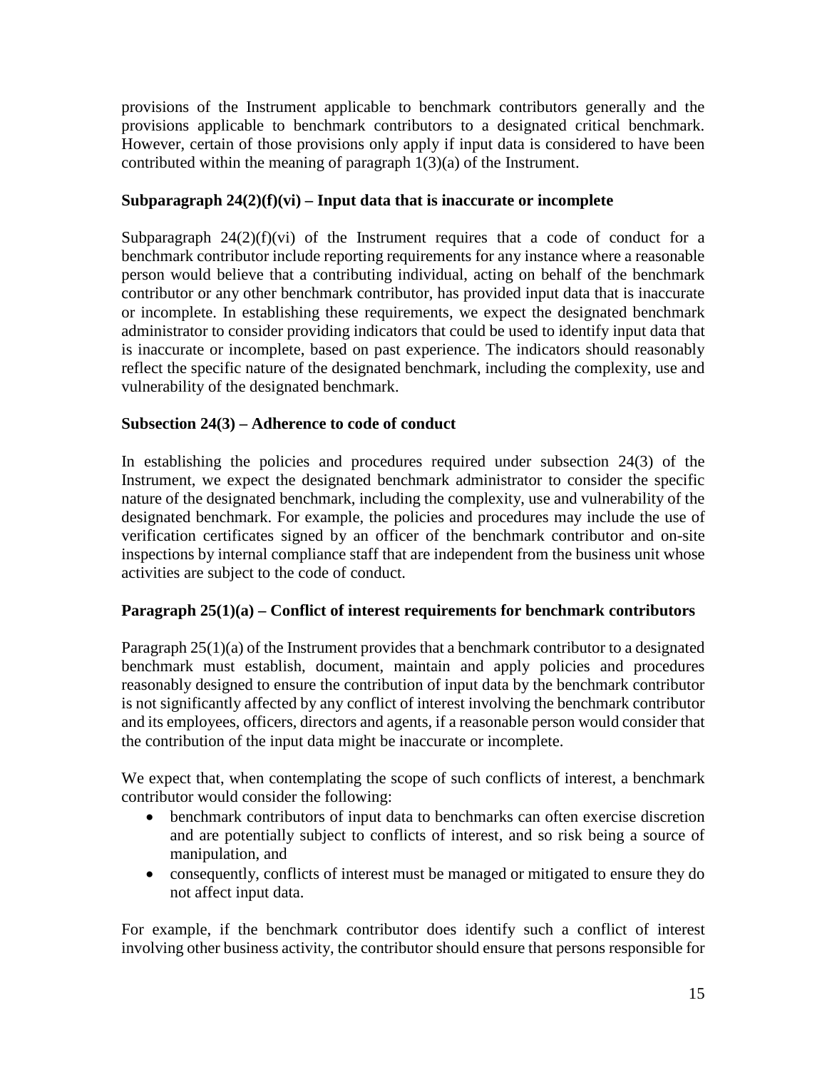provisions of the Instrument applicable to benchmark contributors generally and the provisions applicable to benchmark contributors to a designated critical benchmark. However, certain of those provisions only apply if input data is considered to have been contributed within the meaning of paragraph 1(3)(a) of the Instrument.

**Subparagraph 24(2)(f)(vi) – Input data that is inaccurate or incomplete**

Subparagraph 24(2)(f)(vi) of the Instrument requires that a code of conduct for a benchmark contributor include reporting requirements for any instance where a reasonable person would believe that a contributing individual, acting on behalf of the benchmark contributor or any other benchmark contributor, has provided input data that is inaccurate or incomplete. In establishing these requirements, we expect the designated benchmark administrator to consider providing indicators that could be used to identify input data that is inaccurate or incomplete, based on past experience. The indicators should reasonably reflect the specific nature of the designated benchmark, including the complexity, use and vulnerability of the designated benchmark.

**Subsection 24(3) – Adherence to code of conduct**

In establishing the policies and procedures required under subsection 24(3) of the Instrument, we expect the designated benchmark administrator to consider the specific nature of the designated benchmark, including the complexity, use and vulnerability of the designated benchmark. For example, the policies and procedures may include the use of verification certificates signed by an officer of the benchmark contributor and on-site inspections by internal compliance staff that are independent from the business unit whose activities are subject to the code of conduct.

**Paragraph 25(1)(a) – Conflict of interest requirements for benchmark contributors**

Paragraph 25(1)(a) of the Instrument provides that a benchmark contributor to a designated benchmark must establish, document, maintain and apply policies and procedures reasonably designed to ensure the contribution of input data by the benchmark contributor is not significantly affected by any conflict of interest involving the benchmark contributor and its employees, officers, directors and agents, if a reasonable person would consider that the contribution of the input data might be inaccurate or incomplete.

We expect that, when contemplating the scope of such conflicts of interest, a benchmark contributor would consider the following:

- benchmark contributors of input data to benchmarks can often exercise discretion and are potentially subject to conflicts of interest, and so risk being a source of manipulation, and
- consequently, conflicts of interest must be managed or mitigated to ensure they do not affect input data.

For example, if the benchmark contributor does identify such a conflict of interest involving other business activity, the contributor should ensure that persons responsible for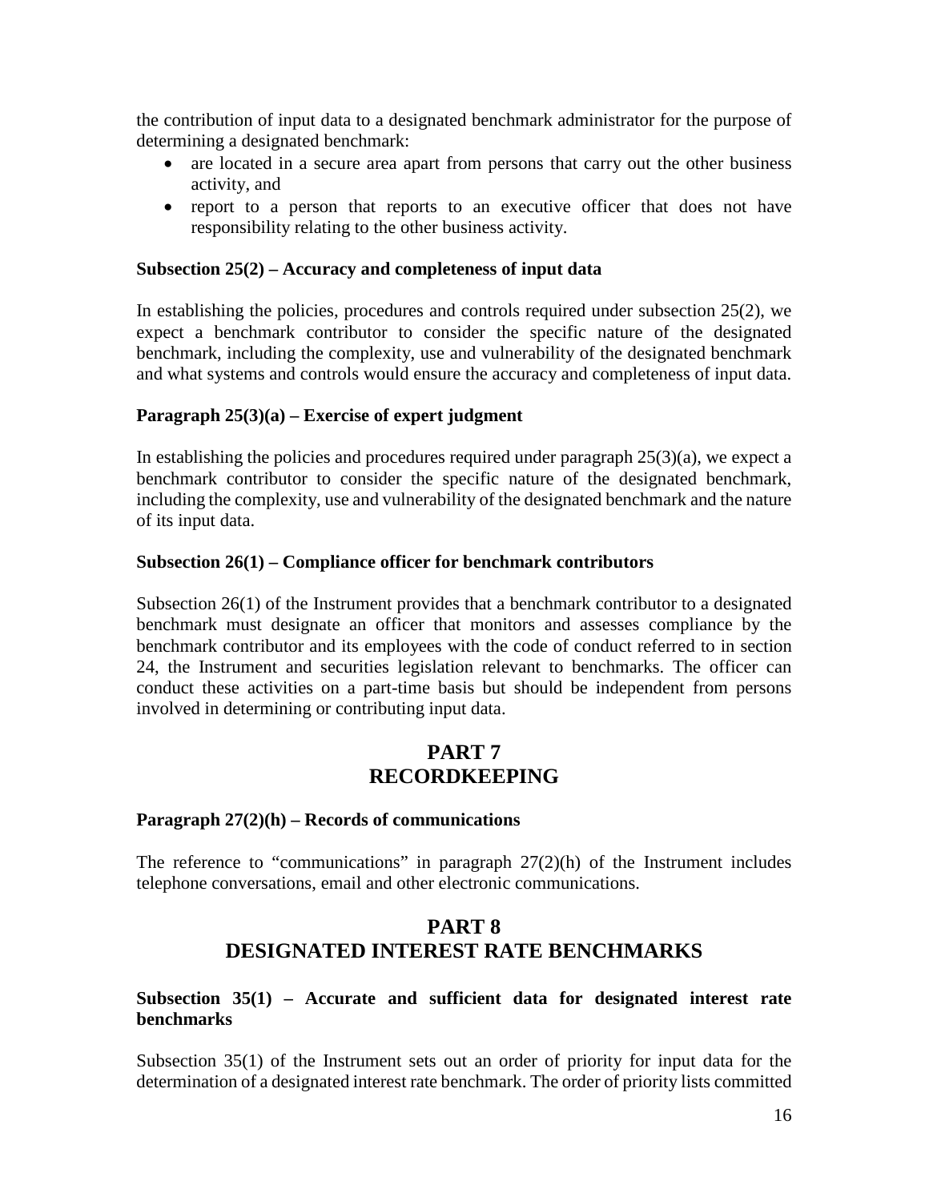the contribution of input data to a designated benchmark administrator for the purpose of determining a designated benchmark:

- are located in a secure area apart from persons that carry out the other business activity, and
- report to a person that reports to an executive officer that does not have responsibility relating to the other business activity.

**Subsection 25(2) – Accuracy and completeness of input data**

In establishing the policies, procedures and controls required under subsection 25(2), we expect a benchmark contributor to consider the specific nature of the designated benchmark, including the complexity, use and vulnerability of the designated benchmark and what systems and controls would ensure the accuracy and completeness of input data.

**Paragraph 25(3)(a) – Exercise of expert judgment**

In establishing the policies and procedures required under paragraph 25(3)(a), we expect a benchmark contributor to consider the specific nature of the designated benchmark, including the complexity, use and vulnerability of the designated benchmark and the nature of its input data.

**Subsection 26(1) – Compliance officer for benchmark contributors**

Subsection 26(1) of the Instrument provides that a benchmark contributor to a designated benchmark must designate an officer that monitors and assesses compliance by the benchmark contributor and its employees with the code of conduct referred to in section 24, the Instrument and securities legislation relevant to benchmarks. The officer can conduct these activities on a part-time basis but should be independent from persons involved in determining or contributing input data.

## PART 7 RECORDKEEPING

**Paragraph 27(2)(h) – Records of communications**

The reference to "communications" in paragraph 27(2)(h) of the Instrument includes telephone conversations, email and other electronic communications.

## PART 8 DESIGNATED INTEREST RATE BENCHMARKS

**Subsection 35(1) – Accurate and sufficient data for designated interest rate benchmarks**

Subsection 35(1) of the Instrument sets out an order of priority for input data for the determination of a designated interest rate benchmark. The order of priority lists committed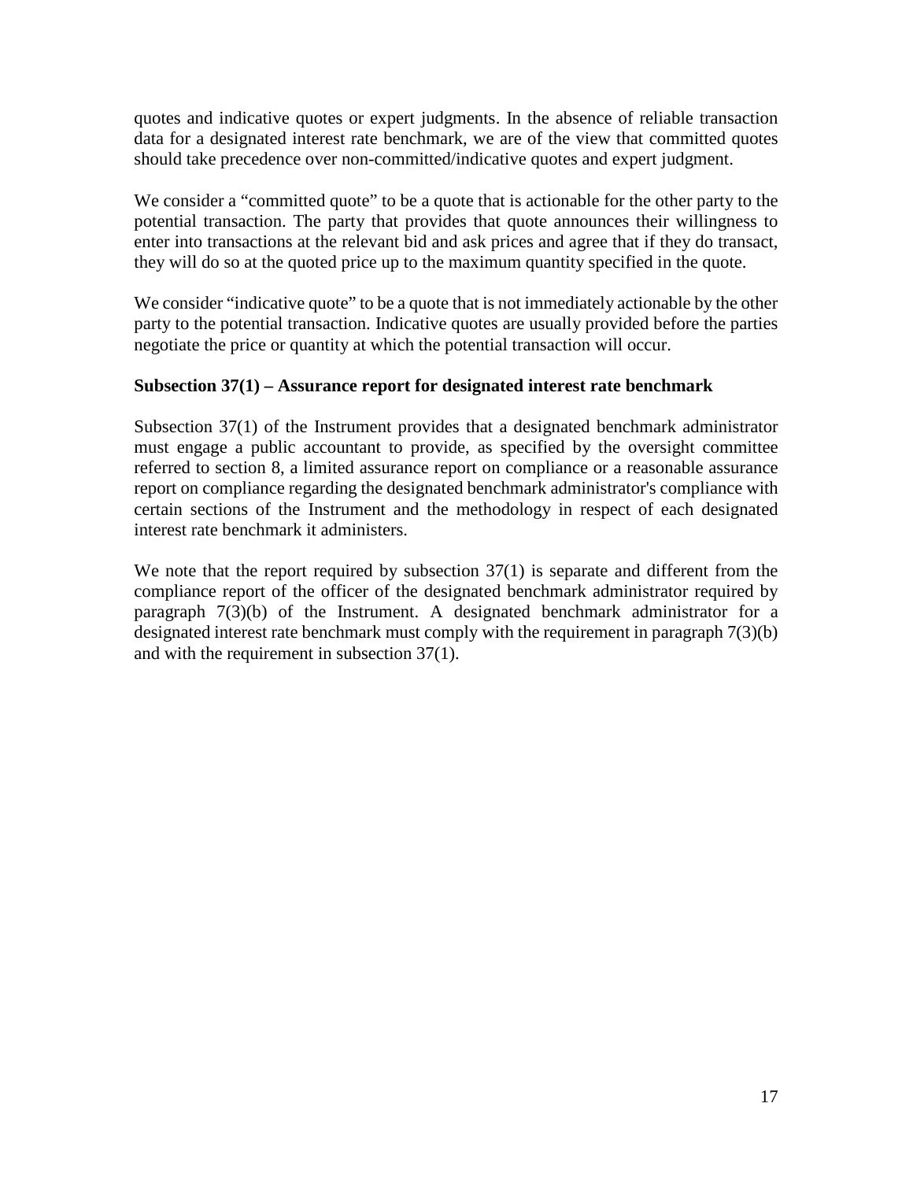quotes and indicative quotes or expert judgments. In the absence of reliable transaction data for a designated interest rate benchmark, we are of the view that committed quotes should take precedence over non-committed/indicative quotes and expert judgment.

We consider a "committed quote" to be a quote that is actionable for the other party to the potential transaction. The party that provides that quote announces their willingness to enter into transactions at the relevant bid and ask prices and agree that if they do transact, they will do so at the quoted price up to the maximum quantity specified in the quote.

We consider "indicative quote" to be a quote that is not immediately actionable by the other party to the potential transaction. Indicative quotes are usually provided before the parties negotiate the price or quantity at which the potential transaction will occur.

**Subsection 37(1) – Assurance report for designated interest rate benchmark**

Subsection 37(1) of the Instrument provides that a designated benchmark administrator must engage a public accountant to provide, as specified by the oversight committee referred to section 8, a limited assurance report on compliance or a reasonable assurance report on compliance regarding the designated benchmark administrator's compliance with certain sections of the Instrument and the methodology in respect of each designated interest rate benchmark it administers.

We note that the report required by subsection 37(1) is separate and different from the compliance report of the officer of the designated benchmark administrator required by paragraph 7(3)(b) of the Instrument. A designated benchmark administrator for a designated interest rate benchmark must comply with the requirement in paragraph 7(3)(b) and with the requirement in subsection 37(1).